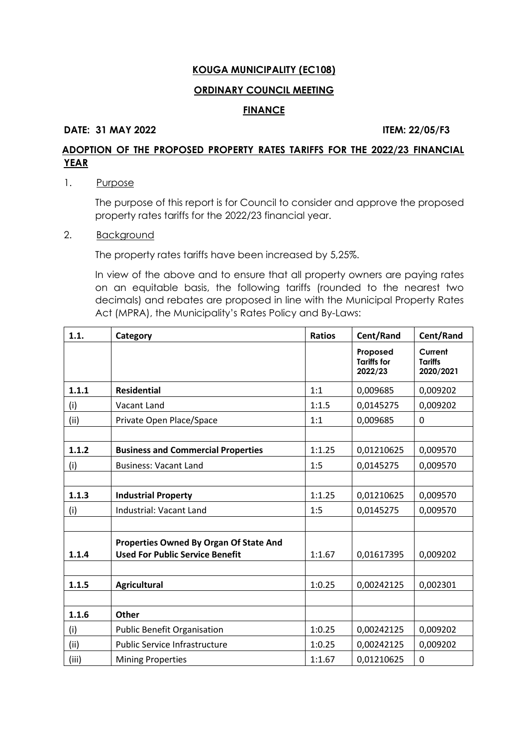**KOUGA MUNICIPALITY (EC108)**

**ORDINARY COUNCIL MEETING**

**FINANCE**

**DATE: 31 MAY 2022** **ITEM: 22/05/F3**

**ADOPTION OF THE PROPOSED PROPERTY RATES TARIFFS FOR THE 2022/23 FINANCIAL YEAR**

1. Purpose

   The purpose of this report is for Council to consider and approve the proposed property rates tariffs for the 2022/23 financial year.

2. Background

   The property rates tariffs have been increased by 5,25%.

   In view of the above and to ensure that all property owners are paying rates on an equitable basis, the following tariffs (rounded to the nearest two decimals) and rebates are proposed in line with the Municipal Property Rates Act (MPRA), the Municipality's Rates Policy and By-Laws:

| 1.1. | Category | Ratios | Cent/Rand | Cent/Rand |
|---|---|---|---|---|
| | | | Proposed Tariffs for 2022/23 | Current Tariffs 2020/2021 |
| **1.1.1** | **Residential** | 1:1 | 0,009685 | 0,009202 |
| (i) | Vacant Land | 1:1.5 | 0,0145275 | 0,009202 |
| (ii) | Private Open Place/Space | 1:1 | 0,009685 | 0 |
| | | | | |
| **1.1.2** | **Business and Commercial Properties** | 1:1.25 | 0,01210625 | 0,009570 |
| (i) | Business: Vacant Land | 1:5 | 0,0145275 | 0,009570 |
| | | | | |
| **1.1.3** | **Industrial Property** | 1:1.25 | 0,01210625 | 0,009570 |
| (i) | Industrial: Vacant Land | 1:5 | 0,0145275 | 0,009570 |
| | | | | |
| **1.1.4** | **Properties Owned By Organ Of State And Used For Public Service Benefit** | 1:1.67 | 0,01617395 | 0,009202 |
| | | | | |
| **1.1.5** | **Agricultural** | 1:0.25 | 0,00242125 | 0,002301 |
| | | | | |
| **1.1.6** | **Other** | | | |
| (i) | Public Benefit Organisation | 1:0.25 | 0,00242125 | 0,009202 |
| (ii) | Public Service Infrastructure | 1:0.25 | 0,00242125 | 0,009202 |
| (iii) | Mining Properties | 1:1.67 | 0,01210625 | 0 |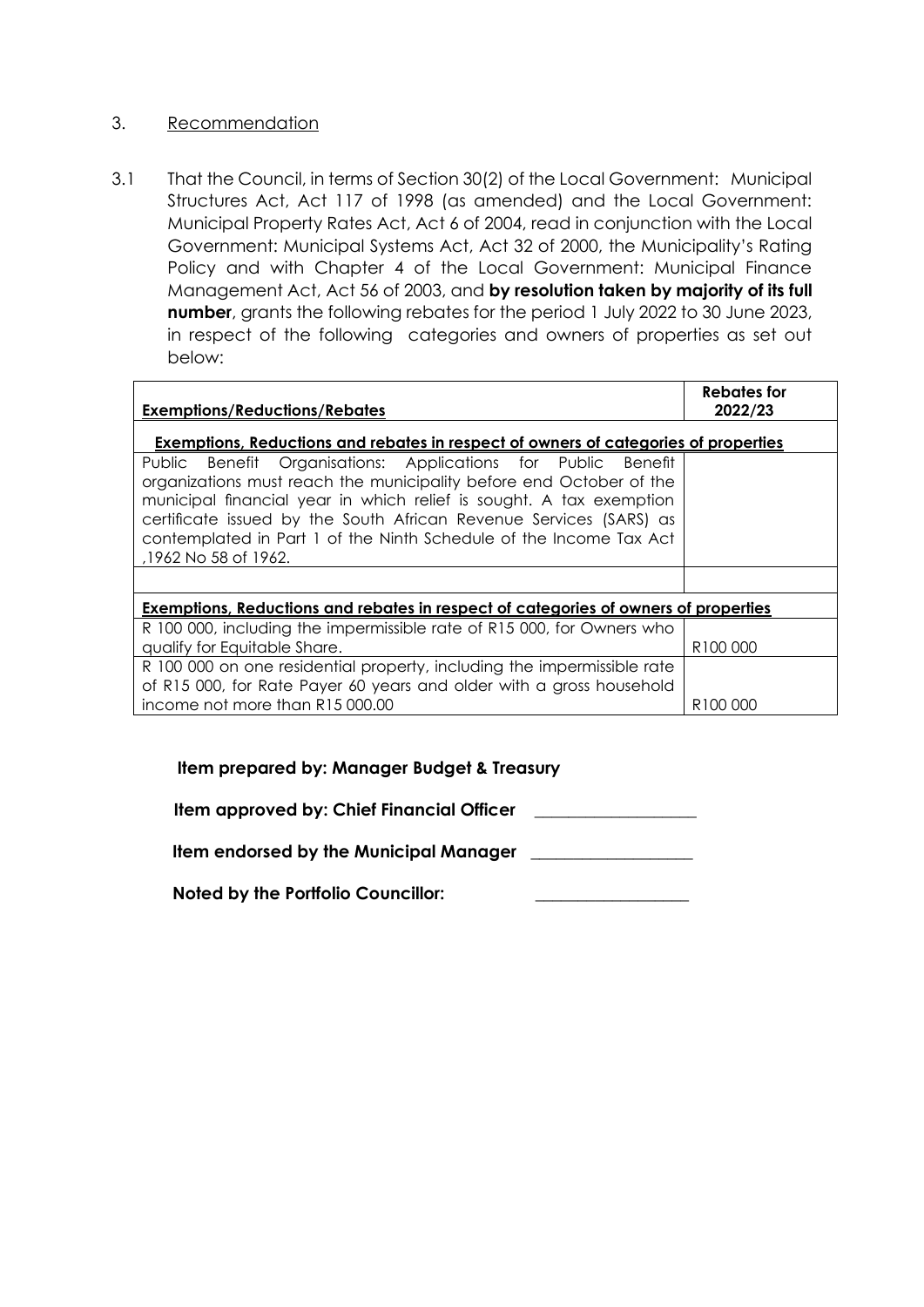3. Recommendation

3.1 That the Council, in terms of Section 30(2) of the Local Government: Municipal Structures Act, Act 117 of 1998 (as amended) and the Local Government: Municipal Property Rates Act, Act 6 of 2004, read in conjunction with the Local Government: Municipal Systems Act, Act 32 of 2000, the Municipality's Rating Policy and with Chapter 4 of the Local Government: Municipal Finance Management Act, Act 56 of 2003, and **by resolution taken by majority of its full number**, grants the following rebates for the period 1 July 2022 to 30 June 2023, in respect of the following categories and owners of properties as set out below:

| **Exemptions/Reductions/Rebates** | **Rebates for 2022/23** |
|---|---|
| **Exemptions, Reductions and rebates in respect of owners of categories of properties** | |
| Public Benefit Organisations: Applications for Public Benefit organizations must reach the municipality before end October of the municipal financial year in which relief is sought. A tax exemption certificate issued by the South African Revenue Services (SARS) as contemplated in Part 1 of the Ninth Schedule of the Income Tax Act ,1962 No 58 of 1962. | |
| | |
| **Exemptions, Reductions and rebates in respect of categories of owners of properties** | |
| R 100 000, including the impermissible rate of R15 000, for Owners who qualify for Equitable Share. | R100 000 |
| R 100 000 on one residential property, including the impermissible rate of R15 000, for Rate Payer 60 years and older with a gross household income not more than R15 000.00 | R100 000 |

**Item prepared by: Manager Budget & Treasury**

**Item approved by: Chief Financial Officer** ___________________

**Item endorsed by the Municipal Manager** ___________________

**Noted by the Portfolio Councillor:** ___________________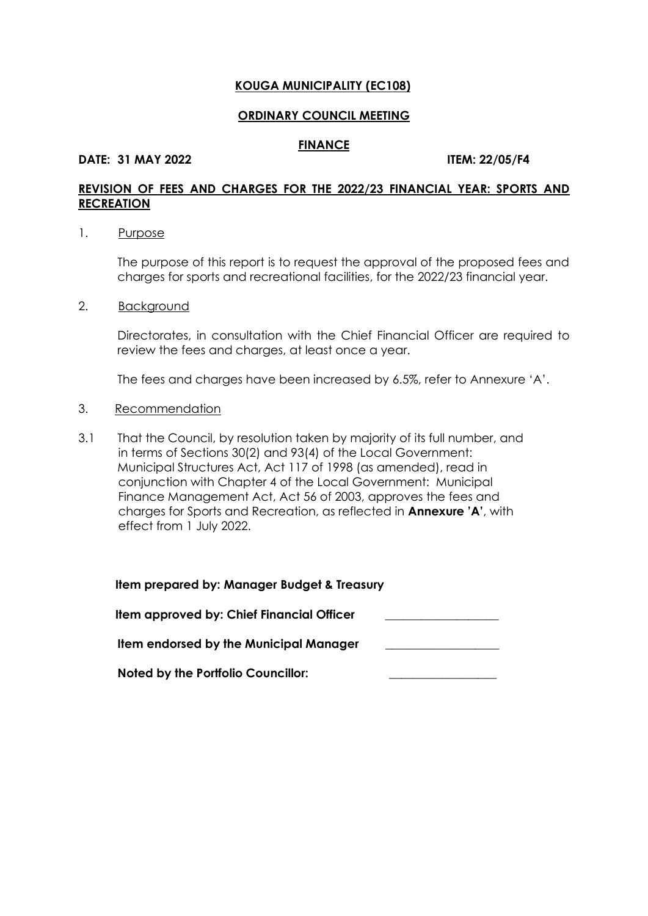**KOUGA MUNICIPALITY (EC108)**

**ORDINARY COUNCIL MEETING**

**FINANCE**

**DATE: 31 MAY 2022** **ITEM: 22/05/F4**

**REVISION OF FEES AND CHARGES FOR THE 2022/23 FINANCIAL YEAR: SPORTS AND RECREATION**

1. Purpose

   The purpose of this report is to request the approval of the proposed fees and charges for sports and recreational facilities, for the 2022/23 financial year.

2. Background

   Directorates, in consultation with the Chief Financial Officer are required to review the fees and charges, at least once a year.

   The fees and charges have been increased by 6.5%, refer to Annexure 'A'.

3. Recommendation

3.1 That the Council, by resolution taken by majority of its full number, and in terms of Sections 30(2) and 93(4) of the Local Government: Municipal Structures Act, Act 117 of 1998 (as amended), read in conjunction with Chapter 4 of the Local Government: Municipal Finance Management Act, Act 56 of 2003, approves the fees and charges for Sports and Recreation, as reflected in **Annexure 'A'**, with effect from 1 July 2022.

**Item prepared by: Manager Budget & Treasury**

**Item approved by: Chief Financial Officer** ____________________

**Item endorsed by the Municipal Manager** ____________________

**Noted by the Portfolio Councillor:** ____________________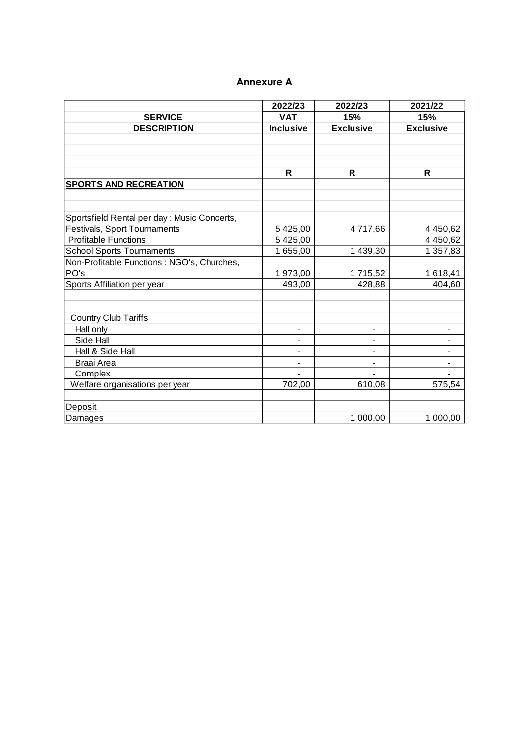## Annexure A

| SERVICE DESCRIPTION | 2022/23 VAT Inclusive | 2022/23 15% Exclusive | 2021/22 15% Exclusive |
|---|---|---|---|
| | R | R | R |
| **SPORTS AND RECREATION** | | | |
| Sportsfield Rental per day : Music Concerts, Festivals, Sport Tournaments | 5 425,00 | 4 717,66 | 4 450,62 |
| Profitable Functions | 5 425,00 | | 4 450,62 |
| School Sports Tournaments | 1 655,00 | 1 439,30 | 1 357,83 |
| Non-Profitable Functions : NGO's, Churches, PO's | 1 973,00 | 1 715,52 | 1 618,41 |
| Sports Affiliation per year | 493,00 | 428,88 | 404,60 |
| | | | |
| Country Club Tariffs | | | |
| Hall only | - | - | - |
| Side Hall | - | - | - |
| Hall & Side Hall | - | - | - |
| Braai Area | - | - | - |
| Complex | - | - | - |
| Welfare organisations per year | 702,00 | 610,08 | 575,54 |
| | | | |
| Deposit | | | |
| Damages | | 1 000,00 | 1 000,00 |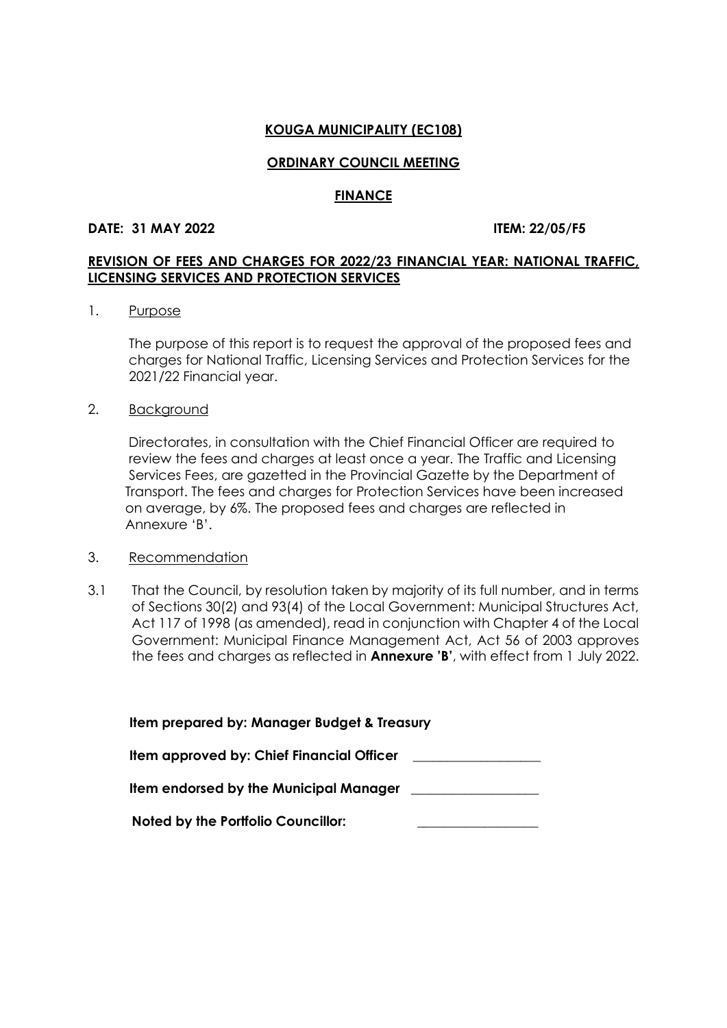**KOUGA MUNICIPALITY (EC108)**

**ORDINARY COUNCIL MEETING**

**FINANCE**

**DATE: 31 MAY 2022** **ITEM: 22/05/F5**

**REVISION OF FEES AND CHARGES FOR 2022/23 FINANCIAL YEAR: NATIONAL TRAFFIC, LICENSING SERVICES AND PROTECTION SERVICES**

1. Purpose

The purpose of this report is to request the approval of the proposed fees and charges for National Traffic, Licensing Services and Protection Services for the 2021/22 Financial year.

2. Background

Directorates, in consultation with the Chief Financial Officer are required to review the fees and charges at least once a year. The Traffic and Licensing Services Fees, are gazetted in the Provincial Gazette by the Department of Transport. The fees and charges for Protection Services have been increased on average, by 6%. The proposed fees and charges are reflected in Annexure 'B'.

3. Recommendation

3.1 That the Council, by resolution taken by majority of its full number, and in terms of Sections 30(2) and 93(4) of the Local Government: Municipal Structures Act, Act 117 of 1998 (as amended), read in conjunction with Chapter 4 of the Local Government: Municipal Finance Management Act, Act 56 of 2003 approves the fees and charges as reflected in **Annexure 'B'**, with effect from 1 July 2022.

**Item prepared by: Manager Budget & Treasury**

**Item approved by: Chief Financial Officer** \_\_\_\_\_\_\_\_\_\_\_\_\_\_\_\_\_\_\_

**Item endorsed by the Municipal Manager** \_\_\_\_\_\_\_\_\_\_\_\_\_\_\_\_\_\_\_

**Noted by the Portfolio Councillor:** \_\_\_\_\_\_\_\_\_\_\_\_\_\_\_\_\_\_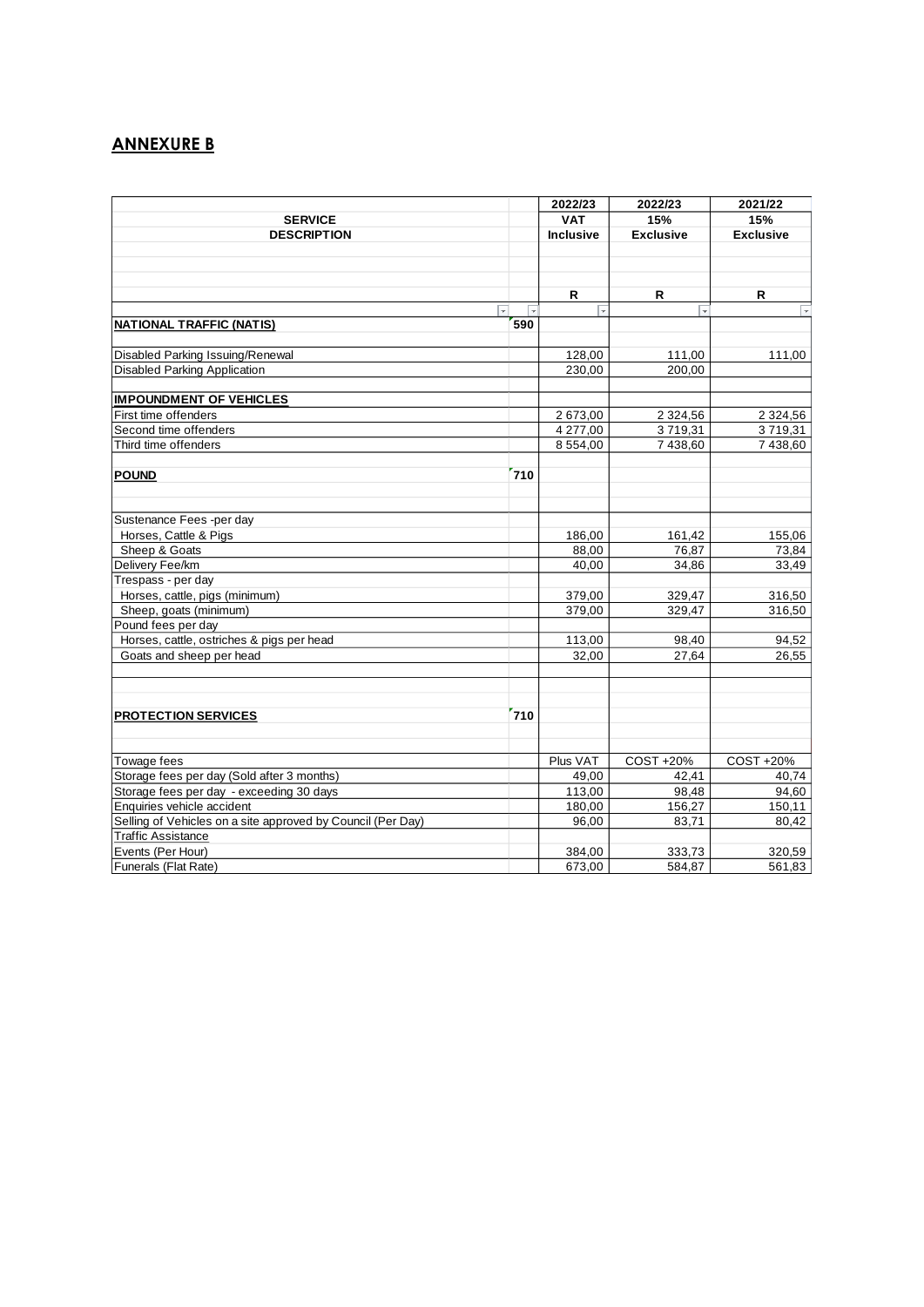## ANNEXURE B

| SERVICE DESCRIPTION | | 2022/23 VAT Inclusive | 2022/23 15% Exclusive | 2021/22 15% Exclusive |
|---|---|---|---|---|
| | | R | R | R |
| **NATIONAL TRAFFIC (NATIS)** | 590 | | | |
| Disabled Parking Issuing/Renewal | | 128,00 | 111,00 | 111,00 |
| Disabled Parking Application | | 230,00 | 200,00 | |
| **IMPOUNDMENT OF VEHICLES** | | | | |
| First time offenders | | 2 673,00 | 2 324,56 | 2 324,56 |
| Second time offenders | | 4 277,00 | 3 719,31 | 3 719,31 |
| Third time offenders | | 8 554,00 | 7 438,60 | 7 438,60 |
| **POUND** | 710 | | | |
| Sustenance Fees -per day | | | | |
| Horses, Cattle & Pigs | | 186,00 | 161,42 | 155,06 |
| Sheep & Goats | | 88,00 | 76,87 | 73,84 |
| Delivery Fee/km | | 40,00 | 34,86 | 33,49 |
| Trespass - per day | | | | |
| Horses, cattle, pigs (minimum) | | 379,00 | 329,47 | 316,50 |
| Sheep, goats (minimum) | | 379,00 | 329,47 | 316,50 |
| Pound fees per day | | | | |
| Horses, cattle, ostriches & pigs per head | | 113,00 | 98,40 | 94,52 |
| Goats and sheep per head | | 32,00 | 27,64 | 26,55 |
| **PROTECTION SERVICES** | 710 | | | |
| Towage fees | | Plus VAT | COST +20% | COST +20% |
| Storage fees per day (Sold after 3 months) | | 49,00 | 42,41 | 40,74 |
| Storage fees per day - exceeding 30 days | | 113,00 | 98,48 | 94,60 |
| Enquiries vehicle accident | | 180,00 | 156,27 | 150,11 |
| Selling of Vehicles on a site approved by Council (Per Day) | | 96,00 | 83,71 | 80,42 |
| Traffic Assistance | | | | |
| Events (Per Hour) | | 384,00 | 333,73 | 320,59 |
| Funerals (Flat Rate) | | 673,00 | 584,87 | 561,83 |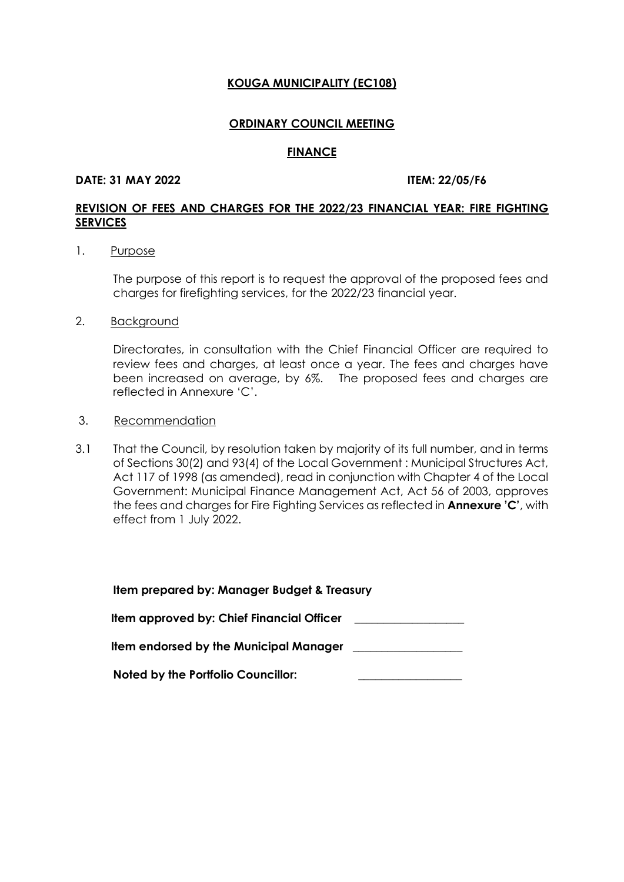**KOUGA MUNICIPALITY (EC108)**

**ORDINARY COUNCIL MEETING**

**FINANCE**

**DATE: 31 MAY 2022** **ITEM: 22/05/F6**

**REVISION OF FEES AND CHARGES FOR THE 2022/23 FINANCIAL YEAR: FIRE FIGHTING SERVICES**

1. Purpose

   The purpose of this report is to request the approval of the proposed fees and charges for firefighting services, for the 2022/23 financial year.

2. Background

   Directorates, in consultation with the Chief Financial Officer are required to review fees and charges, at least once a year. The fees and charges have been increased on average, by 6%. The proposed fees and charges are reflected in Annexure 'C'.

3. Recommendation

3.1 That the Council, by resolution taken by majority of its full number, and in terms of Sections 30(2) and 93(4) of the Local Government : Municipal Structures Act, Act 117 of 1998 (as amended), read in conjunction with Chapter 4 of the Local Government: Municipal Finance Management Act, Act 56 of 2003, approves the fees and charges for Fire Fighting Services as reflected in **Annexure 'C'**, with effect from 1 July 2022.

**Item prepared by: Manager Budget & Treasury**

**Item approved by: Chief Financial Officer** \_\_\_\_\_\_\_\_\_\_\_\_\_\_\_\_\_\_\_

**Item endorsed by the Municipal Manager** \_\_\_\_\_\_\_\_\_\_\_\_\_\_\_\_\_\_\_

**Noted by the Portfolio Councillor:** \_\_\_\_\_\_\_\_\_\_\_\_\_\_\_\_\_\_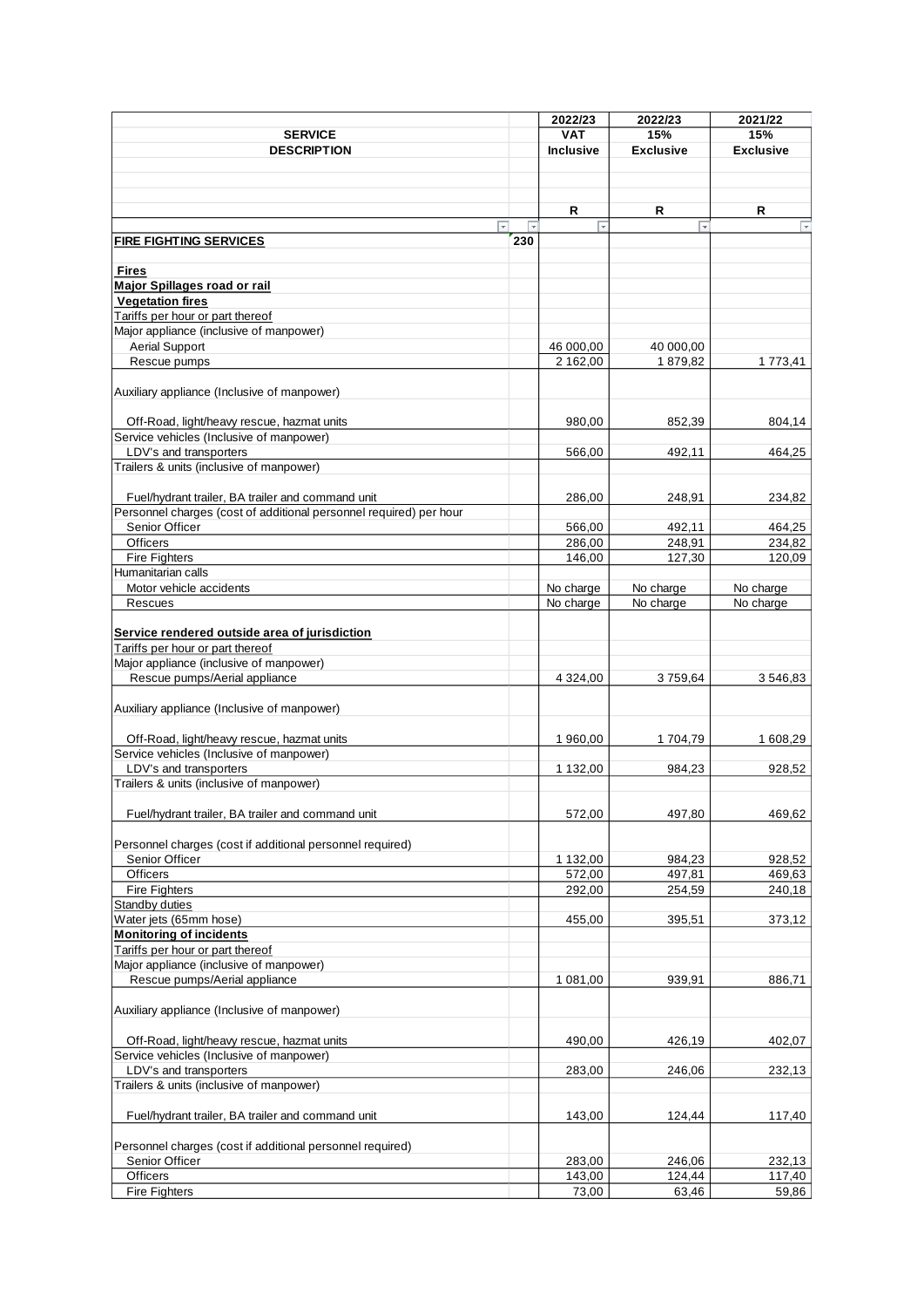| SERVICE DESCRIPTION | | 2022/23 VAT Inclusive | 2022/23 15% Exclusive | 2021/22 15% Exclusive |
|---|---|---|---|---|
| | | R | R | R |
| **FIRE FIGHTING SERVICES** | 230 | | | |
| **Fires** | | | | |
| **Major Spillages road or rail** | | | | |
| **Vegetation fires** | | | | |
| Tariffs per hour or part thereof | | | | |
| Major appliance (inclusive of manpower) | | | | |
| Aerial Support | | 46 000,00 | 40 000,00 | |
| Rescue pumps | | 2 162,00 | 1 879,82 | 1 773,41 |
| Auxiliary appliance (Inclusive of manpower) | | | | |
| Off-Road, light/heavy rescue, hazmat units | | 980,00 | 852,39 | 804,14 |
| Service vehicles (Inclusive of manpower) | | | | |
| LDV's and transporters | | 566,00 | 492,11 | 464,25 |
| Trailers & units (inclusive of manpower) | | | | |
| Fuel/hydrant trailer, BA trailer and command unit | | 286,00 | 248,91 | 234,82 |
| Personnel charges (cost of additional personnel required) per hour | | | | |
| Senior Officer | | 566,00 | 492,11 | 464,25 |
| Officers | | 286,00 | 248,91 | 234,82 |
| Fire Fighters | | 146,00 | 127,30 | 120,09 |
| Humanitarian calls | | | | |
| Motor vehicle accidents | | No charge | No charge | No charge |
| Rescues | | No charge | No charge | No charge |
| **Service rendered outside area of jurisdiction** | | | | |
| Tariffs per hour or part thereof | | | | |
| Major appliance (inclusive of manpower) | | | | |
| Rescue pumps/Aerial appliance | | 4 324,00 | 3 759,64 | 3 546,83 |
| Auxiliary appliance (Inclusive of manpower) | | | | |
| Off-Road, light/heavy rescue, hazmat units | | 1 960,00 | 1 704,79 | 1 608,29 |
| Service vehicles (Inclusive of manpower) | | | | |
| LDV's and transporters | | 1 132,00 | 984,23 | 928,52 |
| Trailers & units (inclusive of manpower) | | | | |
| Fuel/hydrant trailer, BA trailer and command unit | | 572,00 | 497,80 | 469,62 |
| Personnel charges (cost if additional personnel required) | | | | |
| Senior Officer | | 1 132,00 | 984,23 | 928,52 |
| Officers | | 572,00 | 497,81 | 469,63 |
| Fire Fighters | | 292,00 | 254,59 | 240,18 |
| Standby duties | | | | |
| Water jets (65mm hose) | | 455,00 | 395,51 | 373,12 |
| **Monitoring of incidents** | | | | |
| Tariffs per hour or part thereof | | | | |
| Major appliance (inclusive of manpower) | | | | |
| Rescue pumps/Aerial appliance | | 1 081,00 | 939,91 | 886,71 |
| Auxiliary appliance (Inclusive of manpower) | | | | |
| Off-Road, light/heavy rescue, hazmat units | | 490,00 | 426,19 | 402,07 |
| Service vehicles (Inclusive of manpower) | | | | |
| LDV's and transporters | | 283,00 | 246,06 | 232,13 |
| Trailers & units (inclusive of manpower) | | | | |
| Fuel/hydrant trailer, BA trailer and command unit | | 143,00 | 124,44 | 117,40 |
| Personnel charges (cost if additional personnel required) | | | | |
| Senior Officer | | 283,00 | 246,06 | 232,13 |
| Officers | | 143,00 | 124,44 | 117,40 |
| Fire Fighters | | 73,00 | 63,46 | 59,86 |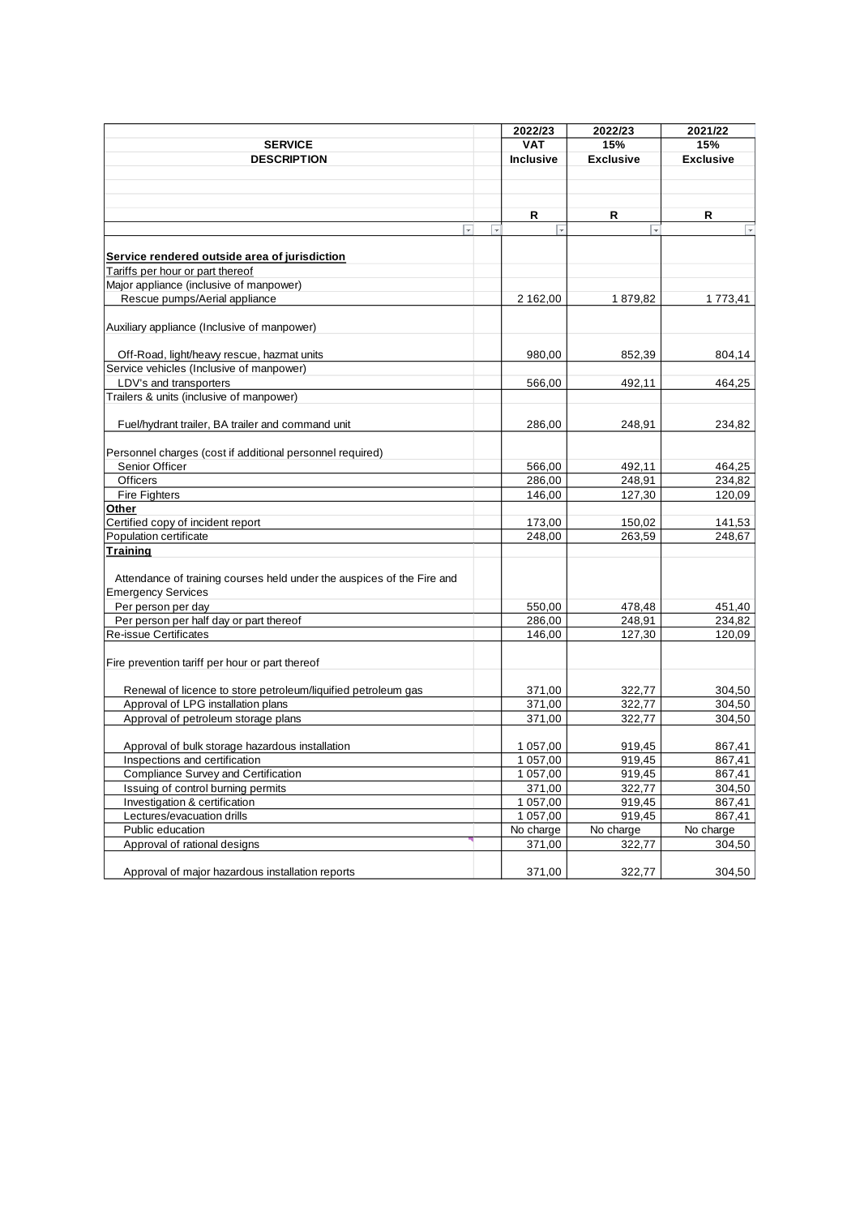| SERVICE DESCRIPTION | | 2022/23 VAT Inclusive | 2022/23 15% Exclusive | 2021/22 15% Exclusive |
|---|---|---|---|---|
| | | R | R | R |
| **Service rendered outside area of jurisdiction** | | | | |
| Tariffs per hour or part thereof | | | | |
| Major appliance (inclusive of manpower) | | | | |
| Rescue pumps/Aerial appliance | | 2 162,00 | 1 879,82 | 1 773,41 |
| Auxiliary appliance (Inclusive of manpower) | | | | |
| Off-Road, light/heavy rescue, hazmat units | | 980,00 | 852,39 | 804,14 |
| Service vehicles (Inclusive of manpower) | | | | |
| LDV's and transporters | | 566,00 | 492,11 | 464,25 |
| Trailers & units (inclusive of manpower) | | | | |
| Fuel/hydrant trailer, BA trailer and command unit | | 286,00 | 248,91 | 234,82 |
| Personnel charges (cost if additional personnel required) | | | | |
| Senior Officer | | 566,00 | 492,11 | 464,25 |
| Officers | | 286,00 | 248,91 | 234,82 |
| Fire Fighters | | 146,00 | 127,30 | 120,09 |
| **Other** | | | | |
| Certified copy of incident report | | 173,00 | 150,02 | 141,53 |
| Population certificate | | 248,00 | 263,59 | 248,67 |
| **Training** | | | | |
| Attendance of training courses held under the auspices of the Fire and Emergency Services | | | | |
| Per person per day | | 550,00 | 478,48 | 451,40 |
| Per person per half day or part thereof | | 286,00 | 248,91 | 234,82 |
| Re-issue Certificates | | 146,00 | 127,30 | 120,09 |
| Fire prevention tariff per hour or part thereof | | | | |
| Renewal of licence to store petroleum/liquified petroleum gas | | 371,00 | 322,77 | 304,50 |
| Approval of LPG installation plans | | 371,00 | 322,77 | 304,50 |
| Approval of petroleum storage plans | | 371,00 | 322,77 | 304,50 |
| Approval of bulk storage hazardous installation | | 1 057,00 | 919,45 | 867,41 |
| Inspections and certification | | 1 057,00 | 919,45 | 867,41 |
| Compliance Survey and Certification | | 1 057,00 | 919,45 | 867,41 |
| Issuing of control burning permits | | 371,00 | 322,77 | 304,50 |
| Investigation & certification | | 1 057,00 | 919,45 | 867,41 |
| Lectures/evacuation drills | | 1 057,00 | 919,45 | 867,41 |
| Public education | | No charge | No charge | No charge |
| Approval of rational designs | | 371,00 | 322,77 | 304,50 |
| Approval of major hazardous installation reports | | 371,00 | 322,77 | 304,50 |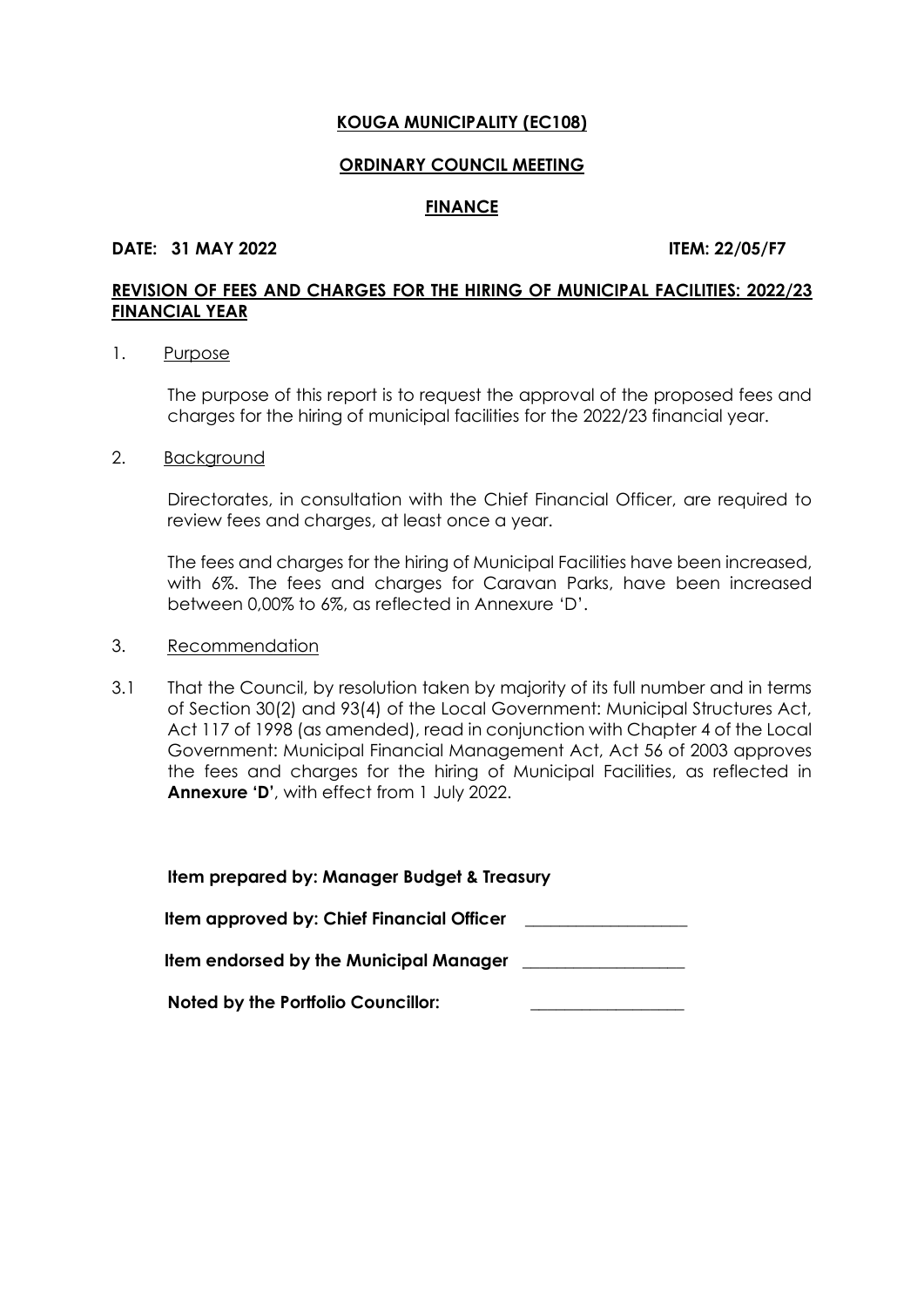**KOUGA MUNICIPALITY (EC108)**

**ORDINARY COUNCIL MEETING**

**FINANCE**

**DATE: 31 MAY 2022** **ITEM: 22/05/F7**

**REVISION OF FEES AND CHARGES FOR THE HIRING OF MUNICIPAL FACILITIES: 2022/23 FINANCIAL YEAR**

1. Purpose

The purpose of this report is to request the approval of the proposed fees and charges for the hiring of municipal facilities for the 2022/23 financial year.

2. Background

Directorates, in consultation with the Chief Financial Officer, are required to review fees and charges, at least once a year.

The fees and charges for the hiring of Municipal Facilities have been increased, with 6%. The fees and charges for Caravan Parks, have been increased between 0,00% to 6%, as reflected in Annexure 'D'.

3. Recommendation

3.1 That the Council, by resolution taken by majority of its full number and in terms of Section 30(2) and 93(4) of the Local Government: Municipal Structures Act, Act 117 of 1998 (as amended), read in conjunction with Chapter 4 of the Local Government: Municipal Financial Management Act, Act 56 of 2003 approves the fees and charges for the hiring of Municipal Facilities, as reflected in **Annexure 'D'**, with effect from 1 July 2022.

**Item prepared by: Manager Budget & Treasury**

**Item approved by: Chief Financial Officer** ___________________

**Item endorsed by the Municipal Manager** ___________________

**Noted by the Portfolio Councillor:** ___________________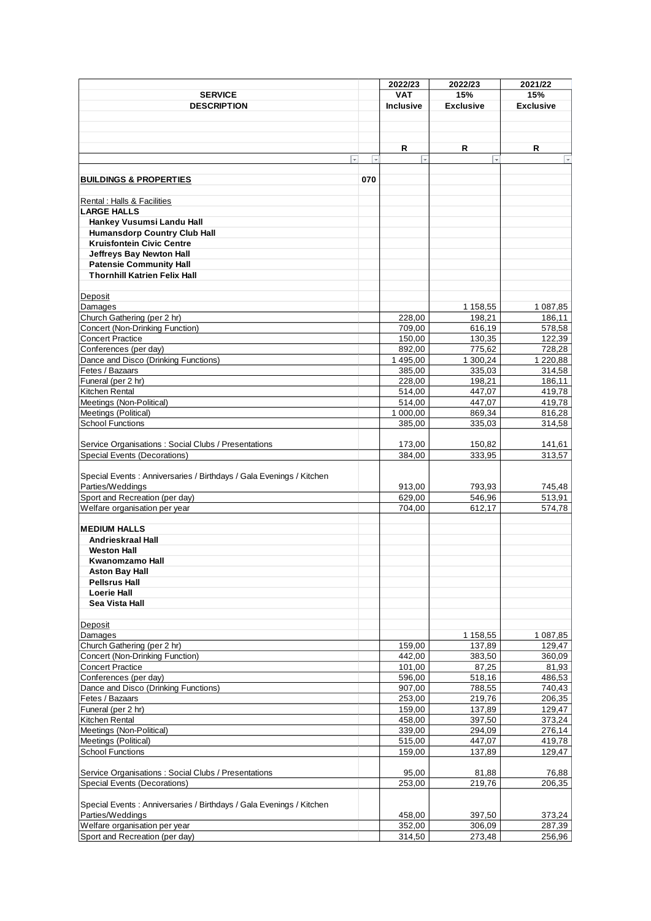| SERVICE DESCRIPTION | | 2022/23 VAT Inclusive | 2022/23 15% Exclusive | 2021/22 15% Exclusive |
|---|---|---|---|---|
| | | R | R | R |
| **BUILDINGS & PROPERTIES** | **070** | | | |
| Rental : Halls & Facilities | | | | |
| **LARGE HALLS** | | | | |
| **Hankey Vusumsi Landu Hall** | | | | |
| **Humansdorp Country Club Hall** | | | | |
| **Kruisfontein Civic Centre** | | | | |
| **Jeffreys Bay Newton Hall** | | | | |
| **Patensie Community Hall** | | | | |
| **Thornhill Katrien Felix Hall** | | | | |
| Deposit | | | | |
| Damages | | | 1 158,55 | 1 087,85 |
| Church Gathering (per 2 hr) | | 228,00 | 198,21 | 186,11 |
| Concert (Non-Drinking Function) | | 709,00 | 616,19 | 578,58 |
| Concert Practice | | 150,00 | 130,35 | 122,39 |
| Conferences (per day) | | 892,00 | 775,62 | 728,28 |
| Dance and Disco (Drinking Functions) | | 1 495,00 | 1 300,24 | 1 220,88 |
| Fetes / Bazaars | | 385,00 | 335,03 | 314,58 |
| Funeral (per 2 hr) | | 228,00 | 198,21 | 186,11 |
| Kitchen Rental | | 514,00 | 447,07 | 419,78 |
| Meetings (Non-Political) | | 514,00 | 447,07 | 419,78 |
| Meetings (Political) | | 1 000,00 | 869,34 | 816,28 |
| School Functions | | 385,00 | 335,03 | 314,58 |
| Service Organisations : Social Clubs / Presentations | | 173,00 | 150,82 | 141,61 |
| Special Events (Decorations) | | 384,00 | 333,95 | 313,57 |
| Special Events : Anniversaries / Birthdays / Gala Evenings / Kitchen Parties/Weddings | | 913,00 | 793,93 | 745,48 |
| Sport and Recreation (per day) | | 629,00 | 546,96 | 513,91 |
| Welfare organisation per year | | 704,00 | 612,17 | 574,78 |
| **MEDIUM HALLS** | | | | |
| **Andrieskraal Hall** | | | | |
| **Weston Hall** | | | | |
| **Kwanomzamo Hall** | | | | |
| **Aston Bay Hall** | | | | |
| **Pellsrus Hall** | | | | |
| **Loerie Hall** | | | | |
| **Sea Vista Hall** | | | | |
| Deposit | | | | |
| Damages | | | 1 158,55 | 1 087,85 |
| Church Gathering (per 2 hr) | | 159,00 | 137,89 | 129,47 |
| Concert (Non-Drinking Function) | | 442,00 | 383,50 | 360,09 |
| Concert Practice | | 101,00 | 87,25 | 81,93 |
| Conferences (per day) | | 596,00 | 518,16 | 486,53 |
| Dance and Disco (Drinking Functions) | | 907,00 | 788,55 | 740,43 |
| Fetes / Bazaars | | 253,00 | 219,76 | 206,35 |
| Funeral (per 2 hr) | | 159,00 | 137,89 | 129,47 |
| Kitchen Rental | | 458,00 | 397,50 | 373,24 |
| Meetings (Non-Political) | | 339,00 | 294,09 | 276,14 |
| Meetings (Political) | | 515,00 | 447,07 | 419,78 |
| School Functions | | 159,00 | 137,89 | 129,47 |
| Service Organisations : Social Clubs / Presentations | | 95,00 | 81,88 | 76,88 |
| Special Events (Decorations) | | 253,00 | 219,76 | 206,35 |
| Special Events : Anniversaries / Birthdays / Gala Evenings / Kitchen Parties/Weddings | | 458,00 | 397,50 | 373,24 |
| Welfare organisation per year | | 352,00 | 306,09 | 287,39 |
| Sport and Recreation (per day) | | 314,50 | 273,48 | 256,96 |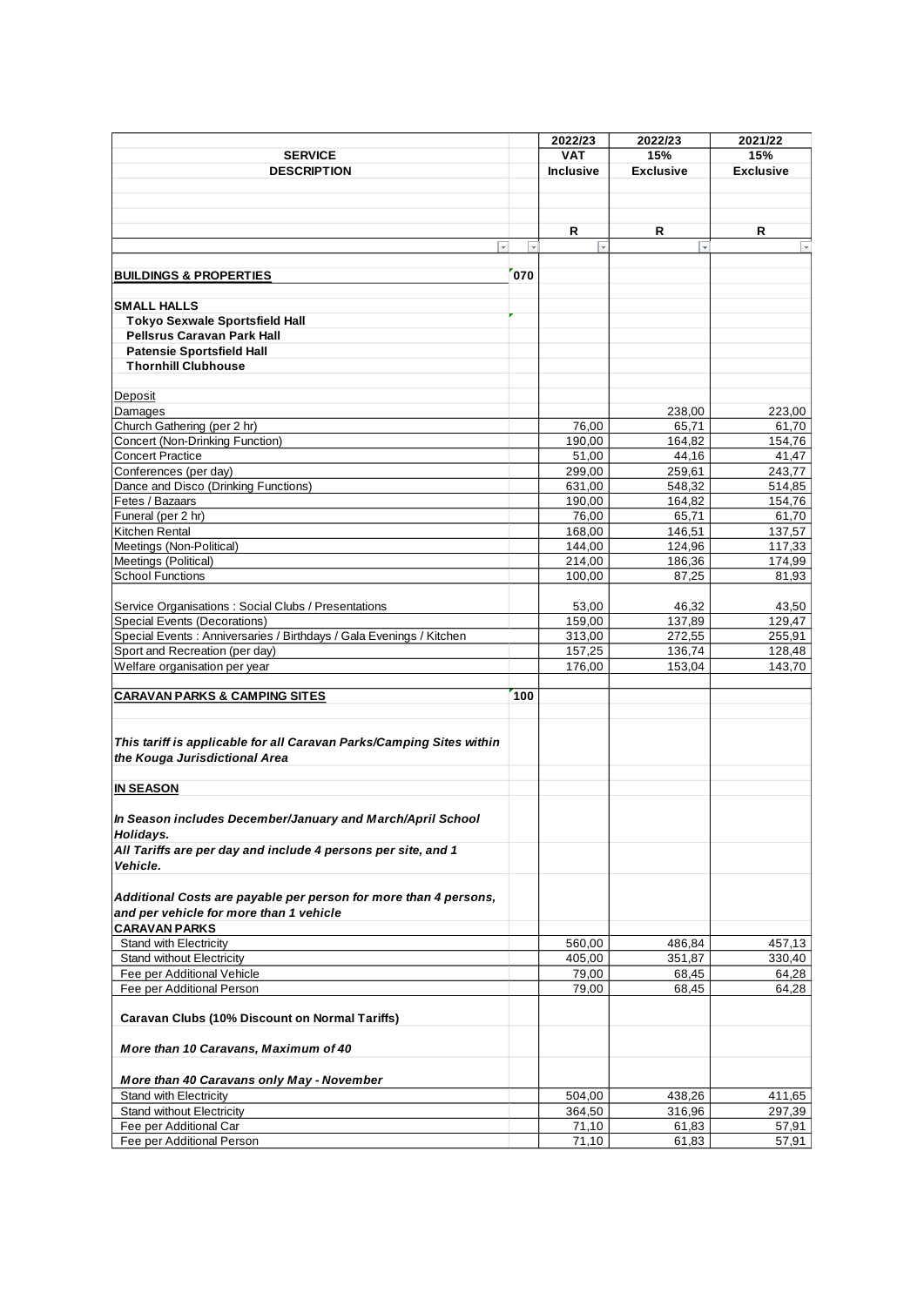| SERVICE DESCRIPTION | | 2022/23 VAT Inclusive | 2022/23 15% Exclusive | 2021/22 15% Exclusive |
|---|---|---|---|---|
| | | R | R | R |
| **BUILDINGS & PROPERTIES** | 070 | | | |
| **SMALL HALLS** | | | | |
| **Tokyo Sexwale Sportsfield Hall** | | | | |
| **Pellsrus Caravan Park Hall** | | | | |
| **Patensie Sportsfield Hall** | | | | |
| **Thornhill Clubhouse** | | | | |
| Deposit | | | | |
| Damages | | | 238,00 | 223,00 |
| Church Gathering (per 2 hr) | | 76,00 | 65,71 | 61,70 |
| Concert (Non-Drinking Function) | | 190,00 | 164,82 | 154,76 |
| Concert Practice | | 51,00 | 44,16 | 41,47 |
| Conferences (per day) | | 299,00 | 259,61 | 243,77 |
| Dance and Disco (Drinking Functions) | | 631,00 | 548,32 | 514,85 |
| Fetes / Bazaars | | 190,00 | 164,82 | 154,76 |
| Funeral (per 2 hr) | | 76,00 | 65,71 | 61,70 |
| Kitchen Rental | | 168,00 | 146,51 | 137,57 |
| Meetings (Non-Political) | | 144,00 | 124,96 | 117,33 |
| Meetings (Political) | | 214,00 | 186,36 | 174,99 |
| School Functions | | 100,00 | 87,25 | 81,93 |
| Service Organisations : Social Clubs / Presentations | | 53,00 | 46,32 | 43,50 |
| Special Events (Decorations) | | 159,00 | 137,89 | 129,47 |
| Special Events : Anniversaries / Birthdays / Gala Evenings / Kitchen | | 313,00 | 272,55 | 255,91 |
| Sport and Recreation (per day) | | 157,25 | 136,74 | 128,48 |
| Welfare organisation per year | | 176,00 | 153,04 | 143,70 |
| **CARAVAN PARKS & CAMPING SITES** | 100 | | | |
| ***This tariff is applicable for all Caravan Parks/Camping Sites within the Kouga Jurisdictional Area*** | | | | |
| **IN SEASON** | | | | |
| ***In Season includes December/January and March/April School Holidays.*** | | | | |
| ***All Tariffs are per day and include 4 persons per site, and 1 Vehicle.*** | | | | |
| ***Additional Costs are payable per person for more than 4 persons, and per vehicle for more than 1 vehicle*** | | | | |
| **CARAVAN PARKS** | | | | |
| Stand with Electricity | | 560,00 | 486,84 | 457,13 |
| Stand without Electricity | | 405,00 | 351,87 | 330,40 |
| Fee per Additional Vehicle | | 79,00 | 68,45 | 64,28 |
| Fee per Additional Person | | 79,00 | 68,45 | 64,28 |
| **Caravan Clubs (10% Discount on Normal Tariffs)** | | | | |
| ***More than 10 Caravans, Maximum of 40*** | | | | |
| ***More than 40 Caravans only May - November*** | | | | |
| Stand with Electricity | | 504,00 | 438,26 | 411,65 |
| Stand without Electricity | | 364,50 | 316,96 | 297,39 |
| Fee per Additional Car | | 71,10 | 61,83 | 57,91 |
| Fee per Additional Person | | 71,10 | 61,83 | 57,91 |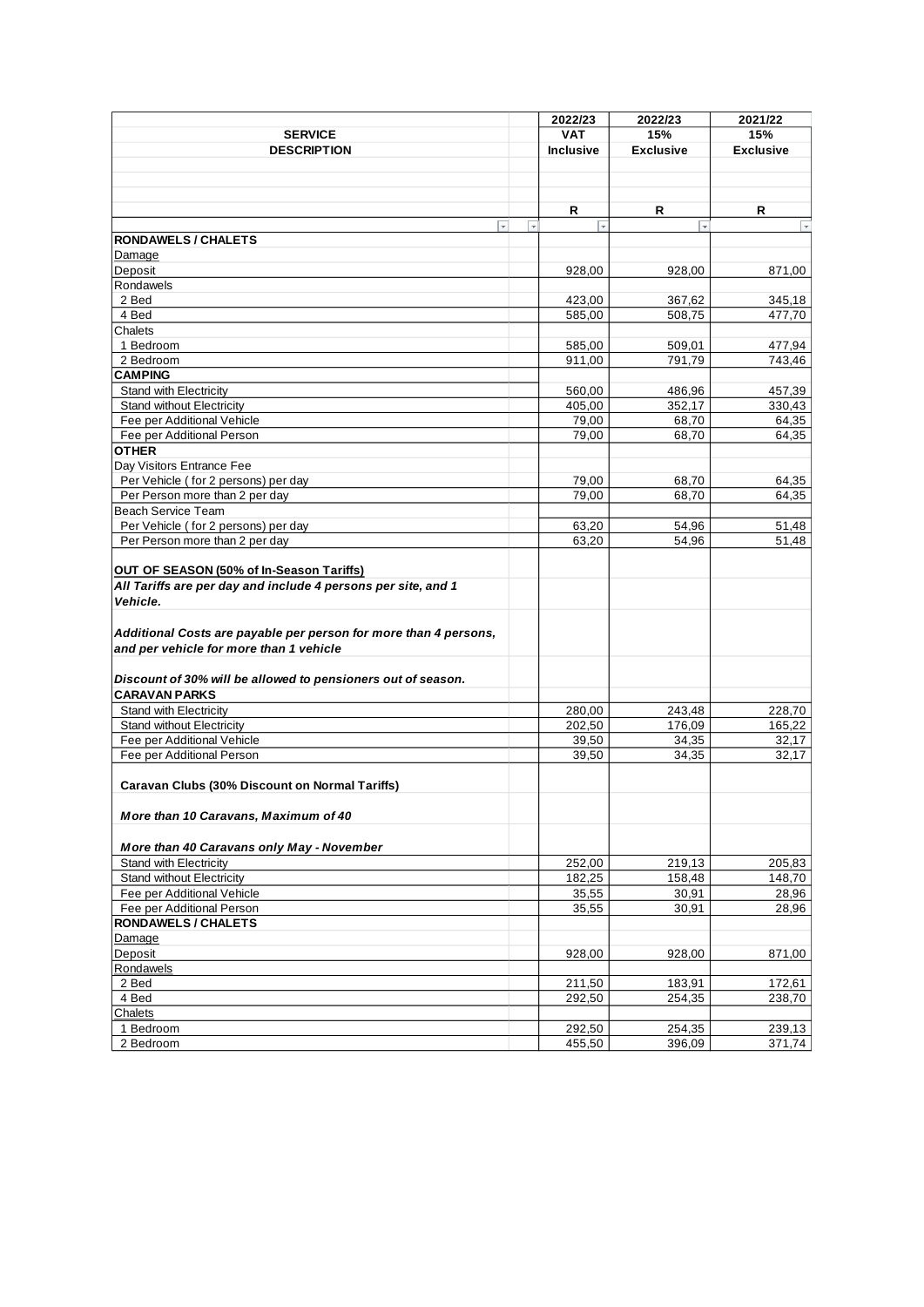| SERVICE DESCRIPTION | | 2022/23 VAT Inclusive | 2022/23 15% Exclusive | 2021/22 15% Exclusive |
|---|---|---|---|---|
| | | R | R | R |
| **RONDAWELS / CHALETS** | | | | |
| Damage | | | | |
| Deposit | | 928,00 | 928,00 | 871,00 |
| Rondawels | | | | |
| 2 Bed | | 423,00 | 367,62 | 345,18 |
| 4 Bed | | 585,00 | 508,75 | 477,70 |
| Chalets | | | | |
| 1 Bedroom | | 585,00 | 509,01 | 477,94 |
| 2 Bedroom | | 911,00 | 791,79 | 743,46 |
| **CAMPING** | | | | |
| Stand with Electricity | | 560,00 | 486,96 | 457,39 |
| Stand without Electricity | | 405,00 | 352,17 | 330,43 |
| Fee per Additional Vehicle | | 79,00 | 68,70 | 64,35 |
| Fee per Additional Person | | 79,00 | 68,70 | 64,35 |
| **OTHER** | | | | |
| Day Visitors Entrance Fee | | | | |
| Per Vehicle ( for 2 persons) per day | | 79,00 | 68,70 | 64,35 |
| Per Person more than 2 per day | | 79,00 | 68,70 | 64,35 |
| Beach Service Team | | | | |
| Per Vehicle ( for 2 persons) per day | | 63,20 | 54,96 | 51,48 |
| Per Person more than 2 per day | | 63,20 | 54,96 | 51,48 |
| **OUT OF SEASON (50% of In-Season Tariffs)** | | | | |
| ***All Tariffs are per day and include 4 persons per site, and 1 Vehicle.*** | | | | |
| ***Additional Costs are payable per person for more than 4 persons, and per vehicle for more than 1 vehicle*** | | | | |
| ***Discount of 30% will be allowed to pensioners out of season.*** | | | | |
| **CARAVAN PARKS** | | | | |
| Stand with Electricity | | 280,00 | 243,48 | 228,70 |
| Stand without Electricity | | 202,50 | 176,09 | 165,22 |
| Fee per Additional Vehicle | | 39,50 | 34,35 | 32,17 |
| Fee per Additional Person | | 39,50 | 34,35 | 32,17 |
| **Caravan Clubs (30% Discount on Normal Tariffs)** | | | | |
| ***More than 10 Caravans, Maximum of 40*** | | | | |
| ***More than 40 Caravans only May - November*** | | | | |
| Stand with Electricity | | 252,00 | 219,13 | 205,83 |
| Stand without Electricity | | 182,25 | 158,48 | 148,70 |
| Fee per Additional Vehicle | | 35,55 | 30,91 | 28,96 |
| Fee per Additional Person | | 35,55 | 30,91 | 28,96 |
| **RONDAWELS / CHALETS** | | | | |
| Damage | | | | |
| Deposit | | 928,00 | 928,00 | 871,00 |
| Rondawels | | | | |
| 2 Bed | | 211,50 | 183,91 | 172,61 |
| 4 Bed | | 292,50 | 254,35 | 238,70 |
| Chalets | | | | |
| 1 Bedroom | | 292,50 | 254,35 | 239,13 |
| 2 Bedroom | | 455,50 | 396,09 | 371,74 |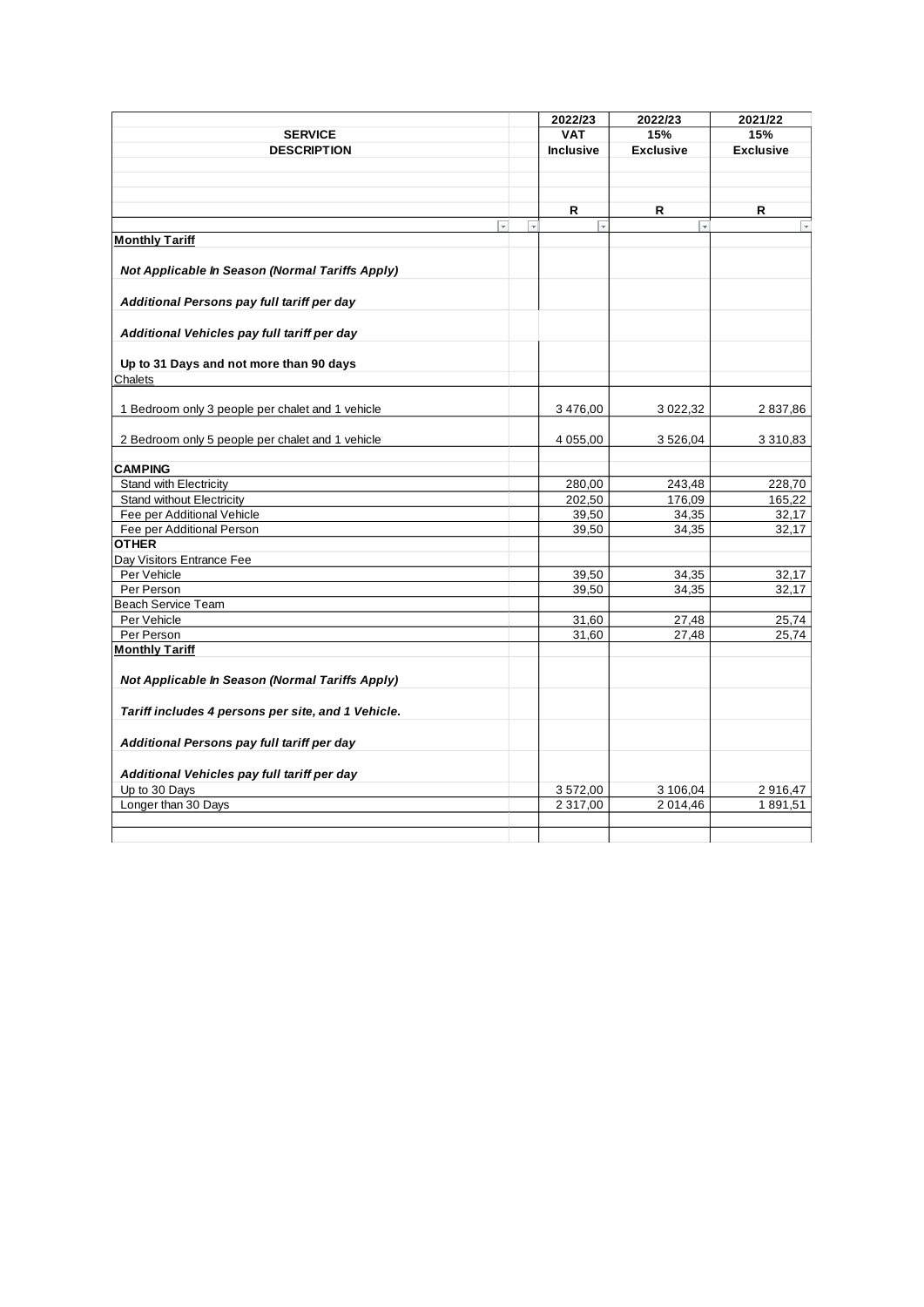| SERVICE DESCRIPTION | 2022/23 VAT Inclusive | 2022/23 15% Exclusive | 2021/22 15% Exclusive |
|---|---|---|---|
| | R | R | R |
| **Monthly Tariff** | | | |
| ***Not Applicable In Season (Normal Tariffs Apply)*** | | | |
| ***Additional Persons pay full tariff per day*** | | | |
| ***Additional Vehicles pay full tariff per day*** | | | |
| **Up to 31 Days and not more than 90 days** | | | |
| Chalets | | | |
| 1 Bedroom only 3 people per chalet and 1 vehicle | 3 476,00 | 3 022,32 | 2 837,86 |
| 2 Bedroom only 5 people per chalet and 1 vehicle | 4 055,00 | 3 526,04 | 3 310,83 |
| **CAMPING** | | | |
| Stand with Electricity | 280,00 | 243,48 | 228,70 |
| Stand without Electricity | 202,50 | 176,09 | 165,22 |
| Fee per Additional Vehicle | 39,50 | 34,35 | 32,17 |
| Fee per Additional Person | 39,50 | 34,35 | 32,17 |
| **OTHER** | | | |
| Day Visitors Entrance Fee | | | |
| Per Vehicle | 39,50 | 34,35 | 32,17 |
| Per Person | 39,50 | 34,35 | 32,17 |
| Beach Service Team | | | |
| Per Vehicle | 31,60 | 27,48 | 25,74 |
| Per Person | 31,60 | 27,48 | 25,74 |
| **Monthly Tariff** | | | |
| ***Not Applicable In Season (Normal Tariffs Apply)*** | | | |
| ***Tariff includes 4 persons per site, and 1 Vehicle.*** | | | |
| ***Additional Persons pay full tariff per day*** | | | |
| ***Additional Vehicles pay full tariff per day*** | | | |
| Up to 30 Days | 3 572,00 | 3 106,04 | 2 916,47 |
| Longer than 30 Days | 2 317,00 | 2 014,46 | 1 891,51 |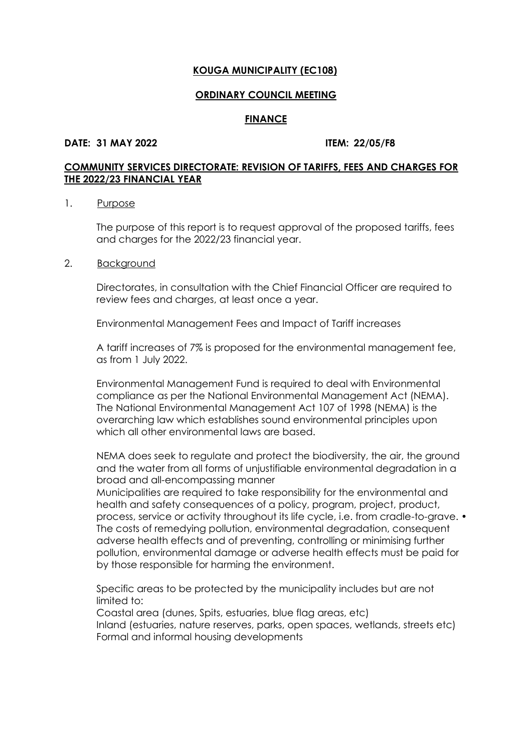**KOUGA MUNICIPALITY (EC108)**

**ORDINARY COUNCIL MEETING**

**FINANCE**

**DATE: 31 MAY 2022** **ITEM: 22/05/F8**

**COMMUNITY SERVICES DIRECTORATE: REVISION OF TARIFFS, FEES AND CHARGES FOR THE 2022/23 FINANCIAL YEAR**

1. Purpose

The purpose of this report is to request approval of the proposed tariffs, fees and charges for the 2022/23 financial year.

2. Background

Directorates, in consultation with the Chief Financial Officer are required to review fees and charges, at least once a year.

Environmental Management Fees and Impact of Tariff increases

A tariff increases of 7% is proposed for the environmental management fee, as from 1 July 2022.

Environmental Management Fund is required to deal with Environmental compliance as per the National Environmental Management Act (NEMA). The National Environmental Management Act 107 of 1998 (NEMA) is the overarching law which establishes sound environmental principles upon which all other environmental laws are based.

NEMA does seek to regulate and protect the biodiversity, the air, the ground and the water from all forms of unjustifiable environmental degradation in a broad and all-encompassing manner
Municipalities are required to take responsibility for the environmental and health and safety consequences of a policy, program, project, product, process, service or activity throughout its life cycle, i.e. from cradle-to-grave. • The costs of remedying pollution, environmental degradation, consequent adverse health effects and of preventing, controlling or minimising further pollution, environmental damage or adverse health effects must be paid for by those responsible for harming the environment.

Specific areas to be protected by the municipality includes but are not limited to:
Coastal area (dunes, Spits, estuaries, blue flag areas, etc)
Inland (estuaries, nature reserves, parks, open spaces, wetlands, streets etc)
Formal and informal housing developments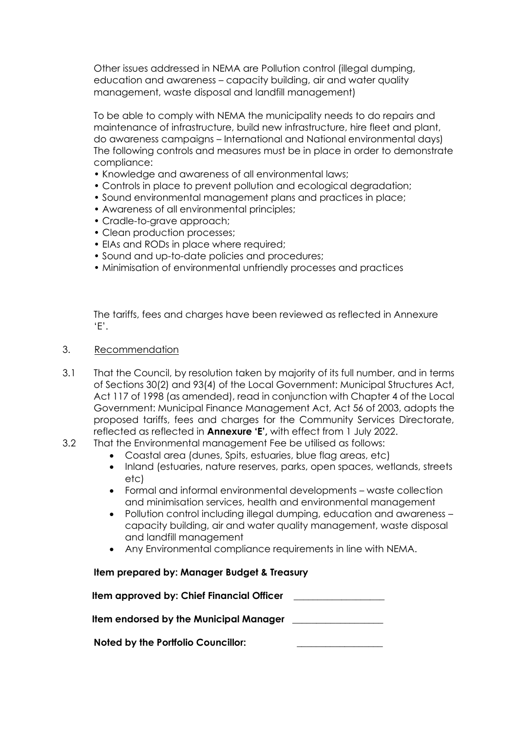Other issues addressed in NEMA are Pollution control (illegal dumping, education and awareness – capacity building, air and water quality management, waste disposal and landfill management)

To be able to comply with NEMA the municipality needs to do repairs and maintenance of infrastructure, build new infrastructure, hire fleet and plant, do awareness campaigns – International and National environmental days) The following controls and measures must be in place in order to demonstrate compliance:

- Knowledge and awareness of all environmental laws;
- Controls in place to prevent pollution and ecological degradation;
- Sound environmental management plans and practices in place;
- Awareness of all environmental principles;
- Cradle-to-grave approach;
- Clean production processes;
- EIAs and RODs in place where required;
- Sound and up-to-date policies and procedures;
- Minimisation of environmental unfriendly processes and practices

The tariffs, fees and charges have been reviewed as reflected in Annexure 'E'.

## 3. Recommendation

3.1 That the Council, by resolution taken by majority of its full number, and in terms of Sections 30(2) and 93(4) of the Local Government: Municipal Structures Act, Act 117 of 1998 (as amended), read in conjunction with Chapter 4 of the Local Government: Municipal Finance Management Act, Act 56 of 2003, adopts the proposed tariffs, fees and charges for the Community Services Directorate, reflected as reflected in **Annexure 'E',** with effect from 1 July 2022.

3.2 That the Environmental management Fee be utilised as follows:

- Coastal area (dunes, Spits, estuaries, blue flag areas, etc)
- Inland (estuaries, nature reserves, parks, open spaces, wetlands, streets etc)
- Formal and informal environmental developments – waste collection and minimisation services, health and environmental management
- Pollution control including illegal dumping, education and awareness – capacity building, air and water quality management, waste disposal and landfill management
- Any Environmental compliance requirements in line with NEMA.

**Item prepared by: Manager Budget & Treasury**

**Item approved by: Chief Financial Officer** ___________________

**Item endorsed by the Municipal Manager** ___________________

**Noted by the Portfolio Councillor:** ___________________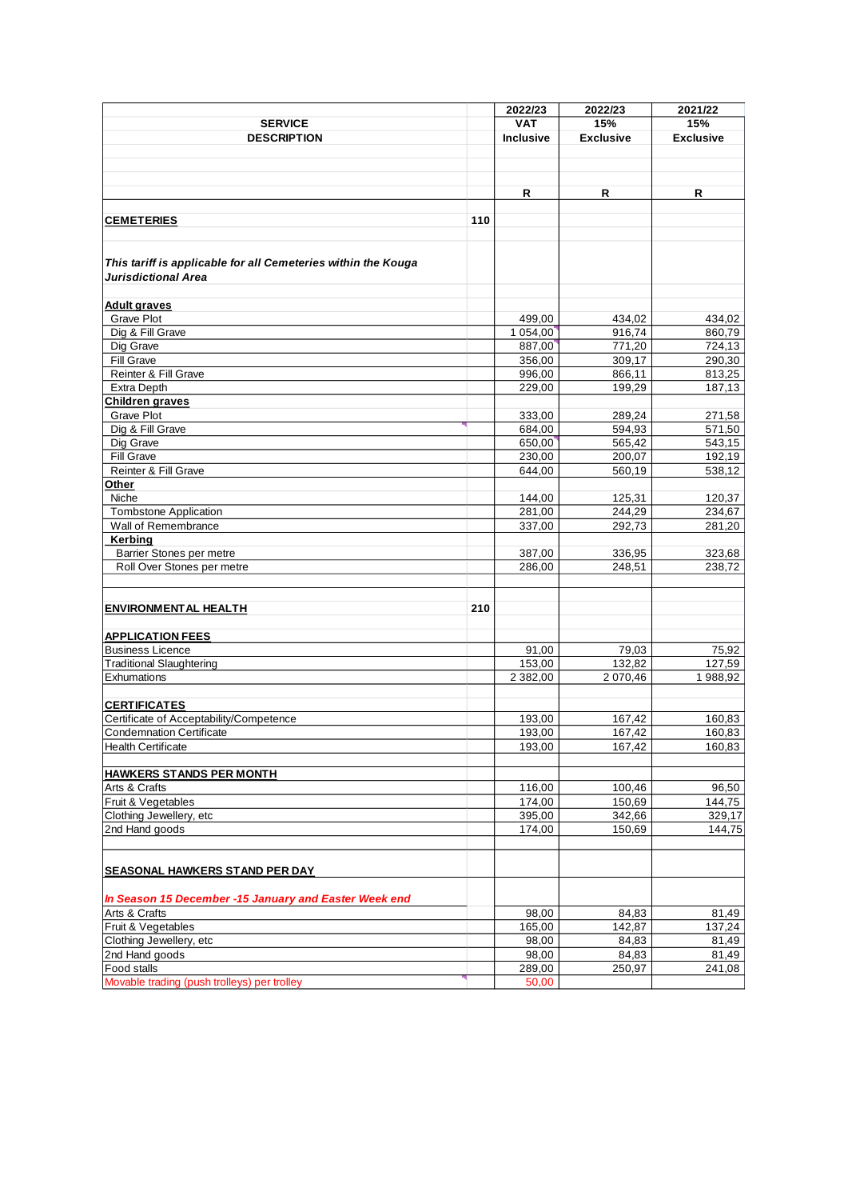| SERVICE DESCRIPTION | | 2022/23 VAT Inclusive | 2022/23 15% Exclusive | 2021/22 15% Exclusive |
|---|---|---|---|---|
| | | R | R | R |
| **CEMETERIES** | **110** | | | |
| ***This tariff is applicable for all Cemeteries within the Kouga Jurisdictional Area*** | | | | |
| **Adult graves** | | | | |
| Grave Plot | | 499,00 | 434,02 | 434,02 |
| Dig & Fill Grave | | 1 054,00 | 916,74 | 860,79 |
| Dig Grave | | 887,00 | 771,20 | 724,13 |
| Fill Grave | | 356,00 | 309,17 | 290,30 |
| Reinter & Fill Grave | | 996,00 | 866,11 | 813,25 |
| Extra Depth | | 229,00 | 199,29 | 187,13 |
| **Children graves** | | | | |
| Grave Plot | | 333,00 | 289,24 | 271,58 |
| Dig & Fill Grave | | 684,00 | 594,93 | 571,50 |
| Dig Grave | | 650,00 | 565,42 | 543,15 |
| Fill Grave | | 230,00 | 200,07 | 192,19 |
| Reinter & Fill Grave | | 644,00 | 560,19 | 538,12 |
| **Other** | | | | |
| Niche | | 144,00 | 125,31 | 120,37 |
| Tombstone Application | | 281,00 | 244,29 | 234,67 |
| Wall of Remembrance | | 337,00 | 292,73 | 281,20 |
| **Kerbing** | | | | |
| Barrier Stones per metre | | 387,00 | 336,95 | 323,68 |
| Roll Over Stones per metre | | 286,00 | 248,51 | 238,72 |
| **ENVIRONMENTAL HEALTH** | **210** | | | |
| **APPLICATION FEES** | | | | |
| Business Licence | | 91,00 | 79,03 | 75,92 |
| Traditional Slaughtering | | 153,00 | 132,82 | 127,59 |
| Exhumations | | 2 382,00 | 2 070,46 | 1 988,92 |
| **CERTIFICATES** | | | | |
| Certificate of Acceptability/Competence | | 193,00 | 167,42 | 160,83 |
| Condemnation Certificate | | 193,00 | 167,42 | 160,83 |
| Health Certificate | | 193,00 | 167,42 | 160,83 |
| **HAWKERS STANDS PER MONTH** | | | | |
| Arts & Crafts | | 116,00 | 100,46 | 96,50 |
| Fruit & Vegetables | | 174,00 | 150,69 | 144,75 |
| Clothing Jewellery, etc | | 395,00 | 342,66 | 329,17 |
| 2nd Hand goods | | 174,00 | 150,69 | 144,75 |
| **SEASONAL HAWKERS STAND PER DAY** | | | | |
| ***In Season 15 December -15 January and Easter Week end*** | | | | |
| Arts & Crafts | | 98,00 | 84,83 | 81,49 |
| Fruit & Vegetables | | 165,00 | 142,87 | 137,24 |
| Clothing Jewellery, etc | | 98,00 | 84,83 | 81,49 |
| 2nd Hand goods | | 98,00 | 84,83 | 81,49 |
| Food stalls | | 289,00 | 250,97 | 241,08 |
| Movable trading (push trolleys) per trolley | | 50,00 | | |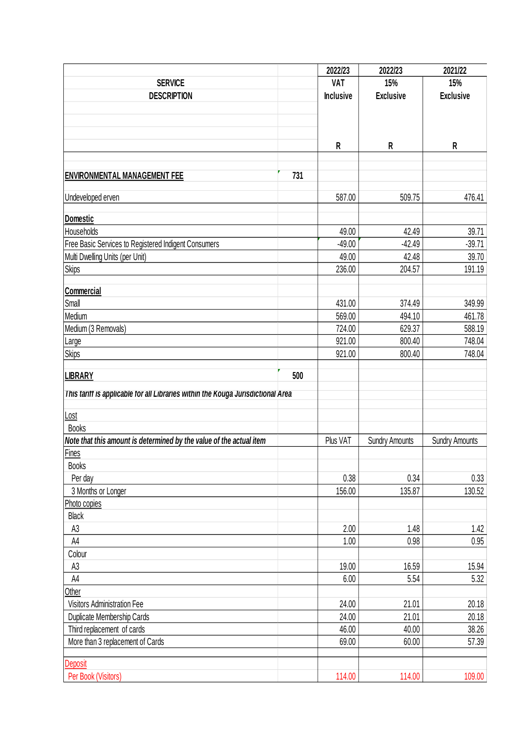| SERVICE DESCRIPTION | | 2022/23 VAT Inclusive R | 2022/23 15% Exclusive R | 2021/22 15% Exclusive R |
|---|---|---|---|---|
| **ENVIRONMENTAL MANAGEMENT FEE** | 731 | | | |
| Undeveloped erven | | 587.00 | 509.75 | 476.41 |
| **Domestic** | | | | |
| Households | | 49.00 | 42.49 | 39.71 |
| Free Basic Services to Registered Indigent Consumers | | -49.00 | -42.49 | -39.71 |
| Multi Dwelling Units (per Unit) | | 49.00 | 42.48 | 39.70 |
| Skips | | 236.00 | 204.57 | 191.19 |
| **Commercial** | | | | |
| Small | | 431.00 | 374.49 | 349.99 |
| Medium | | 569.00 | 494.10 | 461.78 |
| Medium (3 Removals) | | 724.00 | 629.37 | 588.19 |
| Large | | 921.00 | 800.40 | 748.04 |
| Skips | | 921.00 | 800.40 | 748.04 |
| **LIBRARY** | 500 | | | |
| *This tariff is applicable for all Libraries within the Kouga Jurisdictional Area* | | | | |
| Lost | | | | |
| Books | | | | |
| *Note that this amount is determined by the value of the actual item* | | Plus VAT | Sundry Amounts | Sundry Amounts |
| Fines | | | | |
| Books | | | | |
| Per day | | 0.38 | 0.34 | 0.33 |
| 3 Months or Longer | | 156.00 | 135.87 | 130.52 |
| Photo copies | | | | |
| Black | | | | |
| A3 | | 2.00 | 1.48 | 1.42 |
| A4 | | 1.00 | 0.98 | 0.95 |
| Colour | | | | |
| A3 | | 19.00 | 16.59 | 15.94 |
| A4 | | 6.00 | 5.54 | 5.32 |
| Other | | | | |
| Visitors Administration Fee | | 24.00 | 21.01 | 20.18 |
| Duplicate Membership Cards | | 24.00 | 21.01 | 20.18 |
| Third replacement of cards | | 46.00 | 40.00 | 38.26 |
| More than 3 replacement of Cards | | 69.00 | 60.00 | 57.39 |
| Deposit | | | | |
| Per Book (Visitors) | | 114.00 | 114.00 | 109.00 |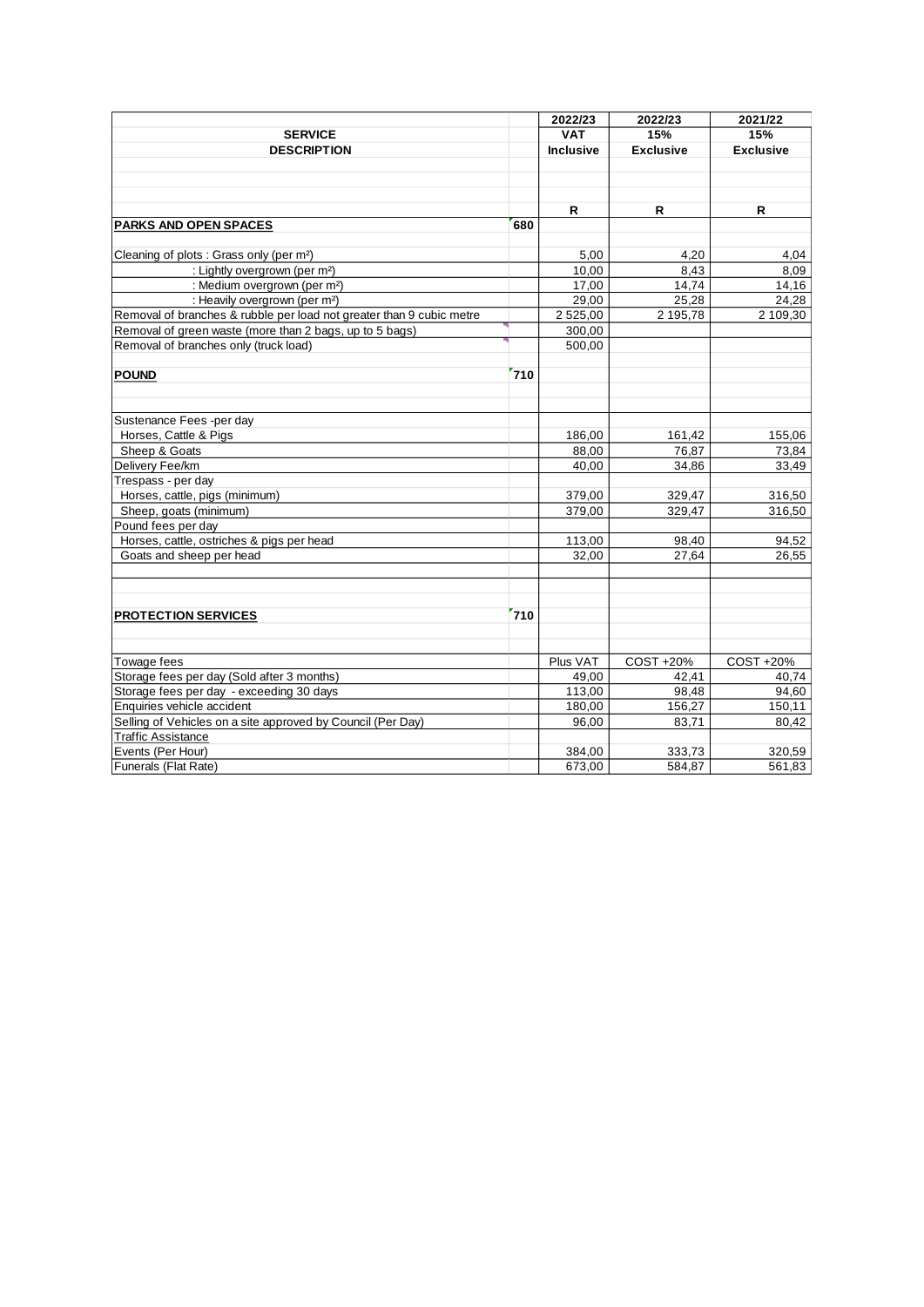| SERVICE DESCRIPTION | | 2022/23 VAT Inclusive | 2022/23 15% Exclusive | 2021/22 15% Exclusive |
|---|---|---|---|---|
| | | R | R | R |
| **PARKS AND OPEN SPACES** | 680 | | | |
| Cleaning of plots : Grass only (per m²) | | 5,00 | 4,20 | 4,04 |
| : Lightly overgrown (per m²) | | 10,00 | 8,43 | 8,09 |
| : Medium overgrown (per m²) | | 17,00 | 14,74 | 14,16 |
| : Heavily overgrown (per m²) | | 29,00 | 25,28 | 24,28 |
| Removal of branches & rubble per load not greater than 9 cubic metre | | 2 525,00 | 2 195,78 | 2 109,30 |
| Removal of green waste (more than 2 bags, up to 5 bags) | | 300,00 | | |
| Removal of branches only (truck load) | | 500,00 | | |
| **POUND** | 710 | | | |
| Sustenance Fees -per day | | | | |
| Horses, Cattle & Pigs | | 186,00 | 161,42 | 155,06 |
| Sheep & Goats | | 88,00 | 76,87 | 73,84 |
| Delivery Fee/km | | 40,00 | 34,86 | 33,49 |
| Trespass - per day | | | | |
| Horses, cattle, pigs (minimum) | | 379,00 | 329,47 | 316,50 |
| Sheep, goats (minimum) | | 379,00 | 329,47 | 316,50 |
| Pound fees per day | | | | |
| Horses, cattle, ostriches & pigs per head | | 113,00 | 98,40 | 94,52 |
| Goats and sheep per head | | 32,00 | 27,64 | 26,55 |
| **PROTECTION SERVICES** | 710 | | | |
| Towage fees | | Plus VAT | COST +20% | COST +20% |
| Storage fees per day (Sold after 3 months) | | 49,00 | 42,41 | 40,74 |
| Storage fees per day - exceeding 30 days | | 113,00 | 98,48 | 94,60 |
| Enquiries vehicle accident | | 180,00 | 156,27 | 150,11 |
| Selling of Vehicles on a site approved by Council (Per Day) | | 96,00 | 83,71 | 80,42 |
| Traffic Assistance | | | | |
| Events (Per Hour) | | 384,00 | 333,73 | 320,59 |
| Funerals (Flat Rate) | | 673,00 | 584,87 | 561,83 |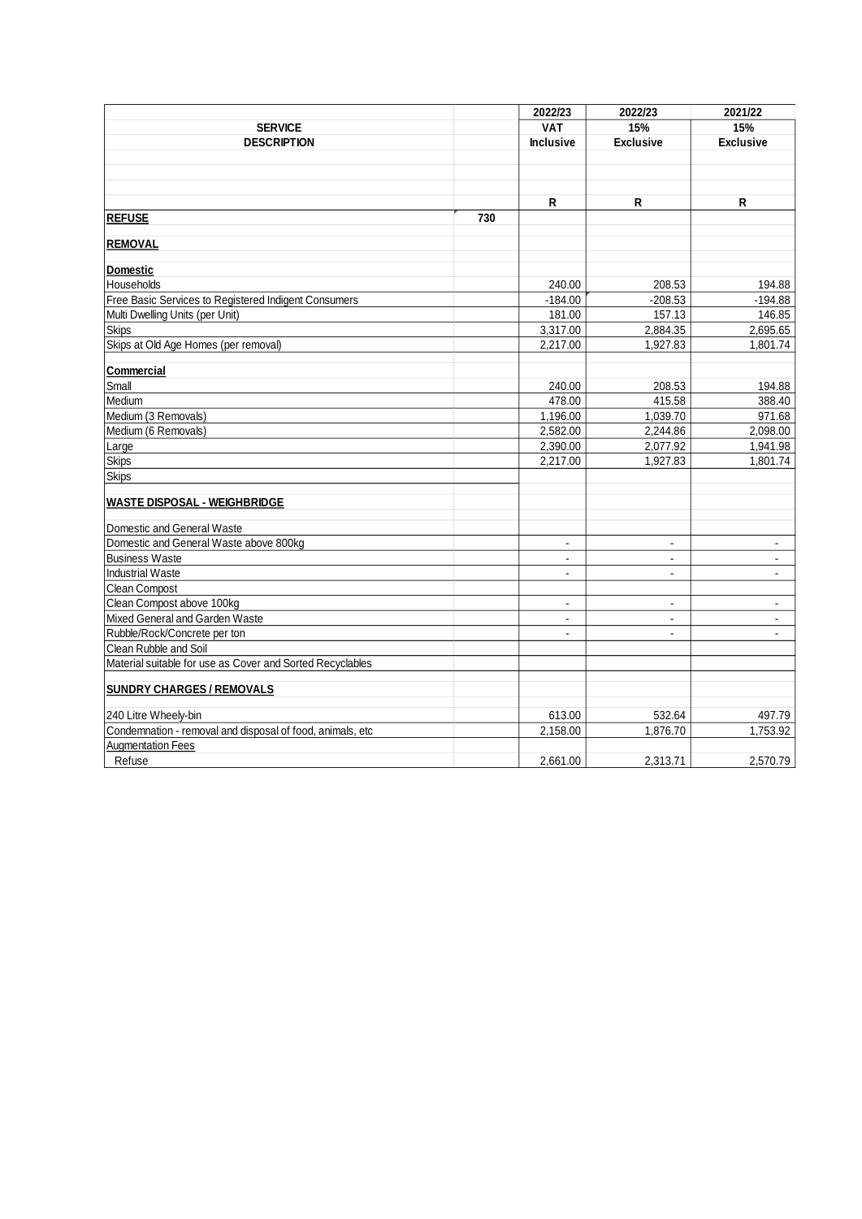| SERVICE DESCRIPTION | | 2022/23 VAT Inclusive | 2022/23 15% Exclusive | 2021/22 15% Exclusive |
|---|---|---|---|---|
| | | R | R | R |
| **REFUSE** | 730 | | | |
| **REMOVAL** | | | | |
| **Domestic** | | | | |
| Households | | 240.00 | 208.53 | 194.88 |
| Free Basic Services to Registered Indigent Consumers | | -184.00 | -208.53 | -194.88 |
| Multi Dwelling Units (per Unit) | | 181.00 | 157.13 | 146.85 |
| Skips | | 3,317.00 | 2,884.35 | 2,695.65 |
| Skips at Old Age Homes (per removal) | | 2,217.00 | 1,927.83 | 1,801.74 |
| **Commercial** | | | | |
| Small | | 240.00 | 208.53 | 194.88 |
| Medium | | 478.00 | 415.58 | 388.40 |
| Medium (3 Removals) | | 1,196.00 | 1,039.70 | 971.68 |
| Medium (6 Removals) | | 2,582.00 | 2,244.86 | 2,098.00 |
| Large | | 2,390.00 | 2,077.92 | 1,941.98 |
| Skips | | 2,217.00 | 1,927.83 | 1,801.74 |
| Skips | | | | |
| **WASTE DISPOSAL - WEIGHBRIDGE** | | | | |
| Domestic and General Waste | | | | |
| Domestic and General Waste above 800kg | | - | - | - |
| Business Waste | | - | - | - |
| Industrial Waste | | - | - | - |
| Clean Compost | | | | |
| Clean Compost above 100kg | | - | - | - |
| Mixed General and Garden Waste | | - | - | - |
| Rubble/Rock/Concrete per ton | | - | - | - |
| Clean Rubble and Soil | | | | |
| Material suitable for use as Cover and Sorted Recyclables | | | | |
| **SUNDRY CHARGES / REMOVALS** | | | | |
| 240 Litre Wheely-bin | | 613.00 | 532.64 | 497.79 |
| Condemnation - removal and disposal of food, animals, etc | | 2,158.00 | 1,876.70 | 1,753.92 |
| Augmentation Fees | | | | |
| Refuse | | 2,661.00 | 2,313.71 | 2,570.79 |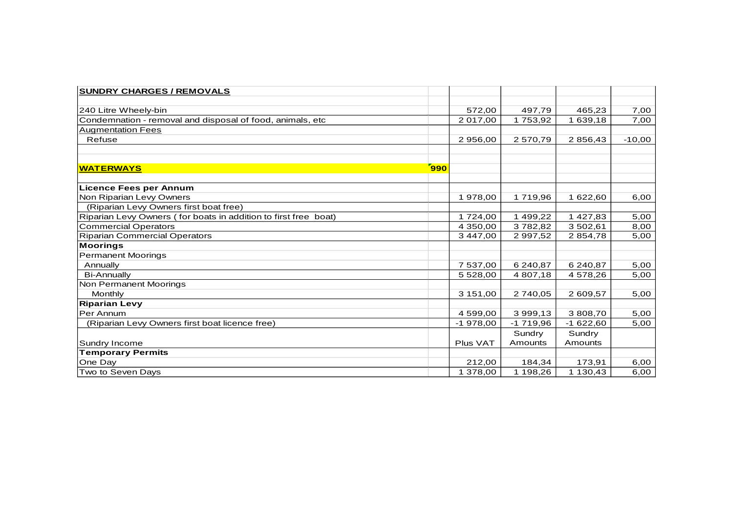| **SUNDRY CHARGES / REMOVALS** | | | | | |
|---|---|---|---|---|---|
| | | | | | |
| 240 Litre Wheely-bin | | 572,00 | 497,79 | 465,23 | 7,00 |
| Condemnation - removal and disposal of food, animals, etc | | 2 017,00 | 1 753,92 | 1 639,18 | 7,00 |
| Augmentation Fees | | | | | |
| Refuse | | 2 956,00 | 2 570,79 | 2 856,43 | -10,00 |
| | | | | | |
| | | | | | |
| **WATERWAYS** | **990** | | | | |
| | | | | | |
| **Licence Fees per Annum** | | | | | |
| Non Riparian Levy Owners | | 1 978,00 | 1 719,96 | 1 622,60 | 6,00 |
| (Riparian Levy Owners first boat free) | | | | | |
| Riparian Levy Owners ( for boats in addition to first free boat) | | 1 724,00 | 1 499,22 | 1 427,83 | 5,00 |
| Commercial Operators | | 4 350,00 | 3 782,82 | 3 502,61 | 8,00 |
| Riparian Commercial Operators | | 3 447,00 | 2 997,52 | 2 854,78 | 5,00 |
| **Moorings** | | | | | |
| Permanent Moorings | | | | | |
| Annually | | 7 537,00 | 6 240,87 | 6 240,87 | 5,00 |
| Bi-Annually | | 5 528,00 | 4 807,18 | 4 578,26 | 5,00 |
| Non Permanent Moorings | | | | | |
| Monthly | | 3 151,00 | 2 740,05 | 2 609,57 | 5,00 |
| **Riparian Levy** | | | | | |
| Per Annum | | 4 599,00 | 3 999,13 | 3 808,70 | 5,00 |
| (Riparian Levy Owners first boat licence free) | | -1 978,00 | -1 719,96 | -1 622,60 | 5,00 |
| Sundry Income | | Plus VAT | Sundry Amounts | Sundry Amounts | |
| **Temporary Permits** | | | | | |
| One Day | | 212,00 | 184,34 | 173,91 | 6,00 |
| Two to Seven Days | | 1 378,00 | 1 198,26 | 1 130,43 | 6,00 |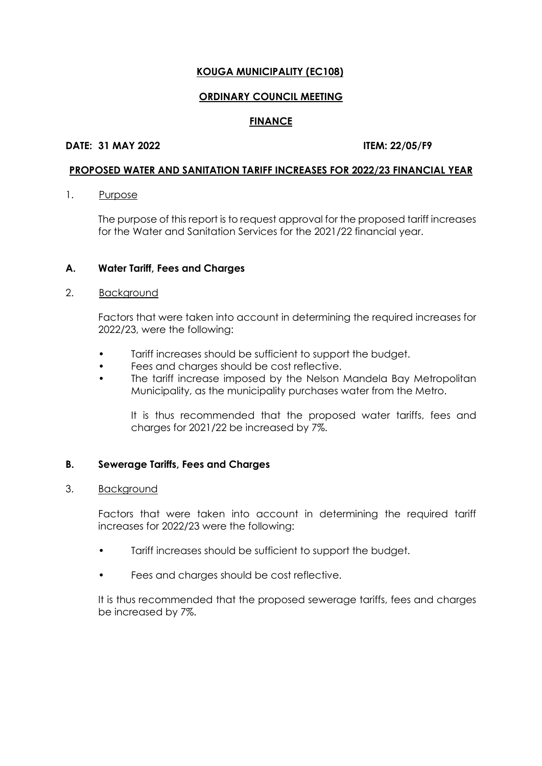**KOUGA MUNICIPALITY (EC108)**

**ORDINARY COUNCIL MEETING**

**FINANCE**

**DATE: 31 MAY 2022** **ITEM: 22/05/F9**

**PROPOSED WATER AND SANITATION TARIFF INCREASES FOR 2022/23 FINANCIAL YEAR**

1. Purpose

   The purpose of this report is to request approval for the proposed tariff increases for the Water and Sanitation Services for the 2021/22 financial year.

## A. Water Tariff, Fees and Charges

2. Background

   Factors that were taken into account in determining the required increases for 2022/23, were the following:

   - Tariff increases should be sufficient to support the budget.
   - Fees and charges should be cost reflective.
   - The tariff increase imposed by the Nelson Mandela Bay Metropolitan Municipality, as the municipality purchases water from the Metro.

     It is thus recommended that the proposed water tariffs, fees and charges for 2021/22 be increased by 7%.

## B. Sewerage Tariffs, Fees and Charges

3. Background

   Factors that were taken into account in determining the required tariff increases for 2022/23 were the following:

   - Tariff increases should be sufficient to support the budget.
   - Fees and charges should be cost reflective.

   It is thus recommended that the proposed sewerage tariffs, fees and charges be increased by 7%.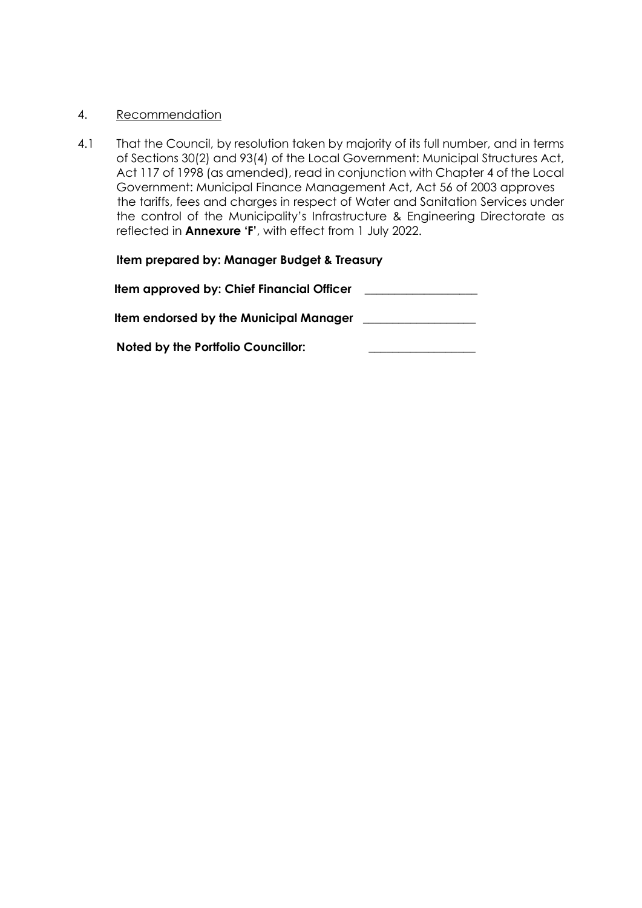4. Recommendation

4.1 That the Council, by resolution taken by majority of its full number, and in terms of Sections 30(2) and 93(4) of the Local Government: Municipal Structures Act, Act 117 of 1998 (as amended), read in conjunction with Chapter 4 of the Local Government: Municipal Finance Management Act, Act 56 of 2003 approves the tariffs, fees and charges in respect of Water and Sanitation Services under the control of the Municipality's Infrastructure & Engineering Directorate as reflected in **Annexure 'F'**, with effect from 1 July 2022.

**Item prepared by: Manager Budget & Treasury**

**Item approved by: Chief Financial Officer** \_\_\_\_\_\_\_\_\_\_\_\_\_\_\_\_\_\_\_

**Item endorsed by the Municipal Manager** \_\_\_\_\_\_\_\_\_\_\_\_\_\_\_\_\_\_\_

**Noted by the Portfolio Councillor:** \_\_\_\_\_\_\_\_\_\_\_\_\_\_\_\_\_\_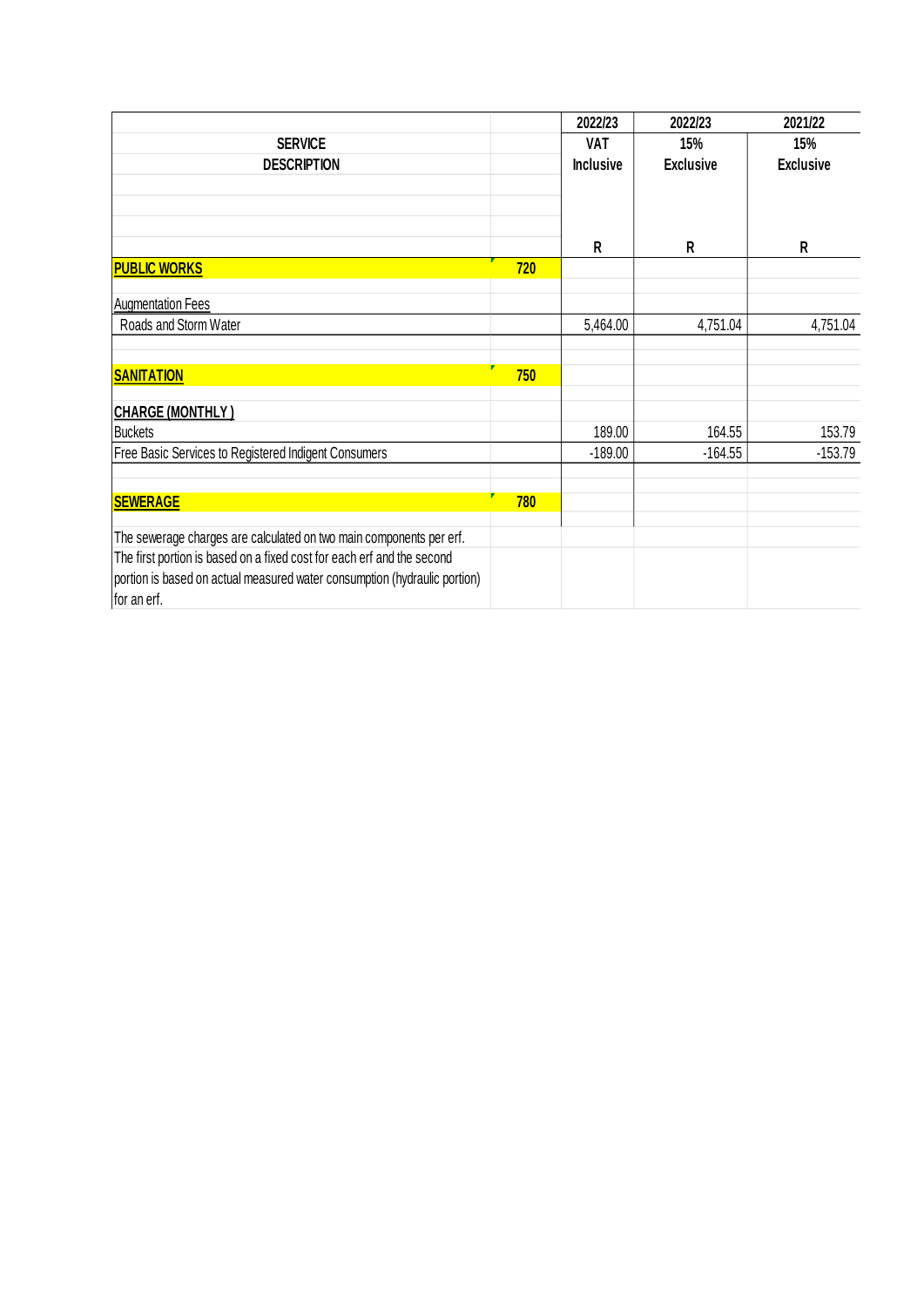| SERVICE DESCRIPTION | | 2022/23 VAT Inclusive R | 2022/23 15% Exclusive R | 2021/22 15% Exclusive R |
|---|---|---|---|---|
| **PUBLIC WORKS** | **720** | | | |
| Augmentation Fees | | | | |
| Roads and Storm Water | | 5,464.00 | 4,751.04 | 4,751.04 |
| **SANITATION** | **750** | | | |
| **CHARGE (MONTHLY )** | | | | |
| Buckets | | 189.00 | 164.55 | 153.79 |
| Free Basic Services to Registered Indigent Consumers | | -189.00 | -164.55 | -153.79 |
| **SEWERAGE** | **780** | | | |
| The sewerage charges are calculated on two main components per erf. | | | | |
| The first portion is based on a fixed cost for each erf and the second portion is based on actual measured water consumption (hydraulic portion) for an erf. | | | | |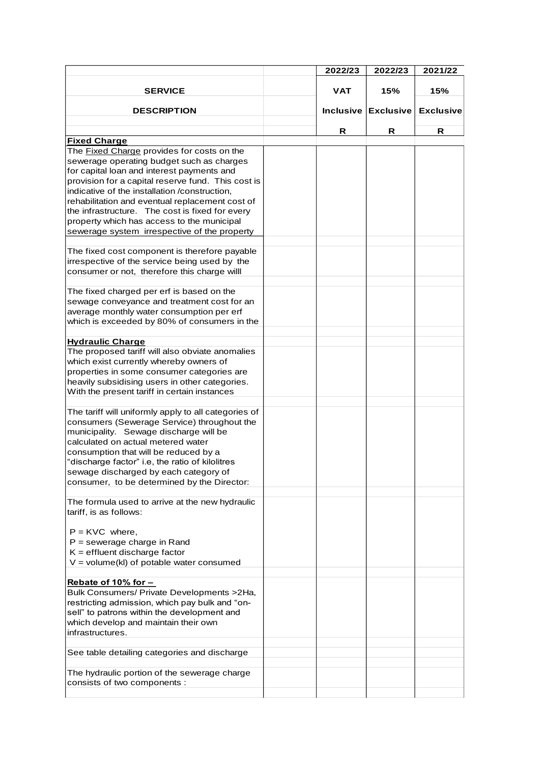| SERVICE DESCRIPTION | | 2022/23 VAT Inclusive | 2022/23 15% Exclusive | 2021/22 15% Exclusive |
|---|---|---|---|---|
| | | R | R | R |
| **Fixed Charge** | | | | |
| The <u>Fixed Charge</u> provides for costs on the sewerage operating budget such as charges for capital loan and interest payments and provision for a capital reserve fund. This cost is indicative of the installation /construction, rehabilitation and eventual replacement cost of the infrastructure. The cost is fixed for every property which has access to the municipal sewerage system irrespective of the property | | | | |
| The fixed cost component is therefore payable irrespective of the service being used by the consumer or not, therefore this charge willl | | | | |
| The fixed charged per erf is based on the sewage conveyance and treatment cost for an average monthly water consumption per erf which is exceeded by 80% of consumers in the | | | | |
| **<u>Hydraulic Charge</u>** | | | | |
| The proposed tariff will also obviate anomalies which exist currently whereby owners of properties in some consumer categories are heavily subsidising users in other categories. With the present tariff in certain instances | | | | |
| The tariff will uniformly apply to all categories of consumers (Sewerage Service) throughout the municipality. Sewage discharge will be calculated on actual metered water consumption that will be reduced by a "discharge factor" i.e, the ratio of kilolitres sewage discharged by each category of consumer, to be determined by the Director: | | | | |
| The formula used to arrive at the new hydraulic tariff, is as follows:<br><br>$P = KVC$ where,<br>$P$ = sewerage charge in Rand<br>$K$ = effluent discharge factor<br>$V$ = volume(kl) of potable water consumed | | | | |
| **<u>Rebate of 10% for –</u>**<br>Bulk Consumers/ Private Developments >2Ha, restricting admission, which pay bulk and "on-sell" to patrons within the development and which develop and maintain their own infrastructures. | | | | |
| See table detailing categories and discharge | | | | |
| The hydraulic portion of the sewerage charge consists of two components : | | | | |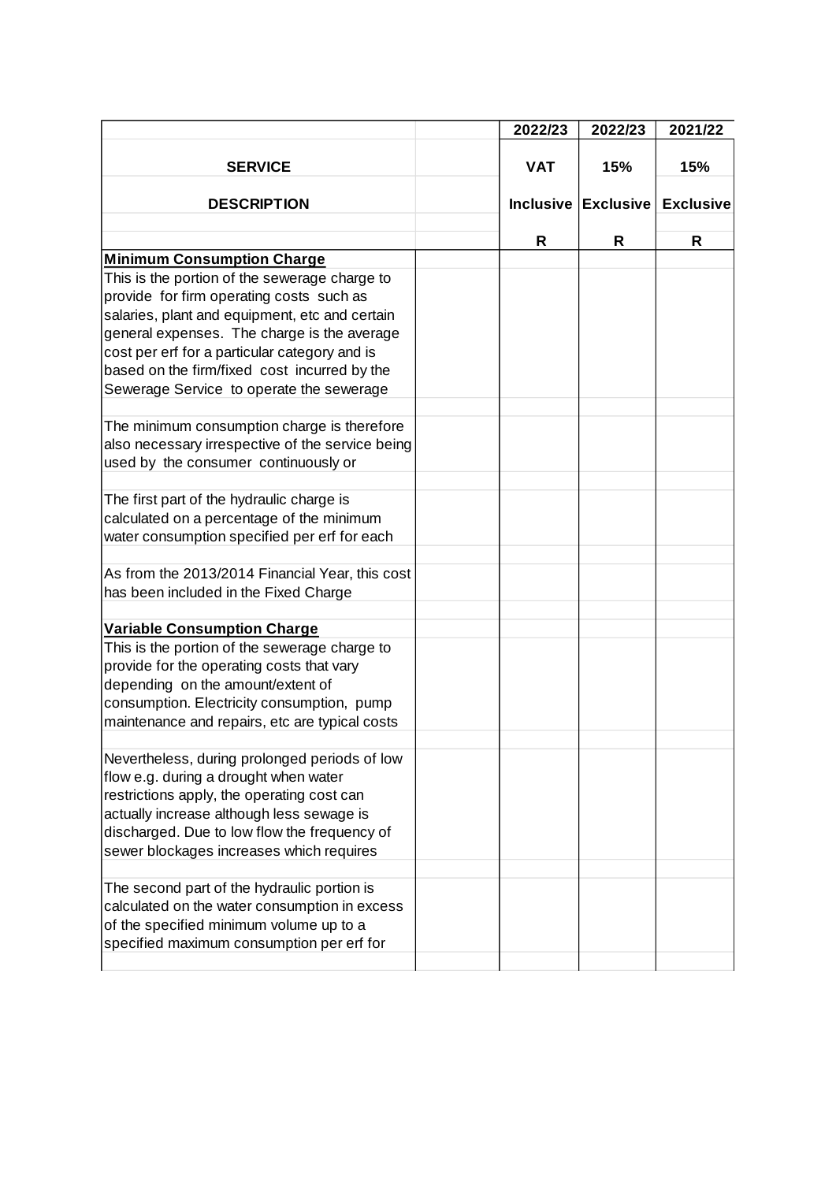| SERVICE DESCRIPTION | | 2022/23 VAT Inclusive | 2022/23 15% Exclusive | 2021/22 15% Exclusive |
|---|---|---|---|---|
| | | R | R | R |
| **Minimum Consumption Charge** | | | | |
| This is the portion of the sewerage charge to provide for firm operating costs such as salaries, plant and equipment, etc and certain general expenses. The charge is the average cost per erf for a particular category and is based on the firm/fixed cost incurred by the Sewerage Service to operate the sewerage | | | | |
| The minimum consumption charge is therefore also necessary irrespective of the service being used by the consumer continuously or | | | | |
| The first part of the hydraulic charge is calculated on a percentage of the minimum water consumption specified per erf for each | | | | |
| As from the 2013/2014 Financial Year, this cost has been included in the Fixed Charge | | | | |
| **Variable Consumption Charge** | | | | |
| This is the portion of the sewerage charge to provide for the operating costs that vary depending on the amount/extent of consumption. Electricity consumption, pump maintenance and repairs, etc are typical costs | | | | |
| Nevertheless, during prolonged periods of low flow e.g. during a drought when water restrictions apply, the operating cost can actually increase although less sewage is discharged. Due to low flow the frequency of sewer blockages increases which requires | | | | |
| The second part of the hydraulic portion is calculated on the water consumption in excess of the specified minimum volume up to a specified maximum consumption per erf for | | | | |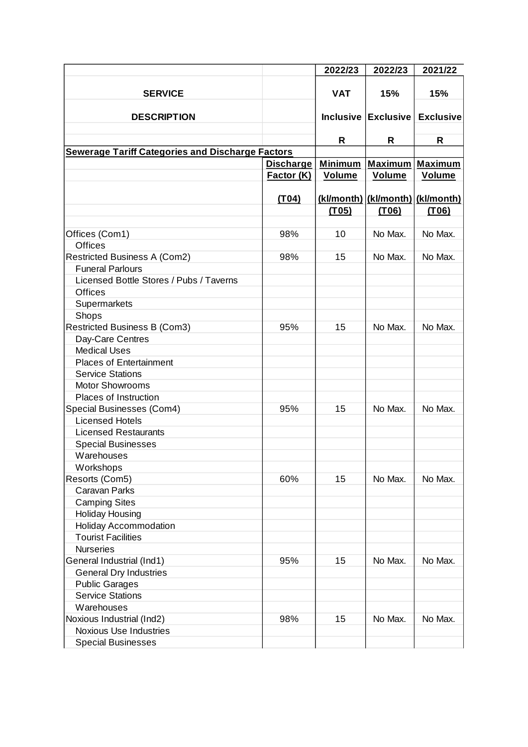| SERVICE DESCRIPTION | | 2022/23 VAT Inclusive R | 2022/23 15% Exclusive R | 2021/22 15% Exclusive R |
|---|---|---|---|---|
| **Sewerage Tariff Categories and Discharge Factors** | | | | |
| | **Discharge Factor (K) (T04)** | **Minimum Volume (kl/month) (T05)** | **Maximum Volume (kl/month) (T06)** | **Maximum Volume (kl/month) (T06)** |
| Offices (Com1) | 98% | 10 | No Max. | No Max. |
| Offices | | | | |
| Restricted Business A (Com2) | 98% | 15 | No Max. | No Max. |
| Funeral Parlours | | | | |
| Licensed Bottle Stores / Pubs / Taverns | | | | |
| Offices | | | | |
| Supermarkets | | | | |
| Shops | | | | |
| Restricted Business B (Com3) | 95% | 15 | No Max. | No Max. |
| Day-Care Centres | | | | |
| Medical Uses | | | | |
| Places of Entertainment | | | | |
| Service Stations | | | | |
| Motor Showrooms | | | | |
| Places of Instruction | | | | |
| Special Businesses (Com4) | 95% | 15 | No Max. | No Max. |
| Licensed Hotels | | | | |
| Licensed Restaurants | | | | |
| Special Businesses | | | | |
| Warehouses | | | | |
| Workshops | | | | |
| Resorts (Com5) | 60% | 15 | No Max. | No Max. |
| Caravan Parks | | | | |
| Camping Sites | | | | |
| Holiday Housing | | | | |
| Holiday Accommodation | | | | |
| Tourist Facilities | | | | |
| Nurseries | | | | |
| General Industrial (Ind1) | 95% | 15 | No Max. | No Max. |
| General Dry Industries | | | | |
| Public Garages | | | | |
| Service Stations | | | | |
| Warehouses | | | | |
| Noxious Industrial (Ind2) | 98% | 15 | No Max. | No Max. |
| Noxious Use Industries | | | | |
| Special Businesses | | | | |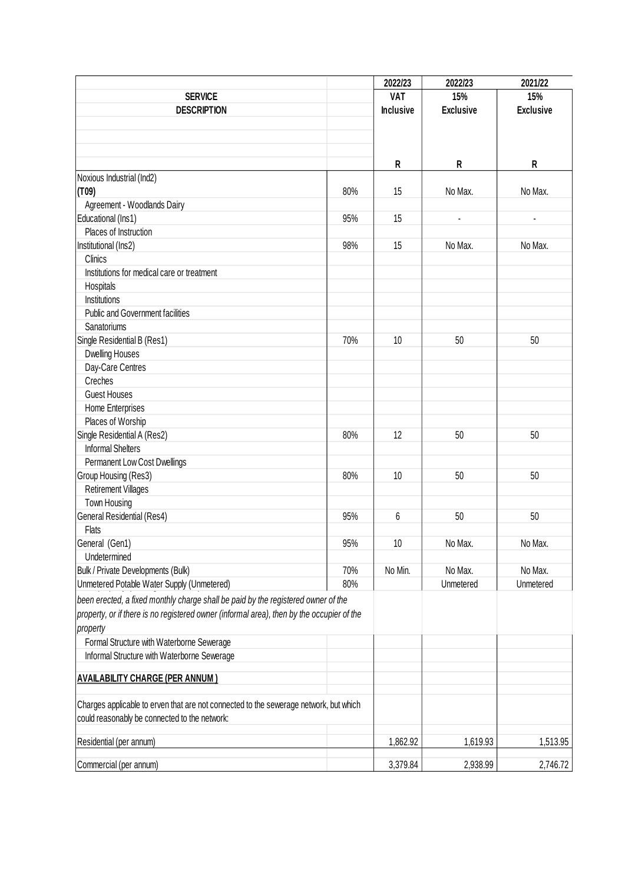| SERVICE DESCRIPTION | | 2022/23 VAT Inclusive | 2022/23 15% Exclusive | 2021/22 15% Exclusive |
|---|---|---|---|---|
| | | R | R | R |
| Noxious Industrial (Ind2) | | | | |
| **(T09)** | 80% | 15 | No Max. | No Max. |
| Agreement - Woodlands Dairy | | | | |
| Educational (Ins1) | 95% | 15 | - | - |
| Places of Instruction | | | | |
| Institutional (Ins2) | 98% | 15 | No Max. | No Max. |
| Clinics | | | | |
| Institutions for medical care or treatment | | | | |
| Hospitals | | | | |
| Institutions | | | | |
| Public and Government facilities | | | | |
| Sanatoriums | | | | |
| Single Residential B (Res1) | 70% | 10 | 50 | 50 |
| Dwelling Houses | | | | |
| Day-Care Centres | | | | |
| Creches | | | | |
| Guest Houses | | | | |
| Home Enterprises | | | | |
| Places of Worship | | | | |
| Single Residential A (Res2) | 80% | 12 | 50 | 50 |
| Informal Shelters | | | | |
| Permanent Low Cost Dwellings | | | | |
| Group Housing (Res3) | 80% | 10 | 50 | 50 |
| Retirement Villages | | | | |
| Town Housing | | | | |
| General Residential (Res4) | 95% | 6 | 50 | 50 |
| Flats | | | | |
| General (Gen1) | 95% | 10 | No Max. | No Max. |
| Undetermined | | | | |
| Bulk / Private Developments (Bulk) | 70% | No Min. | No Max. | No Max. |
| Unmetered Potable Water Supply (Unmetered) | 80% | | Unmetered | Unmetered |
| *been erected, a fixed monthly charge shall be paid by the registered owner of the property, or if there is no registered owner (informal area), then by the occupier of the property* | | | | |
| Formal Structure with Waterborne Sewerage | | | | |
| Informal Structure with Waterborne Sewerage | | | | |
| **AVAILABILITY CHARGE (PER ANNUM )** | | | | |
| Charges applicable to erven that are not connected to the sewerage network, but which could reasonably be connected to the network: | | | | |
| Residential (per annum) | | 1,862.92 | 1,619.93 | 1,513.95 |
| Commercial (per annum) | | 3,379.84 | 2,938.99 | 2,746.72 |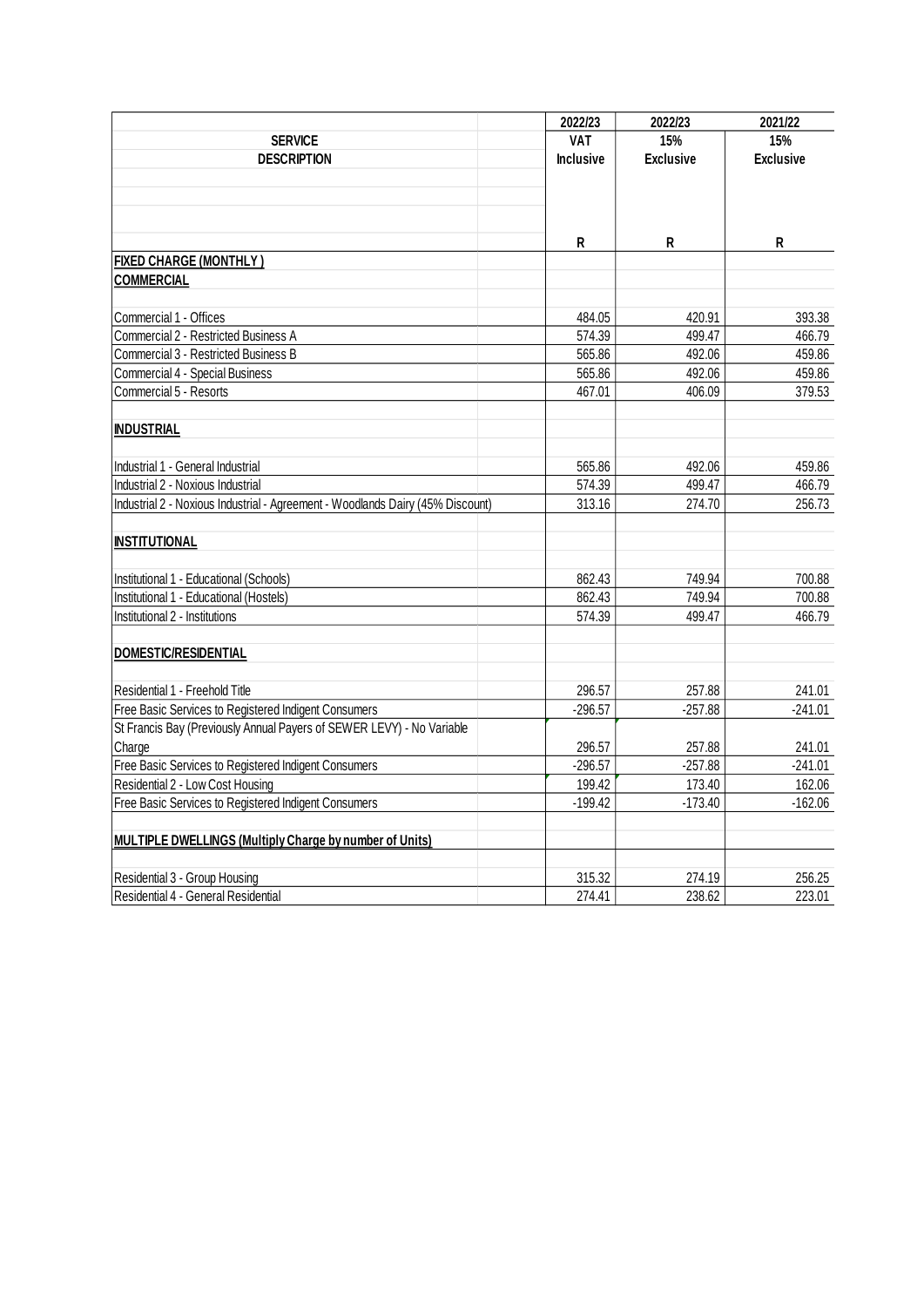| SERVICE DESCRIPTION | 2022/23 VAT Inclusive | 2022/23 15% Exclusive | 2021/22 15% Exclusive |
|---|---|---|---|
| | R | R | R |
| **FIXED CHARGE (MONTHLY )** | | | |
| **COMMERCIAL** | | | |
| Commercial 1 - Offices | 484.05 | 420.91 | 393.38 |
| Commercial 2 - Restricted Business A | 574.39 | 499.47 | 466.79 |
| Commercial 3 - Restricted Business B | 565.86 | 492.06 | 459.86 |
| Commercial 4 - Special Business | 565.86 | 492.06 | 459.86 |
| Commercial 5 - Resorts | 467.01 | 406.09 | 379.53 |
| **INDUSTRIAL** | | | |
| Industrial 1 - General Industrial | 565.86 | 492.06 | 459.86 |
| Industrial 2 - Noxious Industrial | 574.39 | 499.47 | 466.79 |
| Industrial 2 - Noxious Industrial - Agreement - Woodlands Dairy (45% Discount) | 313.16 | 274.70 | 256.73 |
| **INSTITUTIONAL** | | | |
| Institutional 1 - Educational (Schools) | 862.43 | 749.94 | 700.88 |
| Institutional 1 - Educational (Hostels) | 862.43 | 749.94 | 700.88 |
| Institutional 2 - Institutions | 574.39 | 499.47 | 466.79 |
| **DOMESTIC/RESIDENTIAL** | | | |
| Residential 1 - Freehold Title | 296.57 | 257.88 | 241.01 |
| Free Basic Services to Registered Indigent Consumers | -296.57 | -257.88 | -241.01 |
| St Francis Bay (Previously Annual Payers of SEWER LEVY) - No Variable Charge | 296.57 | 257.88 | 241.01 |
| Free Basic Services to Registered Indigent Consumers | -296.57 | -257.88 | -241.01 |
| Residential 2 - Low Cost Housing | 199.42 | 173.40 | 162.06 |
| Free Basic Services to Registered Indigent Consumers | -199.42 | -173.40 | -162.06 |
| **MULTIPLE DWELLINGS (Multiply Charge by number of Units)** | | | |
| Residential 3 - Group Housing | 315.32 | 274.19 | 256.25 |
| Residential 4 - General Residential | 274.41 | 238.62 | 223.01 |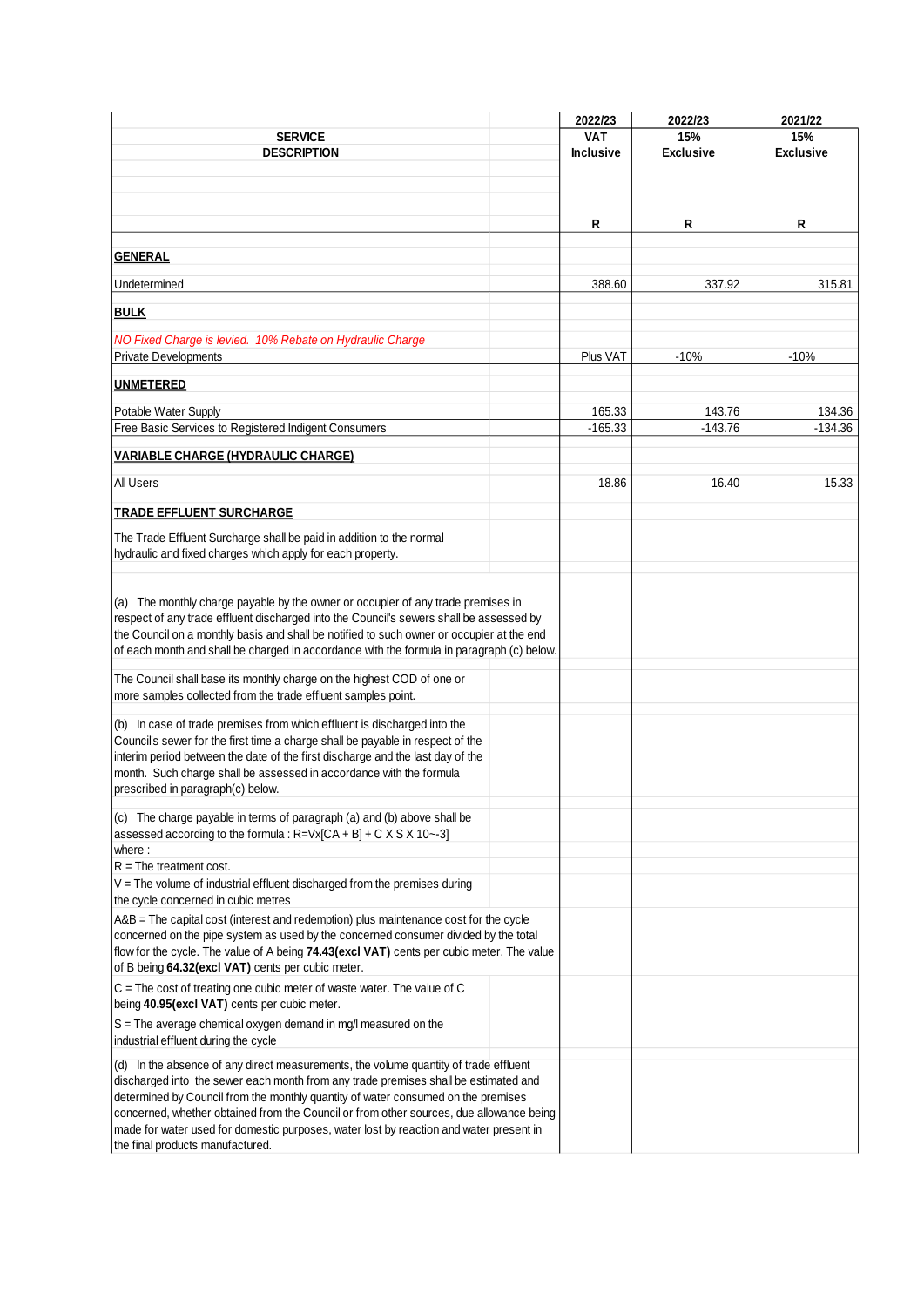| SERVICE DESCRIPTION | 2022/23 VAT Inclusive | 2022/23 15% Exclusive | 2021/22 15% Exclusive |
|---|---|---|---|
| | R | R | R |
| **GENERAL** | | | |
| Undetermined | 388.60 | 337.92 | 315.81 |
| **BULK** | | | |
| *NO Fixed Charge is levied. 10% Rebate on Hydraulic Charge* | | | |
| Private Developments | Plus VAT | -10% | -10% |
| **UNMETERED** | | | |
| Potable Water Supply | 165.33 | 143.76 | 134.36 |
| Free Basic Services to Registered Indigent Consumers | -165.33 | -143.76 | -134.36 |
| **VARIABLE CHARGE (HYDRAULIC CHARGE)** | | | |
| All Users | 18.86 | 16.40 | 15.33 |
| **TRADE EFFLUENT SURCHARGE** | | | |
| The Trade Effluent Surcharge shall be paid in addition to the normal hydraulic and fixed charges which apply for each property. | | | |
| (a) The monthly charge payable by the owner or occupier of any trade premises in respect of any trade effluent discharged into the Council's sewers shall be assessed by the Council on a monthly basis and shall be notified to such owner or occupier at the end of each month and shall be charged in accordance with the formula in paragraph (c) below. | | | |
| The Council shall base its monthly charge on the highest COD of one or more samples collected from the trade effluent samples point. | | | |
| (b) In case of trade premises from which effluent is discharged into the Council's sewer for the first time a charge shall be payable in respect of the interim period between the date of the first discharge and the last day of the month. Such charge shall be assessed in accordance with the formula prescribed in paragraph(c) below. | | | |
| (c) The charge payable in terms of paragraph (a) and (b) above shall be assessed according to the formula : R=Vx[CA + B] + C X S X 10~-3] | | | |
| where : | | | |
| R = The treatment cost. | | | |
| V = The volume of industrial effluent discharged from the premises during the cycle concerned in cubic metres | | | |
| A&B = The capital cost (interest and redemption) plus maintenance cost for the cycle concerned on the pipe system as used by the concerned consumer divided by the total flow for the cycle. The value of A being **74.43(excl VAT)** cents per cubic meter. The value of B being **64.32(excl VAT)** cents per cubic meter. | | | |
| C = The cost of treating one cubic meter of waste water. The value of C being **40.95(excl VAT)** cents per cubic meter. | | | |
| S = The average chemical oxygen demand in mg/l measured on the industrial effluent during the cycle | | | |
| (d) In the absence of any direct measurements, the volume quantity of trade effluent discharged into the sewer each month from any trade premises shall be estimated and determined by Council from the monthly quantity of water consumed on the premises concerned, whether obtained from the Council or from other sources, due allowance being made for water used for domestic purposes, water lost by reaction and water present in the final products manufactured. | | | |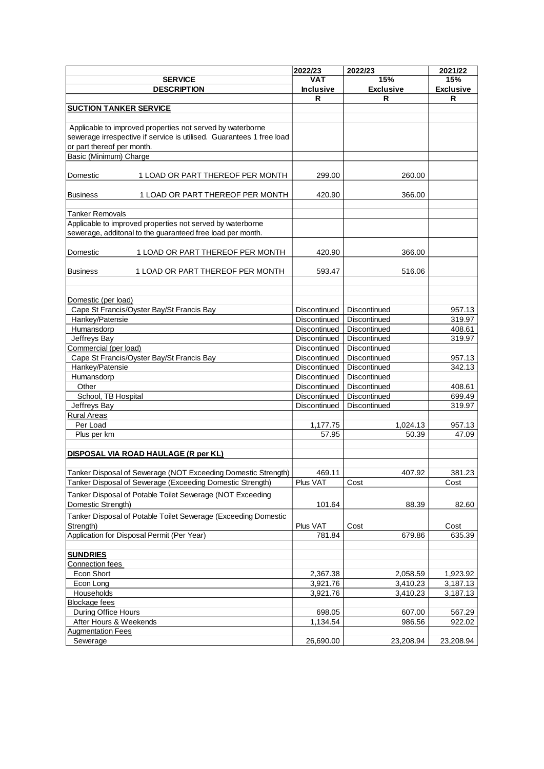| SERVICE DESCRIPTION | 2022/23 VAT Inclusive | 2022/23 15% Exclusive | 2021/22 15% Exclusive |
|---|---|---|---|
| | R | R | R |
| **SUCTION TANKER SERVICE** | | | |
| Applicable to improved properties not served by waterborne sewerage irrespective if service is utilised. Guarantees 1 free load or part thereof per month. | | | |
| Basic (Minimum) Charge | | | |
| Domestic 1 LOAD OR PART THEREOF PER MONTH | 299.00 | 260.00 | |
| Business 1 LOAD OR PART THEREOF PER MONTH | 420.90 | 366.00 | |
| Tanker Removals | | | |
| Applicable to improved properties not served by waterborne sewerage, additonal to the guaranteed free load per month. | | | |
| Domestic 1 LOAD OR PART THEREOF PER MONTH | 420.90 | 366.00 | |
| Business 1 LOAD OR PART THEREOF PER MONTH | 593.47 | 516.06 | |
| Domestic (per load) | | | |
| Cape St Francis/Oyster Bay/St Francis Bay | Discontinued | Discontinued | 957.13 |
| Hankey/Patensie | Discontinued | Discontinued | 319.97 |
| Humansdorp | Discontinued | Discontinued | 408.61 |
| Jeffreys Bay | Discontinued | Discontinued | 319.97 |
| Commercial (per load) | Discontinued | Discontinued | |
| Cape St Francis/Oyster Bay/St Francis Bay | Discontinued | Discontinued | 957.13 |
| Hankey/Patensie | Discontinued | Discontinued | 342.13 |
| Humansdorp | Discontinued | Discontinued | |
| Other | Discontinued | Discontinued | 408.61 |
| School, TB Hospital | Discontinued | Discontinued | 699.49 |
| Jeffreys Bay | Discontinued | Discontinued | 319.97 |
| Rural Areas | | | |
| Per Load | 1,177.75 | 1,024.13 | 957.13 |
| Plus per km | 57.95 | 50.39 | 47.09 |
| **DISPOSAL VIA ROAD HAULAGE (R per KL)** | | | |
| Tanker Disposal of Sewerage (NOT Exceeding Domestic Strength) | 469.11 | 407.92 | 381.23 |
| Tanker Disposal of Sewerage (Exceeding Domestic Strength) | Plus VAT | Cost | Cost |
| Tanker Disposal of Potable Toilet Sewerage (NOT Exceeding Domestic Strength) | 101.64 | 88.39 | 82.60 |
| Tanker Disposal of Potable Toilet Sewerage (Exceeding Domestic Strength) | Plus VAT | Cost | Cost |
| Application for Disposal Permit (Per Year) | 781.84 | 679.86 | 635.39 |
| **SUNDRIES** | | | |
| Connection fees | | | |
| Econ Short | 2,367.38 | 2,058.59 | 1,923.92 |
| Econ Long | 3,921.76 | 3,410.23 | 3,187.13 |
| Households | 3,921.76 | 3,410.23 | 3,187.13 |
| Blockage fees | | | |
| During Office Hours | 698.05 | 607.00 | 567.29 |
| After Hours & Weekends | 1,134.54 | 986.56 | 922.02 |
| Augmentation Fees | | | |
| Sewerage | 26,690.00 | 23,208.94 | 23,208.94 |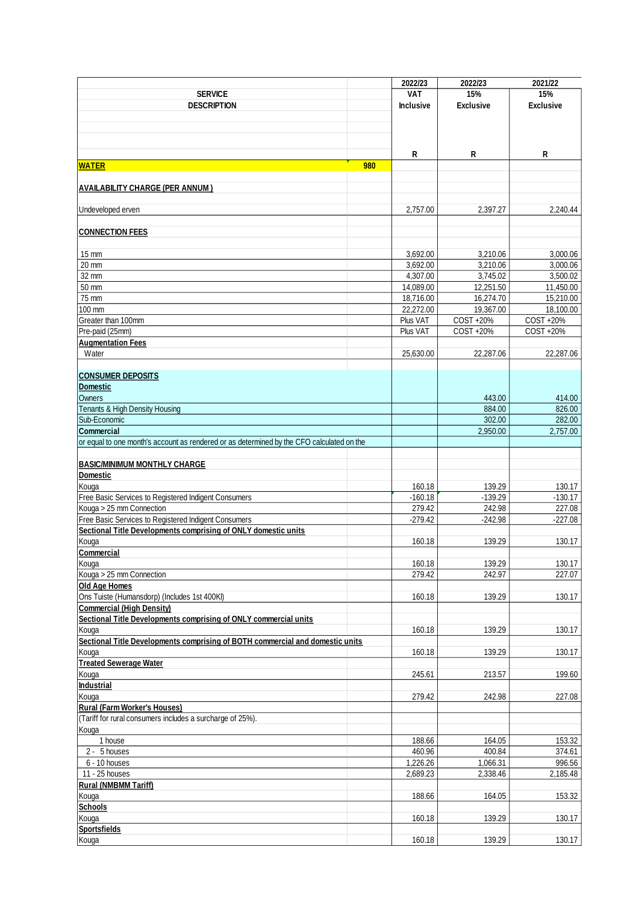| SERVICE DESCRIPTION | | 2022/23 VAT Inclusive | 2022/23 15% Exclusive | 2021/22 15% Exclusive |
|---|---|---|---|---|
| | | R | R | R |
| **WATER** | 980 | | | |
| **AVAILABILITY CHARGE (PER ANNUM )** | | | | |
| Undeveloped erven | | 2,757.00 | 2,397.27 | 2,240.44 |
| **CONNECTION FEES** | | | | |
| 15 mm | | 3,692.00 | 3,210.06 | 3,000.06 |
| 20 mm | | 3,692.00 | 3,210.06 | 3,000.06 |
| 32 mm | | 4,307.00 | 3,745.02 | 3,500.02 |
| 50 mm | | 14,089.00 | 12,251.50 | 11,450.00 |
| 75 mm | | 18,716.00 | 16,274.70 | 15,210.00 |
| 100 mm | | 22,272.00 | 19,367.00 | 18,100.00 |
| Greater than 100mm | | Plus VAT | COST +20% | COST +20% |
| Pre-paid (25mm) | | Plus VAT | COST +20% | COST +20% |
| **Augmentation Fees** | | | | |
| Water | | 25,630.00 | 22,287.06 | 22,287.06 |
| **CONSUMER DEPOSITS** | | | | |
| **Domestic** | | | | |
| Owners | | | 443.00 | 414.00 |
| Tenants & High Density Housing | | | 884.00 | 826.00 |
| Sub-Economic | | | 302.00 | 282.00 |
| **Commercial** | | | 2,950.00 | 2,757.00 |
| or equal to one month's account as rendered or as determined by the CFO calculated on the | | | | |
| **BASIC/MINIMUM MONTHLY CHARGE** | | | | |
| **Domestic** | | | | |
| Kouga | | 160.18 | 139.29 | 130.17 |
| Free Basic Services to Registered Indigent Consumers | | -160.18 | -139.29 | -130.17 |
| Kouga > 25 mm Connection | | 279.42 | 242.98 | 227.08 |
| Free Basic Services to Registered Indigent Consumers | | -279.42 | -242.98 | -227.08 |
| **Sectional Title Developments comprising of ONLY domestic units** | | | | |
| Kouga | | 160.18 | 139.29 | 130.17 |
| **Commercial** | | | | |
| Kouga | | 160.18 | 139.29 | 130.17 |
| Kouga > 25 mm Connection | | 279.42 | 242.97 | 227.07 |
| **Old Age Homes** | | | | |
| Ons Tuiste (Humansdorp) (Includes 1st 400Kl) | | 160.18 | 139.29 | 130.17 |
| **Commercial (High Density)** | | | | |
| **Sectional Title Developments comprising of ONLY commercial units** | | | | |
| Kouga | | 160.18 | 139.29 | 130.17 |
| **Sectional Title Developments comprising of BOTH commercial and domestic units** | | | | |
| Kouga | | 160.18 | 139.29 | 130.17 |
| **Treated Sewerage Water** | | | | |
| Kouga | | 245.61 | 213.57 | 199.60 |
| **Industrial** | | | | |
| Kouga | | 279.42 | 242.98 | 227.08 |
| **Rural (Farm Worker's Houses)** | | | | |
| (Tariff for rural consumers includes a surcharge of 25%). | | | | |
| Kouga | | | | |
| 1 house | | 188.66 | 164.05 | 153.32 |
| 2 - 5 houses | | 460.96 | 400.84 | 374.61 |
| 6 - 10 houses | | 1,226.26 | 1,066.31 | 996.56 |
| 11 - 25 houses | | 2,689.23 | 2,338.46 | 2,185.48 |
| **Rural (NMBMM Tariff)** | | | | |
| Kouga | | 188.66 | 164.05 | 153.32 |
| **Schools** | | | | |
| Kouga | | 160.18 | 139.29 | 130.17 |
| **Sportsfields** | | | | |
| Kouga | | 160.18 | 139.29 | 130.17 |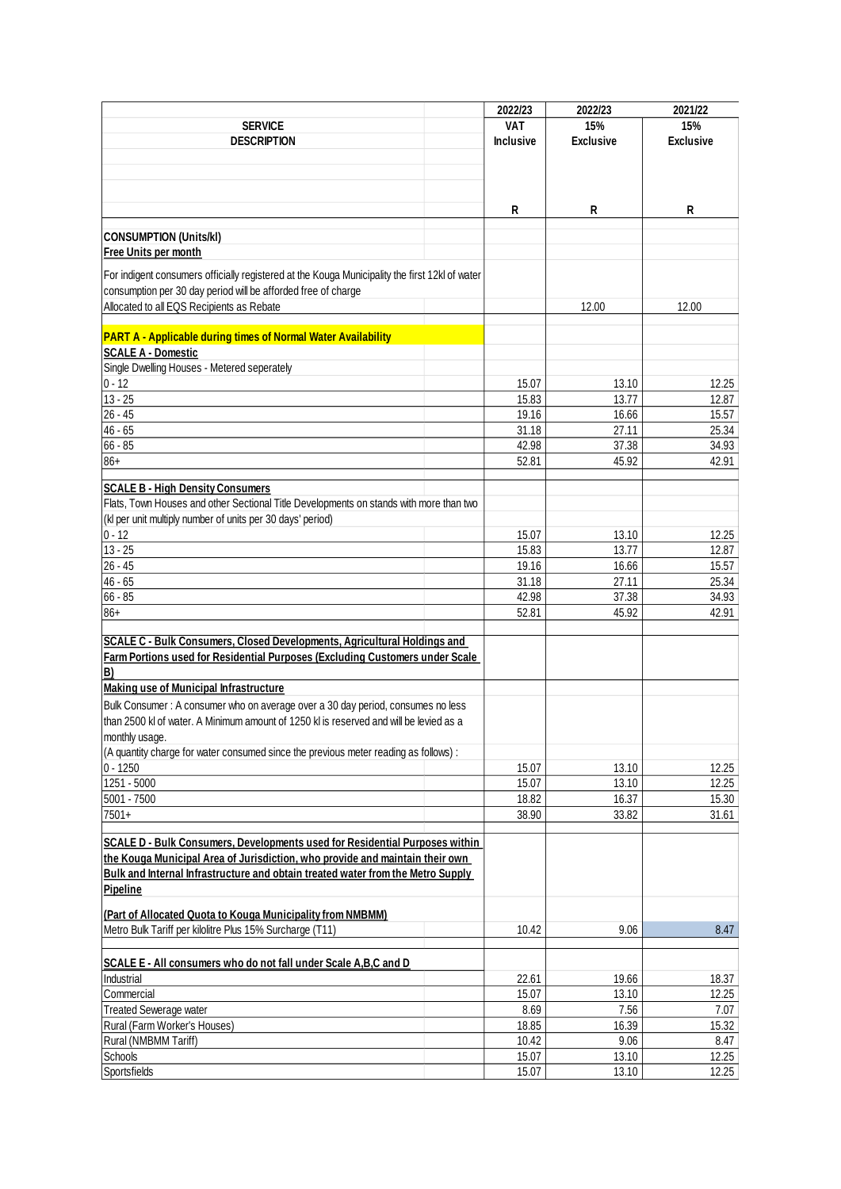| SERVICE DESCRIPTION | 2022/23 VAT Inclusive | 2022/23 15% Exclusive | 2021/22 15% Exclusive |
|---|---|---|---|
| | R | R | R |
| **CONSUMPTION (Units/kl)** | | | |
| **Free Units per month** | | | |
| For indigent consumers officially registered at the Kouga Municipality the first 12kl of water consumption per 30 day period will be afforded free of charge | | | |
| Allocated to all EQS Recipients as Rebate | | 12.00 | 12.00 |
| **PART A - Applicable during times of Normal Water Availability** | | | |
| **SCALE A - Domestic** | | | |
| Single Dwelling Houses - Metered seperately | | | |
| 0 - 12 | 15.07 | 13.10 | 12.25 |
| 13 - 25 | 15.83 | 13.77 | 12.87 |
| 26 - 45 | 19.16 | 16.66 | 15.57 |
| 46 - 65 | 31.18 | 27.11 | 25.34 |
| 66 - 85 | 42.98 | 37.38 | 34.93 |
| 86+ | 52.81 | 45.92 | 42.91 |
| **SCALE B - High Density Consumers** | | | |
| Flats, Town Houses and other Sectional Title Developments on stands with more than two (kl per unit multiply number of units per 30 days' period) | | | |
| 0 - 12 | 15.07 | 13.10 | 12.25 |
| 13 - 25 | 15.83 | 13.77 | 12.87 |
| 26 - 45 | 19.16 | 16.66 | 15.57 |
| 46 - 65 | 31.18 | 27.11 | 25.34 |
| 66 - 85 | 42.98 | 37.38 | 34.93 |
| 86+ | 52.81 | 45.92 | 42.91 |
| **SCALE C - Bulk Consumers, Closed Developments, Agricultural Holdings and Farm Portions used for Residential Purposes (Excluding Customers under Scale B)** | | | |
| **Making use of Municipal Infrastructure** | | | |
| Bulk Consumer : A consumer who on average over a 30 day period, consumes no less than 2500 kl of water. A Minimum amount of 1250 kl is reserved and will be levied as a monthly usage. | | | |
| (A quantity charge for water consumed since the previous meter reading as follows) : | | | |
| 0 - 1250 | 15.07 | 13.10 | 12.25 |
| 1251 - 5000 | 15.07 | 13.10 | 12.25 |
| 5001 - 7500 | 18.82 | 16.37 | 15.30 |
| 7501+ | 38.90 | 33.82 | 31.61 |
| **SCALE D - Bulk Consumers, Developments used for Residential Purposes within the Kouga Municipal Area of Jurisdiction, who provide and maintain their own Bulk and Internal Infrastructure and obtain treated water from the Metro Supply Pipeline** | | | |
| **(Part of Allocated Quota to Kouga Municipality from NMBMM)** | | | |
| Metro Bulk Tariff per kilolitre Plus 15% Surcharge (T11) | 10.42 | 9.06 | 8.47 |
| **SCALE E - All consumers who do not fall under Scale A,B,C and D** | | | |
| Industrial | 22.61 | 19.66 | 18.37 |
| Commercial | 15.07 | 13.10 | 12.25 |
| Treated Sewerage water | 8.69 | 7.56 | 7.07 |
| Rural (Farm Worker's Houses) | 18.85 | 16.39 | 15.32 |
| Rural (NMBMM Tariff) | 10.42 | 9.06 | 8.47 |
| Schools | 15.07 | 13.10 | 12.25 |
| Sportsfields | 15.07 | 13.10 | 12.25 |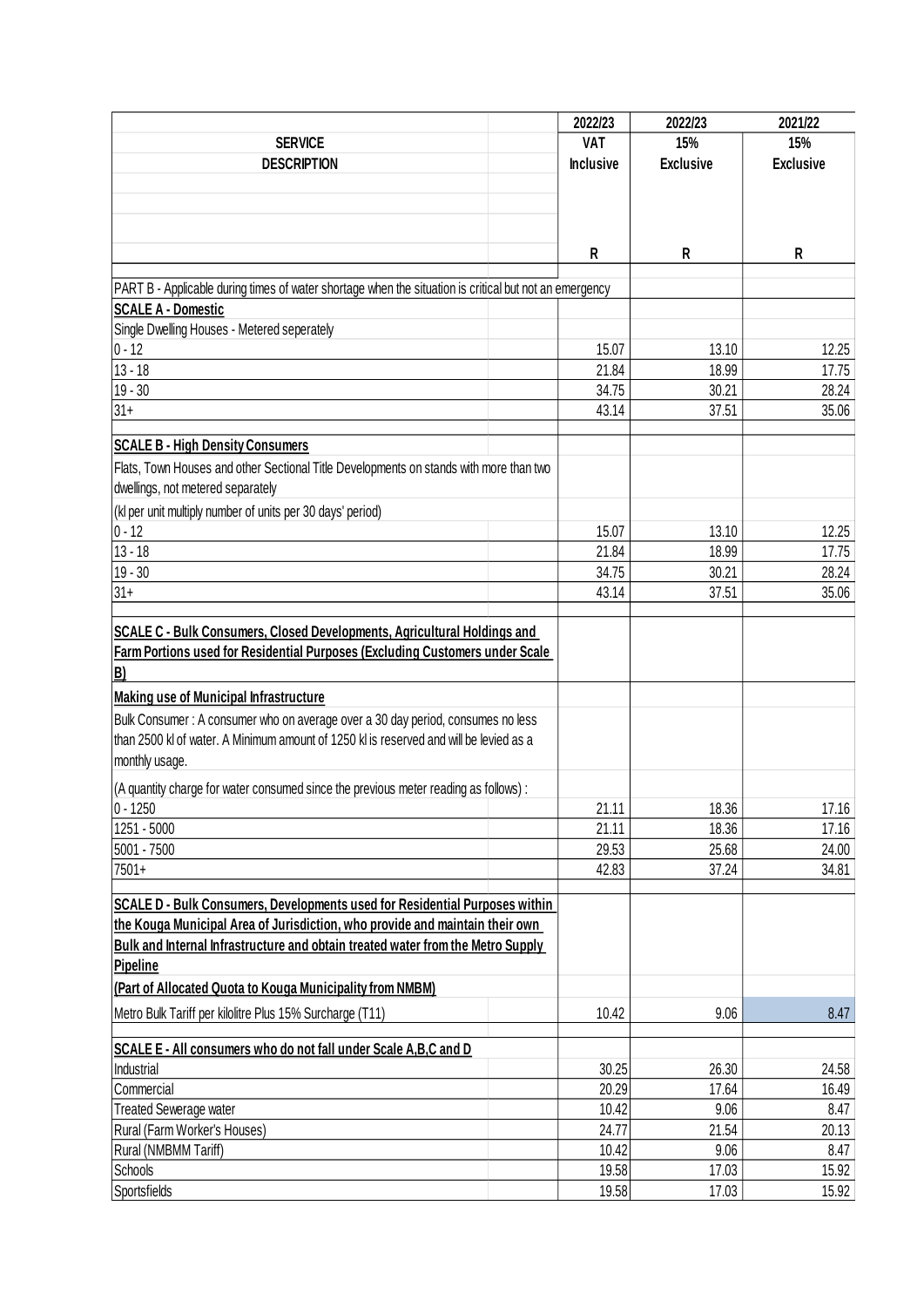| SERVICE DESCRIPTION | 2022/23 VAT Inclusive | 2022/23 15% Exclusive | 2021/22 15% Exclusive |
|---|---|---|---|
| | R | R | R |
| PART B - Applicable during times of water shortage when the situation is critical but not an emergency | | | |
| **SCALE A - Domestic** | | | |
| Single Dwelling Houses - Metered seperately | | | |
| 0 - 12 | 15.07 | 13.10 | 12.25 |
| 13 - 18 | 21.84 | 18.99 | 17.75 |
| 19 - 30 | 34.75 | 30.21 | 28.24 |
| 31+ | 43.14 | 37.51 | 35.06 |
| **SCALE B - High Density Consumers** | | | |
| Flats, Town Houses and other Sectional Title Developments on stands with more than two dwellings, not metered separately | | | |
| (kl per unit multiply number of units per 30 days' period) | | | |
| 0 - 12 | 15.07 | 13.10 | 12.25 |
| 13 - 18 | 21.84 | 18.99 | 17.75 |
| 19 - 30 | 34.75 | 30.21 | 28.24 |
| 31+ | 43.14 | 37.51 | 35.06 |
| **SCALE C - Bulk Consumers, Closed Developments, Agricultural Holdings and Farm Portions used for Residential Purposes (Excluding Customers under Scale B)** | | | |
| **Making use of Municipal Infrastructure** | | | |
| Bulk Consumer : A consumer who on average over a 30 day period, consumes no less than 2500 kl of water. A Minimum amount of 1250 kl is reserved and will be levied as a monthly usage. | | | |
| (A quantity charge for water consumed since the previous meter reading as follows) : | | | |
| 0 - 1250 | 21.11 | 18.36 | 17.16 |
| 1251 - 5000 | 21.11 | 18.36 | 17.16 |
| 5001 - 7500 | 29.53 | 25.68 | 24.00 |
| 7501+ | 42.83 | 37.24 | 34.81 |
| **SCALE D - Bulk Consumers, Developments used for Residential Purposes within the Kouga Municipal Area of Jurisdiction, who provide and maintain their own Bulk and Internal Infrastructure and obtain treated water from the Metro Supply Pipeline** | | | |
| **(Part of Allocated Quota to Kouga Municipality from NMBM)** | | | |
| Metro Bulk Tariff per kilolitre Plus 15% Surcharge (T11) | 10.42 | 9.06 | 8.47 |
| **SCALE E - All consumers who do not fall under Scale A,B,C and D** | | | |
| Industrial | 30.25 | 26.30 | 24.58 |
| Commercial | 20.29 | 17.64 | 16.49 |
| Treated Sewerage water | 10.42 | 9.06 | 8.47 |
| Rural (Farm Worker's Houses) | 24.77 | 21.54 | 20.13 |
| Rural (NMBMM Tariff) | 10.42 | 9.06 | 8.47 |
| Schools | 19.58 | 17.03 | 15.92 |
| Sportsfields | 19.58 | 17.03 | 15.92 |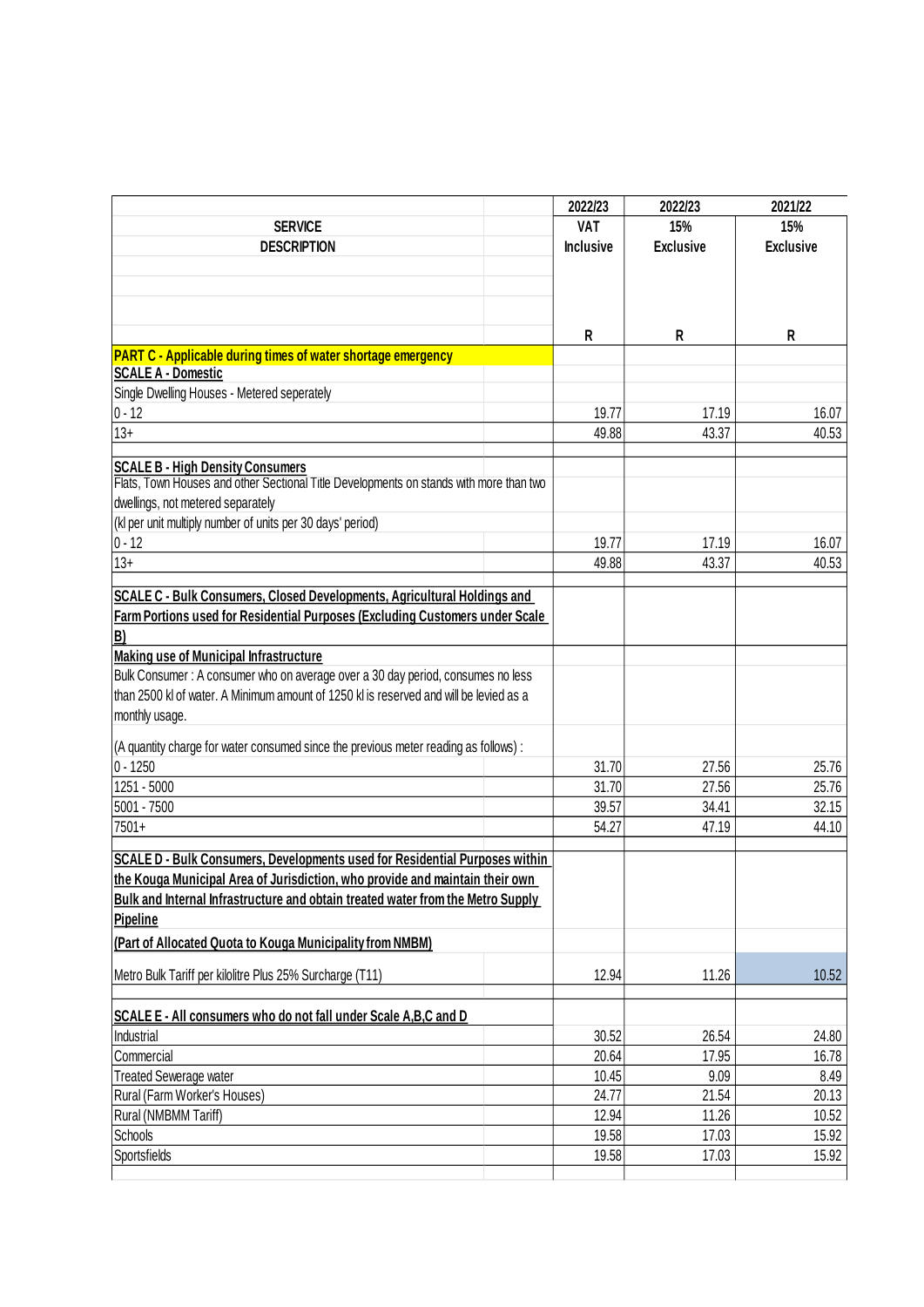| SERVICE DESCRIPTION | 2022/23 VAT Inclusive | 2022/23 15% Exclusive | 2021/22 15% Exclusive |
|---|---|---|---|
| | R | R | R |
| **PART C - Applicable during times of water shortage emergency** | | | |
| **SCALE A - Domestic** | | | |
| Single Dwelling Houses - Metered seperately | | | |
| 0 - 12 | 19.77 | 17.19 | 16.07 |
| 13+ | 49.88 | 43.37 | 40.53 |
| **SCALE B - High Density Consumers** | | | |
| Flats, Town Houses and other Sectional Title Developments on stands with more than two dwellings, not metered separately | | | |
| (kl per unit multiply number of units per 30 days' period) | | | |
| 0 - 12 | 19.77 | 17.19 | 16.07 |
| 13+ | 49.88 | 43.37 | 40.53 |
| **SCALE C - Bulk Consumers, Closed Developments, Agricultural Holdings and Farm Portions used for Residential Purposes (Excluding Customers under Scale B)** | | | |
| **Making use of Municipal Infrastructure** | | | |
| Bulk Consumer : A consumer who on average over a 30 day period, consumes no less than 2500 kl of water. A Minimum amount of 1250 kl is reserved and will be levied as a monthly usage. | | | |
| (A quantity charge for water consumed since the previous meter reading as follows) : | | | |
| 0 - 1250 | 31.70 | 27.56 | 25.76 |
| 1251 - 5000 | 31.70 | 27.56 | 25.76 |
| 5001 - 7500 | 39.57 | 34.41 | 32.15 |
| 7501+ | 54.27 | 47.19 | 44.10 |
| **SCALE D - Bulk Consumers, Developments used for Residential Purposes within the Kouga Municipal Area of Jurisdiction, who provide and maintain their own Bulk and Internal Infrastructure and obtain treated water from the Metro Supply Pipeline** | | | |
| **(Part of Allocated Quota to Kouga Municipality from NMBM)** | | | |
| Metro Bulk Tariff per kilolitre Plus 25% Surcharge (T11) | 12.94 | 11.26 | 10.52 |
| **SCALE E - All consumers who do not fall under Scale A,B,C and D** | | | |
| Industrial | 30.52 | 26.54 | 24.80 |
| Commercial | 20.64 | 17.95 | 16.78 |
| Treated Sewerage water | 10.45 | 9.09 | 8.49 |
| Rural (Farm Worker's Houses) | 24.77 | 21.54 | 20.13 |
| Rural (NMBMM Tariff) | 12.94 | 11.26 | 10.52 |
| Schools | 19.58 | 17.03 | 15.92 |
| Sportsfields | 19.58 | 17.03 | 15.92 |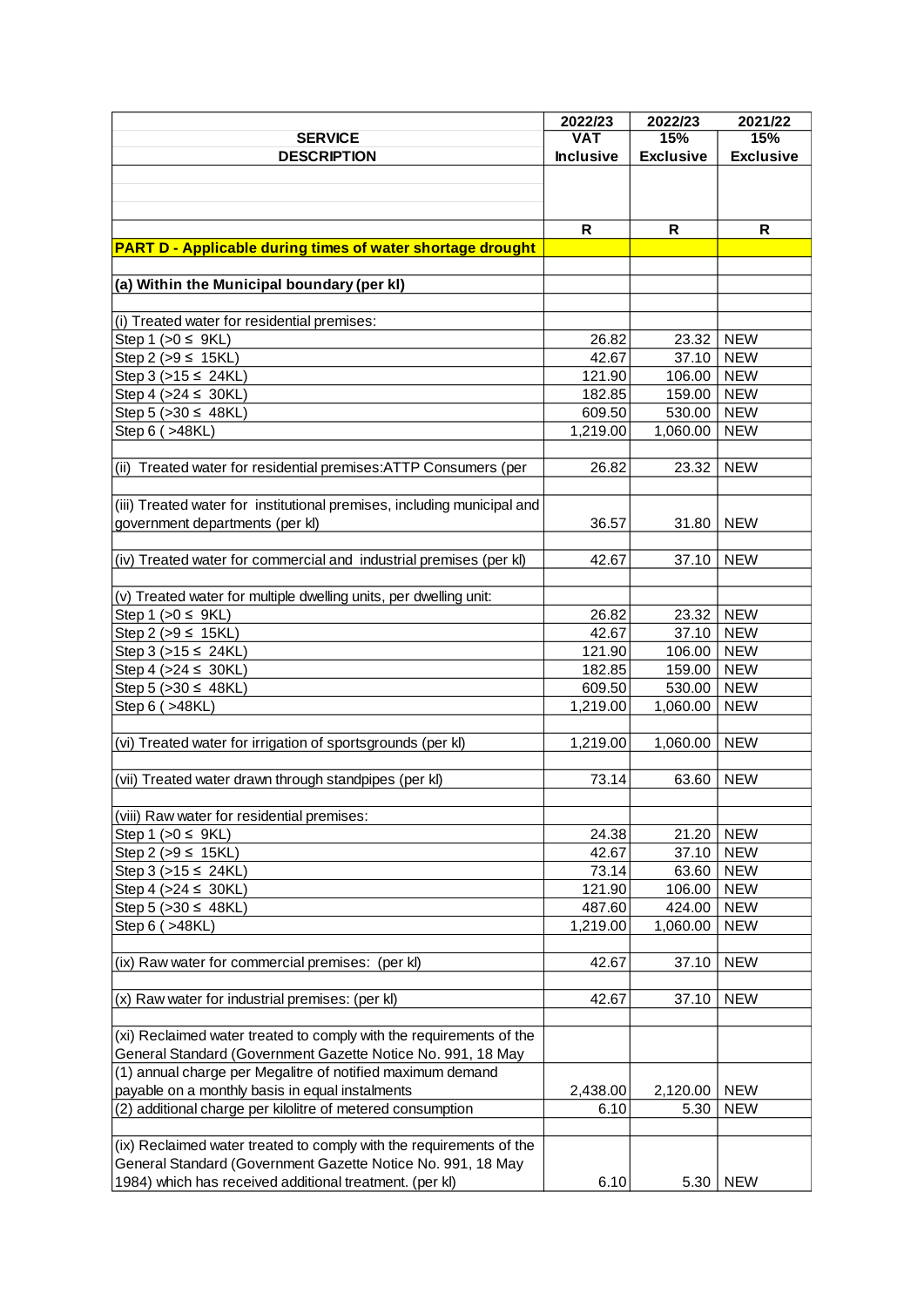| SERVICE DESCRIPTION | 2022/23 VAT Inclusive | 2022/23 15% Exclusive | 2021/22 15% Exclusive |
|---|---|---|---|
| | R | R | R |
| **PART D - Applicable during times of water shortage drought** | | | |
| | | | |
| **(a) Within the Municipal boundary (per kl)** | | | |
| | | | |
| (i) Treated water for residential premises: | | | |
| Step 1 (>0 ≤ 9KL) | 26.82 | 23.32 | NEW |
| Step 2 (>9 ≤ 15KL) | 42.67 | 37.10 | NEW |
| Step 3 (>15 ≤ 24KL) | 121.90 | 106.00 | NEW |
| Step 4 (>24 ≤ 30KL) | 182.85 | 159.00 | NEW |
| Step 5 (>30 ≤ 48KL) | 609.50 | 530.00 | NEW |
| Step 6 ( >48KL) | 1,219.00 | 1,060.00 | NEW |
| | | | |
| (ii) Treated water for residential premises:ATTP Consumers (per | 26.82 | 23.32 | NEW |
| | | | |
| (iii) Treated water for institutional premises, including municipal and government departments (per kl) | 36.57 | 31.80 | NEW |
| | | | |
| (iv) Treated water for commercial and industrial premises (per kl) | 42.67 | 37.10 | NEW |
| | | | |
| (v) Treated water for multiple dwelling units, per dwelling unit: | | | |
| Step 1 (>0 ≤ 9KL) | 26.82 | 23.32 | NEW |
| Step 2 (>9 ≤ 15KL) | 42.67 | 37.10 | NEW |
| Step 3 (>15 ≤ 24KL) | 121.90 | 106.00 | NEW |
| Step 4 (>24 ≤ 30KL) | 182.85 | 159.00 | NEW |
| Step 5 (>30 ≤ 48KL) | 609.50 | 530.00 | NEW |
| Step 6 ( >48KL) | 1,219.00 | 1,060.00 | NEW |
| | | | |
| (vi) Treated water for irrigation of sportsgrounds (per kl) | 1,219.00 | 1,060.00 | NEW |
| | | | |
| (vii) Treated water drawn through standpipes (per kl) | 73.14 | 63.60 | NEW |
| | | | |
| (viii) Raw water for residential premises: | | | |
| Step 1 (>0 ≤ 9KL) | 24.38 | 21.20 | NEW |
| Step 2 (>9 ≤ 15KL) | 42.67 | 37.10 | NEW |
| Step 3 (>15 ≤ 24KL) | 73.14 | 63.60 | NEW |
| Step 4 (>24 ≤ 30KL) | 121.90 | 106.00 | NEW |
| Step 5 (>30 ≤ 48KL) | 487.60 | 424.00 | NEW |
| Step 6 ( >48KL) | 1,219.00 | 1,060.00 | NEW |
| | | | |
| (ix) Raw water for commercial premises: (per kl) | 42.67 | 37.10 | NEW |
| | | | |
| (x) Raw water for industrial premises: (per kl) | 42.67 | 37.10 | NEW |
| | | | |
| (xi) Reclaimed water treated to comply with the requirements of the General Standard (Government Gazette Notice No. 991, 18 May | | | |
| (1) annual charge per Megalitre of notified maximum demand payable on a monthly basis in equal instalments | 2,438.00 | 2,120.00 | NEW |
| (2) additional charge per kilolitre of metered consumption | 6.10 | 5.30 | NEW |
| | | | |
| (ix) Reclaimed water treated to comply with the requirements of the General Standard (Government Gazette Notice No. 991, 18 May 1984) which has received additional treatment. (per kl) | 6.10 | 5.30 | NEW |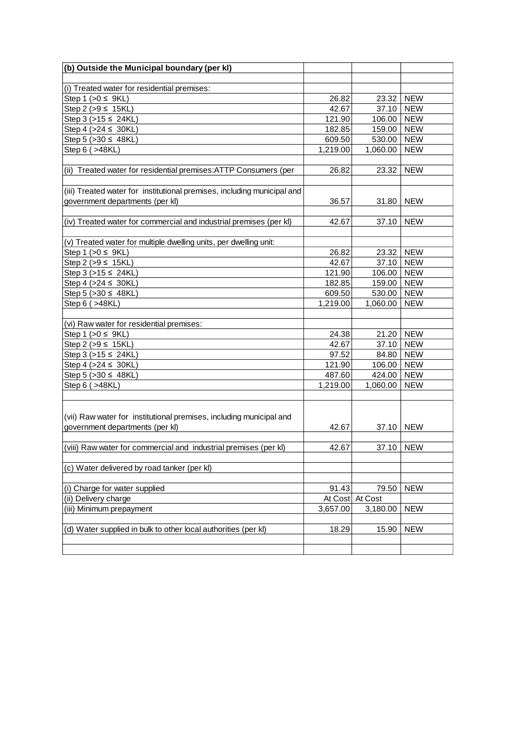| (b) Outside the Municipal boundary (per kl) | | | |
|---|---|---|---|
| | | | |
| (i) Treated water for residential premises: | | | |
| Step 1 (>0 ≤ 9KL) | 26.82 | 23.32 | NEW |
| Step 2 (>9 ≤ 15KL) | 42.67 | 37.10 | NEW |
| Step 3 (>15 ≤ 24KL) | 121.90 | 106.00 | NEW |
| Step 4 (>24 ≤ 30KL) | 182.85 | 159.00 | NEW |
| Step 5 (>30 ≤ 48KL) | 609.50 | 530.00 | NEW |
| Step 6 ( >48KL) | 1,219.00 | 1,060.00 | NEW |
| | | | |
| (ii) Treated water for residential premises:ATTP Consumers (per | 26.82 | 23.32 | NEW |
| | | | |
| (iii) Treated water for institutional premises, including municipal and government departments (per kl) | 36.57 | 31.80 | NEW |
| | | | |
| (iv) Treated water for commercial and industrial premises (per kl) | 42.67 | 37.10 | NEW |
| | | | |
| (v) Treated water for multiple dwelling units, per dwelling unit: | | | |
| Step 1 (>0 ≤ 9KL) | 26.82 | 23.32 | NEW |
| Step 2 (>9 ≤ 15KL) | 42.67 | 37.10 | NEW |
| Step 3 (>15 ≤ 24KL) | 121.90 | 106.00 | NEW |
| Step 4 (>24 ≤ 30KL) | 182.85 | 159.00 | NEW |
| Step 5 (>30 ≤ 48KL) | 609.50 | 530.00 | NEW |
| Step 6 ( >48KL) | 1,219.00 | 1,060.00 | NEW |
| | | | |
| (vi) Raw water for residential premises: | | | |
| Step 1 (>0 ≤ 9KL) | 24.38 | 21.20 | NEW |
| Step 2 (>9 ≤ 15KL) | 42.67 | 37.10 | NEW |
| Step 3 (>15 ≤ 24KL) | 97.52 | 84.80 | NEW |
| Step 4 (>24 ≤ 30KL) | 121.90 | 106.00 | NEW |
| Step 5 (>30 ≤ 48KL) | 487.60 | 424.00 | NEW |
| Step 6 ( >48KL) | 1,219.00 | 1,060.00 | NEW |
| | | | |
| (vii) Raw water for institutional premises, including municipal and government departments (per kl) | 42.67 | 37.10 | NEW |
| | | | |
| (viii) Raw water for commercial and industrial premises (per kl) | 42.67 | 37.10 | NEW |
| | | | |
| (c) Water delivered by road tanker (per kl) | | | |
| | | | |
| (i) Charge for water supplied | 91.43 | 79.50 | NEW |
| (ii) Delivery charge | At Cost | At Cost | |
| (iii) Minimum prepayment | 3,657.00 | 3,180.00 | NEW |
| | | | |
| (d) Water supplied in bulk to other local authorities (per kl) | 18.29 | 15.90 | NEW |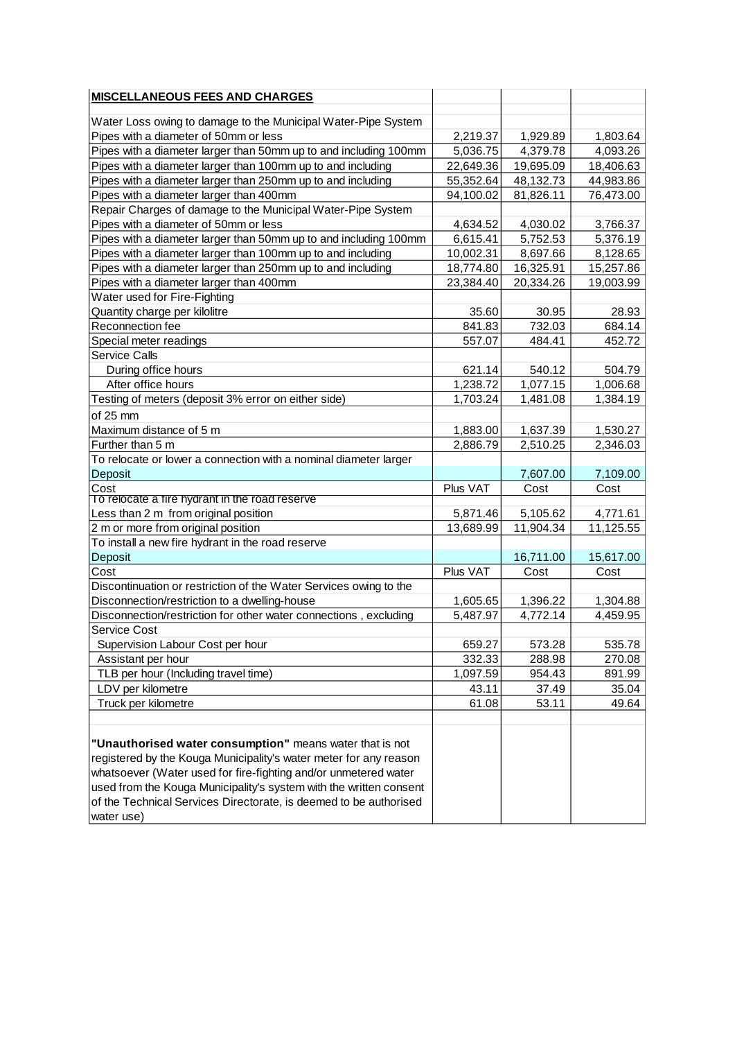| **MISCELLANEOUS FEES AND CHARGES** | | | |
|---|---|---|---|
| | | | |
| Water Loss owing to damage to the Municipal Water-Pipe System | | | |
| Pipes with a diameter of 50mm or less | 2,219.37 | 1,929.89 | 1,803.64 |
| Pipes with a diameter larger than 50mm up to and including 100mm | 5,036.75 | 4,379.78 | 4,093.26 |
| Pipes with a diameter larger than 100mm up to and including | 22,649.36 | 19,695.09 | 18,406.63 |
| Pipes with a diameter larger than 250mm up to and including | 55,352.64 | 48,132.73 | 44,983.86 |
| Pipes with a diameter larger than 400mm | 94,100.02 | 81,826.11 | 76,473.00 |
| Repair Charges of damage to the Municipal Water-Pipe System | | | |
| Pipes with a diameter of 50mm or less | 4,634.52 | 4,030.02 | 3,766.37 |
| Pipes with a diameter larger than 50mm up to and including 100mm | 6,615.41 | 5,752.53 | 5,376.19 |
| Pipes with a diameter larger than 100mm up to and including | 10,002.31 | 8,697.66 | 8,128.65 |
| Pipes with a diameter larger than 250mm up to and including | 18,774.80 | 16,325.91 | 15,257.86 |
| Pipes with a diameter larger than 400mm | 23,384.40 | 20,334.26 | 19,003.99 |
| Water used for Fire-Fighting | | | |
| Quantity charge per kilolitre | 35.60 | 30.95 | 28.93 |
| Reconnection fee | 841.83 | 732.03 | 684.14 |
| Special meter readings | 557.07 | 484.41 | 452.72 |
| Service Calls | | | |
| During office hours | 621.14 | 540.12 | 504.79 |
| After office hours | 1,238.72 | 1,077.15 | 1,006.68 |
| Testing of meters (deposit 3% error on either side) | 1,703.24 | 1,481.08 | 1,384.19 |
| of 25 mm | | | |
| Maximum distance of 5 m | 1,883.00 | 1,637.39 | 1,530.27 |
| Further than 5 m | 2,886.79 | 2,510.25 | 2,346.03 |
| To relocate or lower a connection with a nominal diameter larger | | | |
| Deposit | | 7,607.00 | 7,109.00 |
| Cost | Plus VAT | Cost | Cost |
| To relocate a fire hydrant in the road reserve | | | |
| Less than 2 m from original position | 5,871.46 | 5,105.62 | 4,771.61 |
| 2 m or more from original position | 13,689.99 | 11,904.34 | 11,125.55 |
| To install a new fire hydrant in the road reserve | | | |
| Deposit | | 16,711.00 | 15,617.00 |
| Cost | Plus VAT | Cost | Cost |
| Discontinuation or restriction of the Water Services owing to the | | | |
| Disconnection/restriction to a dwelling-house | 1,605.65 | 1,396.22 | 1,304.88 |
| Disconnection/restriction for other water connections , excluding | 5,487.97 | 4,772.14 | 4,459.95 |
| Service Cost | | | |
| Supervision Labour Cost per hour | 659.27 | 573.28 | 535.78 |
| Assistant per hour | 332.33 | 288.98 | 270.08 |
| TLB per hour (Including travel time) | 1,097.59 | 954.43 | 891.99 |
| LDV per kilometre | 43.11 | 37.49 | 35.04 |
| Truck per kilometre | 61.08 | 53.11 | 49.64 |
| | | | |
| **"Unauthorised water consumption"** means water that is not registered by the Kouga Municipality's water meter for any reason whatsoever (Water used for fire-fighting and/or unmetered water used from the Kouga Municipality's system with the written consent of the Technical Services Directorate, is deemed to be authorised water use) | | | |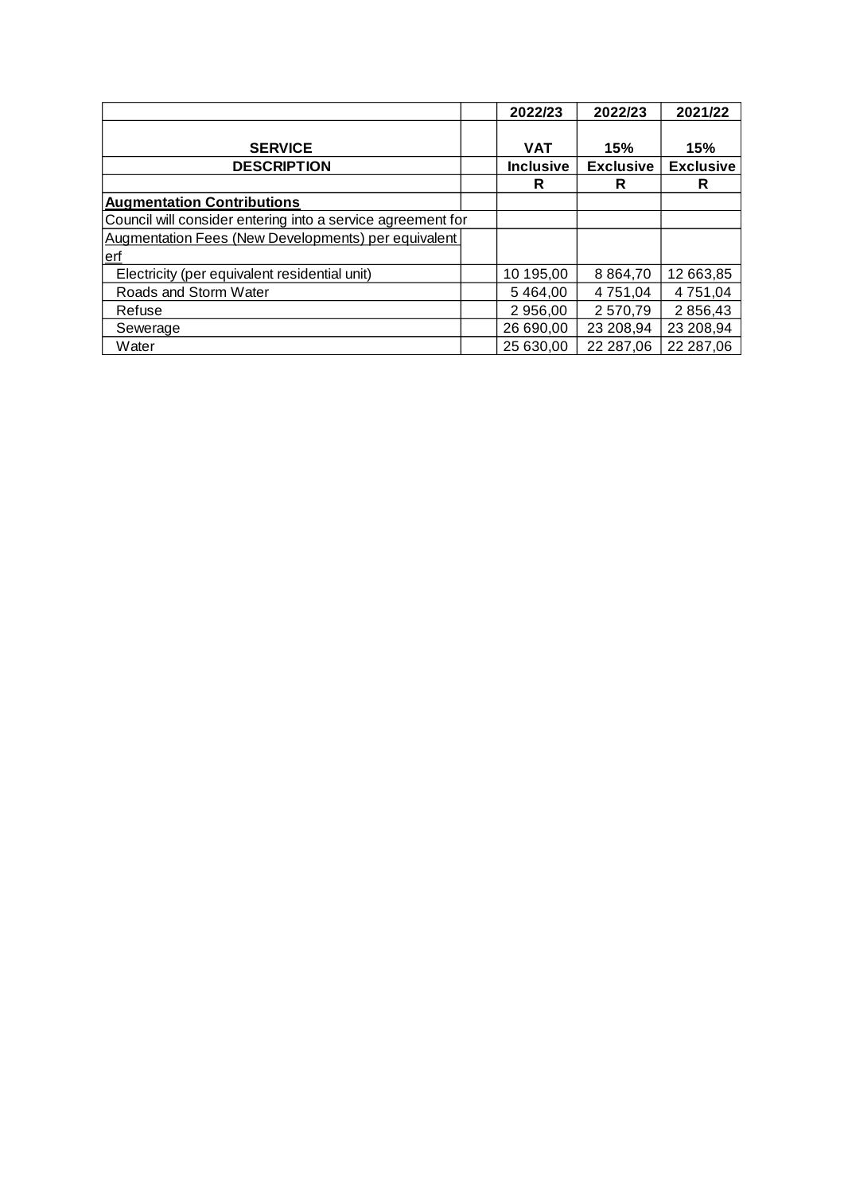| SERVICE DESCRIPTION | | 2022/23 VAT Inclusive R | 2022/23 15% Exclusive R | 2021/22 15% Exclusive R |
|---|---|---|---|---|
| **Augmentation Contributions** | | | | |
| Council will consider entering into a service agreement for | | | | |
| Augmentation Fees (New Developments) per equivalent erf | | | | |
| Electricity (per equivalent residential unit) | | 10 195,00 | 8 864,70 | 12 663,85 |
| Roads and Storm Water | | 5 464,00 | 4 751,04 | 4 751,04 |
| Refuse | | 2 956,00 | 2 570,79 | 2 856,43 |
| Sewerage | | 26 690,00 | 23 208,94 | 23 208,94 |
| Water | | 25 630,00 | 22 287,06 | 22 287,06 |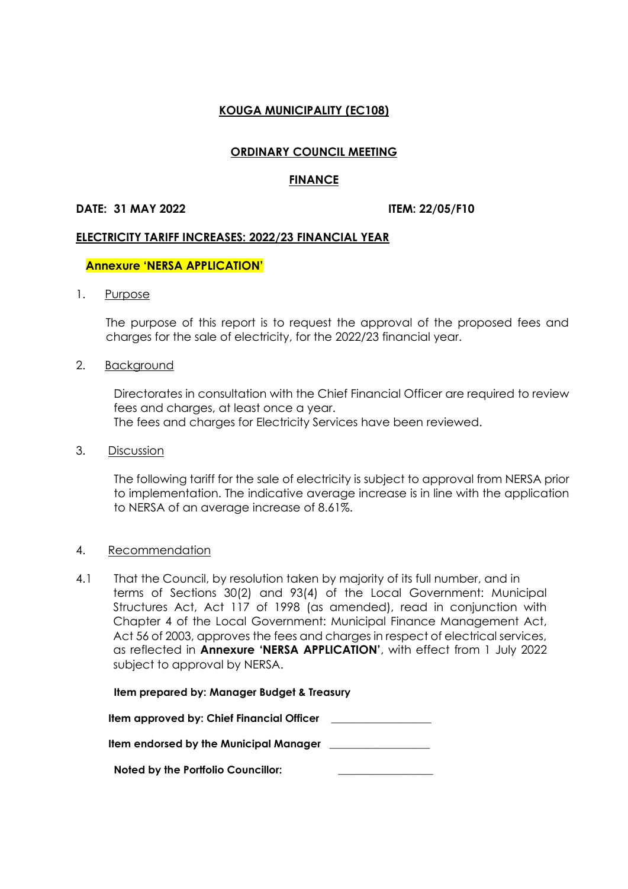**KOUGA MUNICIPALITY (EC108)**

**ORDINARY COUNCIL MEETING**

**FINANCE**

**DATE: 31 MAY 2022** **ITEM: 22/05/F10**

**ELECTRICITY TARIFF INCREASES: 2022/23 FINANCIAL YEAR**

**Annexure 'NERSA APPLICATION'**

1. Purpose

   The purpose of this report is to request the approval of the proposed fees and charges for the sale of electricity, for the 2022/23 financial year.

2. Background

   Directorates in consultation with the Chief Financial Officer are required to review fees and charges, at least once a year.
   The fees and charges for Electricity Services have been reviewed.

3. Discussion

   The following tariff for the sale of electricity is subject to approval from NERSA prior to implementation. The indicative average increase is in line with the application to NERSA of an average increase of 8.61%.

4. Recommendation

4.1 That the Council, by resolution taken by majority of its full number, and in terms of Sections 30(2) and 93(4) of the Local Government: Municipal Structures Act, Act 117 of 1998 (as amended), read in conjunction with Chapter 4 of the Local Government: Municipal Finance Management Act, Act 56 of 2003, approves the fees and charges in respect of electrical services, as reflected in **Annexure 'NERSA APPLICATION'**, with effect from 1 July 2022 subject to approval by NERSA.

**Item prepared by: Manager Budget & Treasury**

**Item approved by: Chief Financial Officer** ___________________

**Item endorsed by the Municipal Manager** ___________________

**Noted by the Portfolio Councillor:** ___________________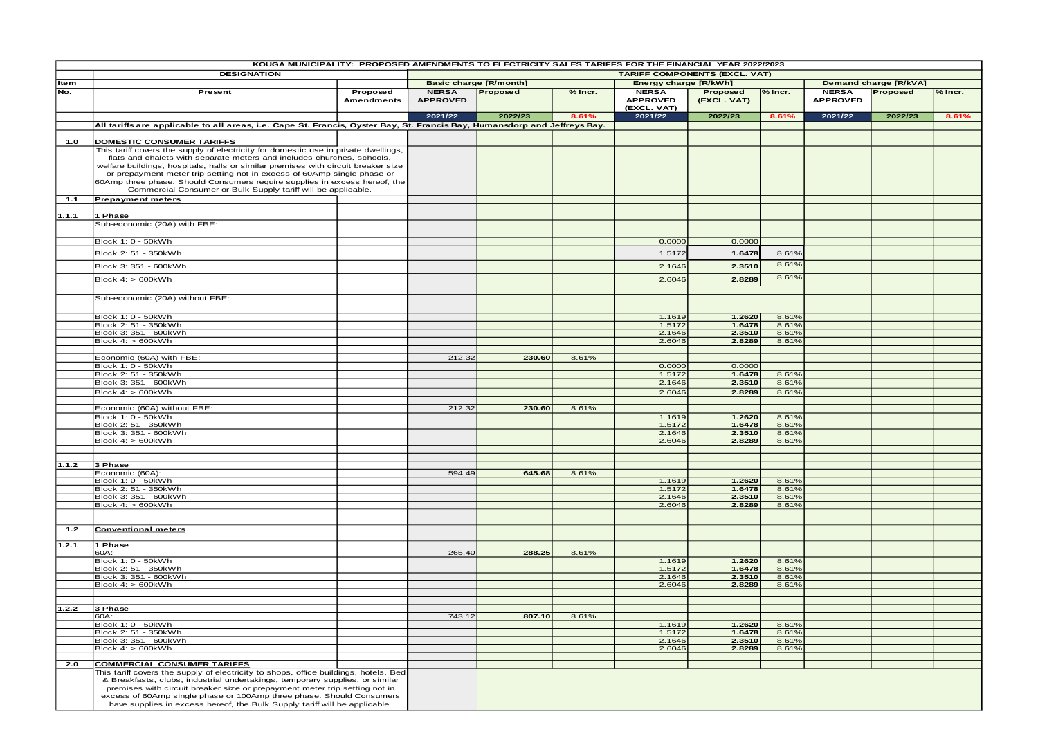| KOUGA MUNICIPALITY: PROPOSED AMENDMENTS TO ELECTRICITY SALES TARIFFS FOR THE FINANCIAL YEAR 2022/2023 | | | | | | | | | | | | |
|---|---|---|---|---|---|---|---|---|---|---|---|---|
| | DESIGNATION | | TARIFF COMPONENTS (EXCL. VAT) | | | | | | | | | |
| Item | | | Basic charge [R/month] | | | Energy charge [R/kWh] | | | Demand charge [R/kVA] | | | |
| No. | Present | Proposed Amendments | NERSA APPROVED | Proposed | % Incr. | NERSA APPROVED (EXCL. VAT) | Proposed (EXCL. VAT) | % Incr. | NERSA APPROVED | Proposed | % Incr. | |
| | | | 2021/22 | 2022/23 | 8.61% | 2021/22 | 2022/23 | 8.61% | 2021/22 | 2022/23 | 8.61% | |
| | All tariffs are applicable to all areas, i.e. Cape St. Francis, Oyster Bay, St. Francis Bay, Humansdorp and Jeffreys Bay. | | | | | | | | | | | |
| 1.0 | DOMESTIC CONSUMER TARIFFS | | | | | | | | | | | |
| | This tariff covers the supply of electricity for domestic use in private dwellings, flats and chalets with separate meters and includes churches, schools, welfare buildings, hospitals, halls or similar premises with circuit breaker size or prepayment meter trip setting not in excess of 60Amp single phase or 60Amp three phase. Should Consumers require supplies in excess hereof, the Commercial Consumer or Bulk Supply tariff will be applicable. | | | | | | | | | | | |
| 1.1 | Prepayment meters | | | | | | | | | | | |
| 1.1.1 | 1 Phase | | | | | | | | | | | |
| | Sub-economic (20A) with FBE: | | | | | | | | | | | |
| | Block 1: 0 - 50kWh | | | | | 0.0000 | 0.0000 | | | | | |
| | Block 2: 51 - 350kWh | | | | | 1.5172 | 1.6478 | 8.61% | | | | |
| | Block 3: 351 - 600kWh | | | | | 2.1646 | 2.3510 | 8.61% | | | | |
| | Block 4: > 600kWh | | | | | 2.6046 | 2.8289 | 8.61% | | | | |
| | Sub-economic (20A) without FBE: | | | | | | | | | | | |
| | Block 1: 0 - 50kWh | | | | | 1.1619 | 1.2620 | 8.61% | | | | |
| | Block 2: 51 - 350kWh | | | | | 1.5172 | 1.6478 | 8.61% | | | | |
| | Block 3: 351 - 600kWh | | | | | 2.1646 | 2.3510 | 8.61% | | | | |
| | Block 4: > 600kWh | | | | | 2.6046 | 2.8289 | 8.61% | | | | |
| | Economic (60A) with FBE: | | 212.32 | 230.60 | 8.61% | | | | | | | |
| | Block 1: 0 - 50kWh | | | | | 0.0000 | 0.0000 | | | | | |
| | Block 2: 51 - 350kWh | | | | | 1.5172 | 1.6478 | 8.61% | | | | |
| | Block 3: 351 - 600kWh | | | | | 2.1646 | 2.3510 | 8.61% | | | | |
| | Block 4: > 600kWh | | | | | 2.6046 | 2.8289 | 8.61% | | | | |
| | Economic (60A) without FBE: | | 212.32 | 230.60 | 8.61% | | | | | | | |
| | Block 1: 0 - 50kWh | | | | | 1.1619 | 1.2620 | 8.61% | | | | |
| | Block 2: 51 - 350kWh | | | | | 1.5172 | 1.6478 | 8.61% | | | | |
| | Block 3: 351 - 600kWh | | | | | 2.1646 | 2.3510 | 8.61% | | | | |
| | Block 4: > 600kWh | | | | | 2.6046 | 2.8289 | 8.61% | | | | |
| 1.1.2 | 3 Phase | | | | | | | | | | | |
| | Economic (60A): | | 594.49 | 645.68 | 8.61% | | | | | | | |
| | Block 1: 0 - 50kWh | | | | | 1.1619 | 1.2620 | 8.61% | | | | |
| | Block 2: 51 - 350kWh | | | | | 1.5172 | 1.6478 | 8.61% | | | | |
| | Block 3: 351 - 600kWh | | | | | 2.1646 | 2.3510 | 8.61% | | | | |
| | Block 4: > 600kWh | | | | | 2.6046 | 2.8289 | 8.61% | | | | |
| 1.2 | Conventional meters | | | | | | | | | | | |
| 1.2.1 | 1 Phase | | | | | | | | | | | |
| | 60A: | | 265.40 | 288.25 | 8.61% | | | | | | | |
| | Block 1: 0 - 50kWh | | | | | 1.1619 | 1.2620 | 8.61% | | | | |
| | Block 2: 51 - 350kWh | | | | | 1.5172 | 1.6478 | 8.61% | | | | |
| | Block 3: 351 - 600kWh | | | | | 2.1646 | 2.3510 | 8.61% | | | | |
| | Block 4: > 600kWh | | | | | 2.6046 | 2.8289 | 8.61% | | | | |
| 1.2.2 | 3 Phase | | | | | | | | | | | |
| | 60A: | | 743.12 | 807.10 | 8.61% | | | | | | | |
| | Block 1: 0 - 50kWh | | | | | 1.1619 | 1.2620 | 8.61% | | | | |
| | Block 2: 51 - 350kWh | | | | | 1.5172 | 1.6478 | 8.61% | | | | |
| | Block 3: 351 - 600kWh | | | | | 2.1646 | 2.3510 | 8.61% | | | | |
| | Block 4: > 600kWh | | | | | 2.6046 | 2.8289 | 8.61% | | | | |
| 2.0 | COMMERCIAL CONSUMER TARIFFS | | | | | | | | | | | |
| | This tariff covers the supply of electricity to shops, office buildings, hotels, Bed & Breakfasts, clubs, industrial undertakings, temporary supplies, or similar premises with circuit breaker size or prepayment meter trip setting not in excess of 60Amp single phase or 100Amp three phase. Should Consumers have supplies in excess hereof, the Bulk Supply tariff will be applicable. | | | | | | | | | | | |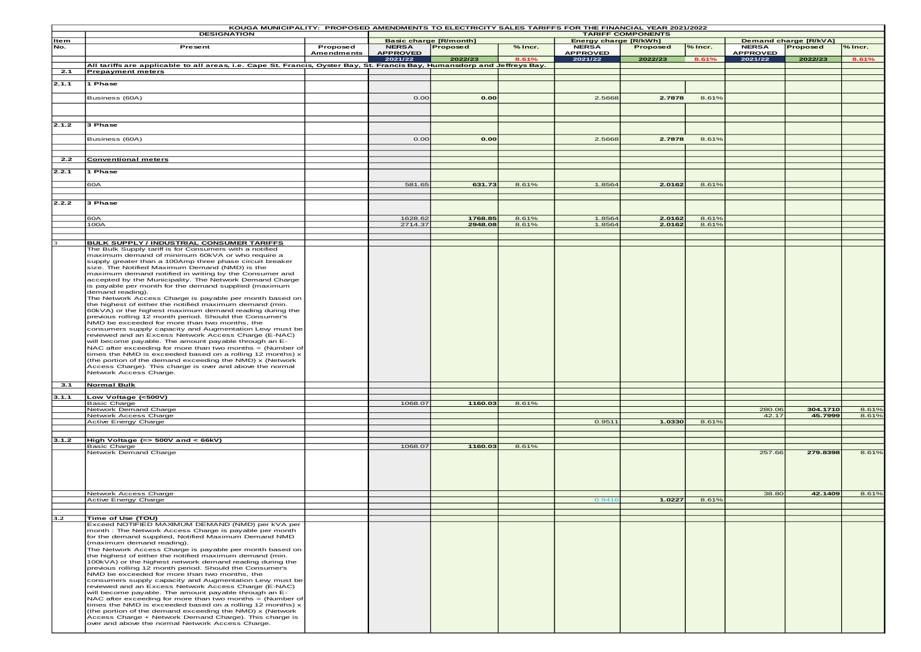| KOUGA MUNICIPALITY: PROPOSED AMENDMENTS TO ELECTRICITY SALES TARIFFS FOR THE FINANCIAL YEAR 2021/2022 | | | | | | | | | | | | |
|---|---|---|---|---|---|---|---|---|---|---|---|---|
| | DESIGNATION | | TARIFF COMPONENTS | | | | | | | | | |
| Item | | | Basic charge [R/month] | | | Energy charge [R/kWh] | | | Demand charge [R/kVA] | | | |
| No. | Present | Proposed Amendments | NERSA APPROVED | Proposed | % Incr. | NERSA APPROVED | Proposed | % Incr. | NERSA APPROVED | Proposed | % Incr. | |
| | | | 2021/22 | 2022/23 | 8.61% | 2021/22 | 2022/23 | 8.61% | 2021/22 | 2022/23 | 8.61% | |
| | All tariffs are applicable to all areas, i.e. Cape St. Francis, Oyster Bay, St. Francis Bay, Humansdorp and Jeffreys Bay. | | | | | | | | | | | |
| 2.1 | Prepayment meters | | | | | | | | | | | |
| 2.1.1 | 1 Phase | | | | | | | | | | | |
| | Business (60A) | | 0.00 | 0.00 | | 2.5668 | 2.7878 | 8.61% | | | | |
| 2.1.2 | 3 Phase | | | | | | | | | | | |
| | Business (60A) | | 0.00 | 0.00 | | 2.5668 | 2.7878 | 8.61% | | | | |
| 2.2 | Conventional meters | | | | | | | | | | | |
| 2.2.1 | 1 Phase | | | | | | | | | | | |
| | 60A | | 581.65 | 631.73 | 8.61% | 1.8564 | 2.0162 | 8.61% | | | | |
| 2.2.2 | 3 Phase | | | | | | | | | | | |
| | 60A | | 1628.62 | 1768.85 | 8.61% | 1.8564 | 2.0162 | 8.61% | | | | |
| | 100A | | 2714.37 | 2948.08 | 8.61% | 1.8564 | 2.0162 | 8.61% | | | | |
| 3 | BULK SUPPLY / INDUSTRIAL CONSUMER TARIFFS | | | | | | | | | | | |
| | The Bulk Supply tariff is for Consumers with a notified maximum demand of minimum 60kVA or who require a supply greater than a 100Amp three phase circuit breaker size. The Notified Maximum Demand (NMD) is the maximum demand notified in writing by the Consumer and accepted by the Municipality. The Network Demand Charge is payable per month for the demand supplied (maximum demand reading). The Network Access Charge is payable per month based on the highest of either the notified maximum demand (min. 60kVA) or the highest maximum demand reading during the previous rolling 12 month period. Should the Consumer's NMD be exceeded for more than two months, the consumers supply capacity and Augmentation Levy must be reviewed and an Excess Network Access Charge (E-NAC) will become payable. The amount payable through an E-NAC after exceeding for more than two months = (Number of times the NMD is exceeded based on a rolling 12 months) x (the portion of the demand exceeding the NMD) x (Network Access Charge). This charge is over and above the normal Network Access Charge. | | | | | | | | | | | |
| 3.1 | Normal Bulk | | | | | | | | | | | |
| 3.1.1 | Low Voltage (<500V) | | | | | | | | | | | |
| | Basic Charge | | 1068.07 | 1160.03 | 8.61% | | | | | | | |
| | Network Demand Charge | | | | | | | | 280.06 | 304.1710 | 8.61% | |
| | Network Access Charge | | | | | | | | 42.17 | 45.7999 | 8.61% | |
| | Active Energy Charge | | | | | 0.9511 | 1.0330 | 8.61% | | | | |
| 3.1.2 | High Voltage (=> 500V and < 66kV) | | | | | | | | | | | |
| | Basic Charge | | 1068.07 | 1160.03 | 8.61% | | | | | | | |
| | Network Demand Charge | | | | | | | | 257.66 | 279.8398 | 8.61% | |
| | Network Access Charge | | | | | | | | 38.80 | 42.1409 | 8.61% | |
| | Active Energy Charge | | | | | 0.9416 | 1.0227 | 8.61% | | | | |
| 3.2 | Time of Use (TOU) | | | | | | | | | | | |
| | Exceed NOTIFIED MAXIMUM DEMAND (NMD) per kVA per month : The Network Access Charge is payable per month for the demand supplied, Notified Maximum Demand NMD (maximum demand reading). The Network Access Charge is payable per month based on the highest of either the notified maximum demand (min. 100kVA) or the highest network demand reading during the previous rolling 12 month period. Should the Consumer's NMD be exceeded for more than two months, the consumers supply capacity and Augmentation Levy must be reviewed and an Excess Network Access Charge (E-NAC) will become payable. The amount payable through an E-NAC after exceeding for more than two months = (Number of times the NMD is exceeded based on a rolling 12 months) x (the portion of the demand exceeding the NMD) x (Network Access Charge + Network Demand Charge). This charge is over and above the normal Network Access Charge. | | | | | | | | | | | |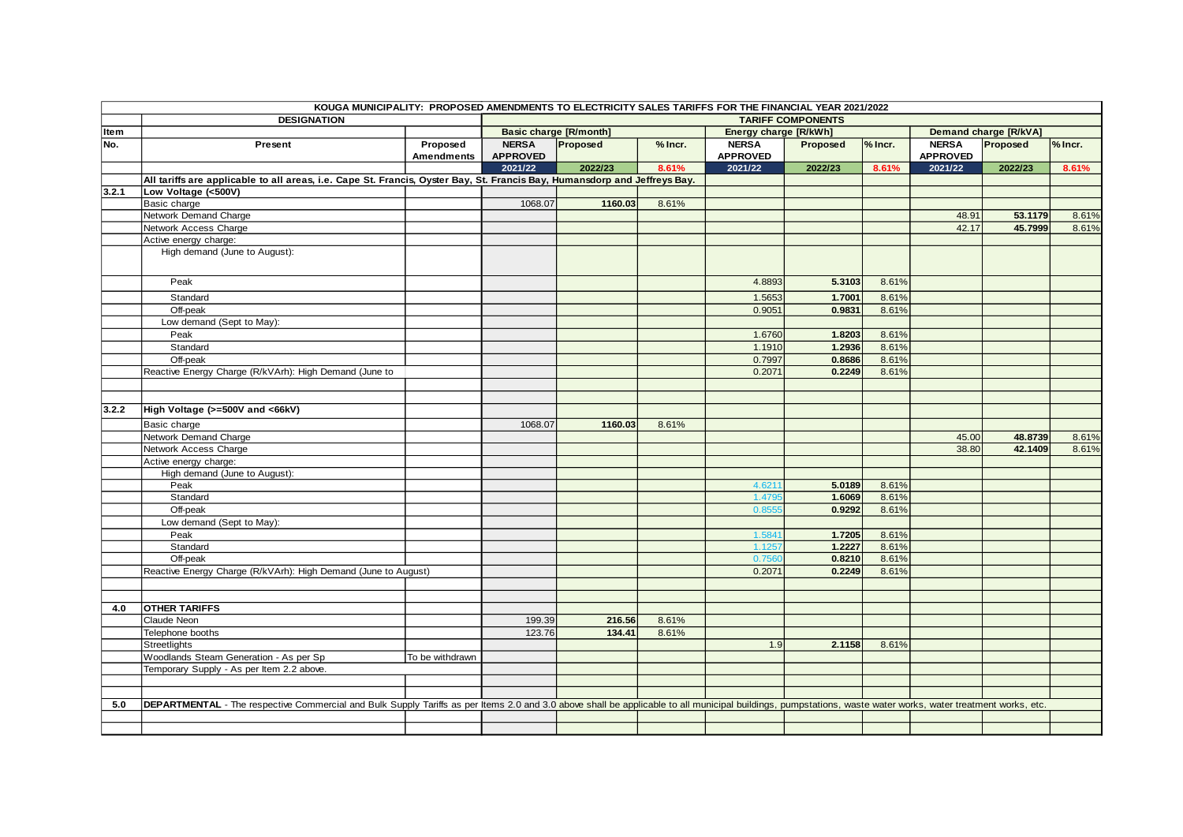| KOUGA MUNICIPALITY: PROPOSED AMENDMENTS TO ELECTRICITY SALES TARIFFS FOR THE FINANCIAL YEAR 2021/2022 | | | | | | | | | | | |
|---|---|---|---|---|---|---|---|---|---|---|---|
| | DESIGNATION | | TARIFF COMPONENTS | | | | | | | | |
| Item | | | Basic charge [R/month] | | | Energy charge [R/kWh] | | | Demand charge [R/kVA] | | |
| No. | Present | Proposed Amendments | NERSA APPROVED | Proposed | % Incr. | NERSA APPROVED | Proposed | % Incr. | NERSA APPROVED | Proposed | % Incr. |
| | | | 2021/22 | 2022/23 | 8.61% | 2021/22 | 2022/23 | 8.61% | 2021/22 | 2022/23 | 8.61% |
| | All tariffs are applicable to all areas, i.e. Cape St. Francis, Oyster Bay, St. Francis Bay, Humansdorp and Jeffreys Bay. | | | | | | | | | | |
| 3.2.1 | Low Voltage (<500V) | | | | | | | | | | |
| | Basic charge | | 1068.07 | 1160.03 | 8.61% | | | | | | |
| | Network Demand Charge | | | | | | | | 48.91 | 53.1179 | 8.61% |
| | Network Access Charge | | | | | | | | 42.17 | 45.7999 | 8.61% |
| | Active energy charge: | | | | | | | | | | |
| | High demand (June to August): | | | | | | | | | | |
| | Peak | | | | | 4.8893 | 5.3103 | 8.61% | | | |
| | Standard | | | | | 1.5653 | 1.7001 | 8.61% | | | |
| | Off-peak | | | | | 0.9051 | 0.9831 | 8.61% | | | |
| | Low demand (Sept to May): | | | | | | | | | | |
| | Peak | | | | | 1.6760 | 1.8203 | 8.61% | | | |
| | Standard | | | | | 1.1910 | 1.2936 | 8.61% | | | |
| | Off-peak | | | | | 0.7997 | 0.8686 | 8.61% | | | |
| | Reactive Energy Charge (R/kVArh): High Demand (June to | | | | | 0.2071 | 0.2249 | 8.61% | | | |
| | | | | | | | | | | | |
| | | | | | | | | | | | |
| 3.2.2 | High Voltage (>=500V and <66kV) | | | | | | | | | | |
| | Basic charge | | 1068.07 | 1160.03 | 8.61% | | | | | | |
| | Network Demand Charge | | | | | | | | 45.00 | 48.8739 | 8.61% |
| | Network Access Charge | | | | | | | | 38.80 | 42.1409 | 8.61% |
| | Active energy charge: | | | | | | | | | | |
| | High demand (June to August): | | | | | | | | | | |
| | Peak | | | | | 4.6211 | 5.0189 | 8.61% | | | |
| | Standard | | | | | 1.4795 | 1.6069 | 8.61% | | | |
| | Off-peak | | | | | 0.8555 | 0.9292 | 8.61% | | | |
| | Low demand (Sept to May): | | | | | | | | | | |
| | Peak | | | | | 1.5841 | 1.7205 | 8.61% | | | |
| | Standard | | | | | 1.1257 | 1.2227 | 8.61% | | | |
| | Off-peak | | | | | 0.7560 | 0.8210 | 8.61% | | | |
| | Reactive Energy Charge (R/kVArh): High Demand (June to August) | | | | | 0.2071 | 0.2249 | 8.61% | | | |
| | | | | | | | | | | | |
| | | | | | | | | | | | |
| 4.0 | OTHER TARIFFS | | | | | | | | | | |
| | Claude Neon | | 199.39 | 216.56 | 8.61% | | | | | | |
| | Telephone booths | | 123.76 | 134.41 | 8.61% | | | | | | |
| | Streetlights | | | | | 1.9 | 2.1158 | 8.61% | | | |
| | Woodlands Steam Generation - As per Sp | To be withdrawn | | | | | | | | | |
| | Temporary Supply - As per Item 2.2 above. | | | | | | | | | | |
| | | | | | | | | | | | |
| | | | | | | | | | | | |
| 5.0 | DEPARTMENTAL - The respective Commercial and Bulk Supply Tariffs as per Items 2.0 and 3.0 above shall be applicable to all municipal buildings, pumpstations, waste water works, water treatment works, etc. | | | | | | | | | | |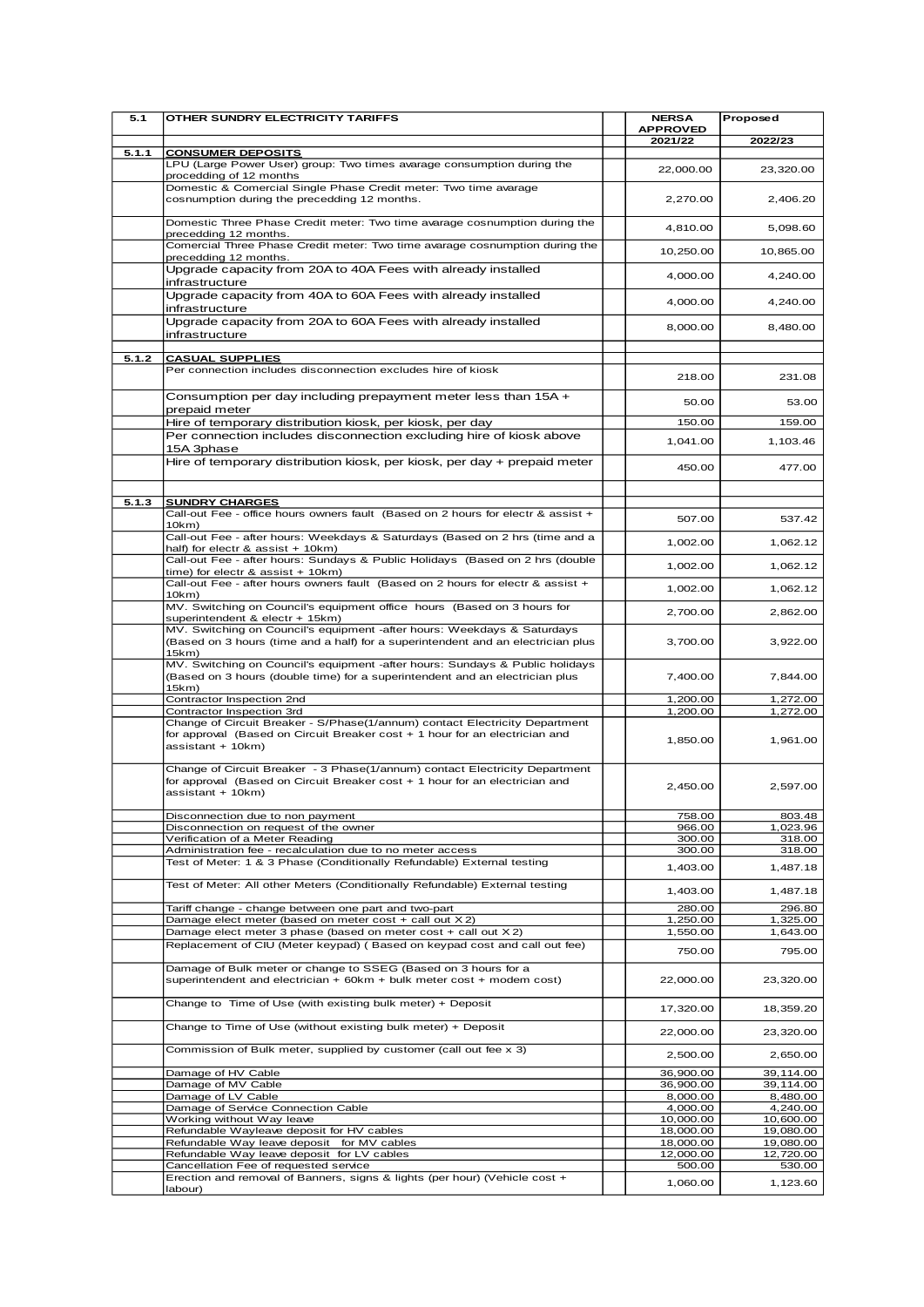| 5.1 | OTHER SUNDRY ELECTRICITY TARIFFS | | NERSA APPROVED | Proposed |
|---|---|---|---|---|
| | | | 2021/22 | 2022/23 |
| 5.1.1 | **CONSUMER DEPOSITS** | | | |
| | LPU (Large Power User) group: Two times avarage consumption during the procedding of 12 months | | 22,000.00 | 23,320.00 |
| | Domestic & Comercial Single Phase Credit meter: Two time avarage cosnumption during the precedding 12 months. | | 2,270.00 | 2,406.20 |
| | Domestic Three Phase Credit meter: Two time avarage cosnumption during the precedding 12 months. | | 4,810.00 | 5,098.60 |
| | Comercial Three Phase Credit meter: Two time avarage cosnumption during the precedding 12 months. | | 10,250.00 | 10,865.00 |
| | Upgrade capacity from 20A to 40A Fees with already installed infrastructure | | 4,000.00 | 4,240.00 |
| | Upgrade capacity from 40A to 60A Fees with already installed infrastructure | | 4,000.00 | 4,240.00 |
| | Upgrade capacity from 20A to 60A Fees with already installed infrastructure | | 8,000.00 | 8,480.00 |
| | | | | |
| 5.1.2 | **CASUAL SUPPLIES** | | | |
| | Per connection includes disconnection excludes hire of kiosk | | 218.00 | 231.08 |
| | Consumption per day including prepayment meter less than 15A + prepaid meter | | 50.00 | 53.00 |
| | Hire of temporary distribution kiosk, per kiosk, per day | | 150.00 | 159.00 |
| | Per connection includes disconnection excluding hire of kiosk above 15A 3phase | | 1,041.00 | 1,103.46 |
| | Hire of temporary distribution kiosk, per kiosk, per day + prepaid meter | | 450.00 | 477.00 |
| | | | | |
| 5.1.3 | **SUNDRY CHARGES** | | | |
| | Call-out Fee - office hours owners fault (Based on 2 hours for electr & assist + 10km) | | 507.00 | 537.42 |
| | Call-out Fee - after hours: Weekdays & Saturdays (Based on 2 hrs (time and a half) for electr & assist + 10km) | | 1,002.00 | 1,062.12 |
| | Call-out Fee - after hours: Sundays & Public Holidays (Based on 2 hrs (double time) for electr & assist + 10km) | | 1,002.00 | 1,062.12 |
| | Call-out Fee - after hours owners fault (Based on 2 hours for electr & assist + 10km) | | 1,002.00 | 1,062.12 |
| | MV. Switching on Council's equipment office hours (Based on 3 hours for superintendent & electr + 15km) | | 2,700.00 | 2,862.00 |
| | MV. Switching on Council's equipment -after hours: Weekdays & Saturdays (Based on 3 hours (time and a half) for a superintendent and an electrician plus 15km) | | 3,700.00 | 3,922.00 |
| | MV. Switching on Council's equipment -after hours: Sundays & Public holidays (Based on 3 hours (double time) for a superintendent and an electrician plus 15km) | | 7,400.00 | 7,844.00 |
| | Contractor Inspection 2nd | | 1,200.00 | 1,272.00 |
| | Contractor Inspection 3rd | | 1,200.00 | 1,272.00 |
| | Change of Circuit Breaker - S/Phase(1/annum) contact Electricity Department for approval (Based on Circuit Breaker cost + 1 hour for an electrician and assistant + 10km) | | 1,850.00 | 1,961.00 |
| | Change of Circuit Breaker - 3 Phase(1/annum) contact Electricity Department for approval (Based on Circuit Breaker cost + 1 hour for an electrician and assistant + 10km) | | 2,450.00 | 2,597.00 |
| | Disconnection due to non payment | | 758.00 | 803.48 |
| | Disconnection on request of the owner | | 966.00 | 1,023.96 |
| | Verification of a Meter Reading | | 300.00 | 318.00 |
| | Administration fee - recalculation due to no meter access | | 300.00 | 318.00 |
| | Test of Meter: 1 & 3 Phase (Conditionally Refundable) External testing | | 1,403.00 | 1,487.18 |
| | Test of Meter: All other Meters (Conditionally Refundable) External testing | | 1,403.00 | 1,487.18 |
| | Tariff change - change between one part and two-part | | 280.00 | 296.80 |
| | Damage elect meter (based on meter cost + call out X 2) | | 1,250.00 | 1,325.00 |
| | Damage elect meter 3 phase (based on meter cost + call out X 2) | | 1,550.00 | 1,643.00 |
| | Replacement of CIU (Meter keypad) ( Based on keypad cost and call out fee) | | 750.00 | 795.00 |
| | Damage of Bulk meter or change to SSEG (Based on 3 hours for a superintendent and electrician + 60km + bulk meter cost + modem cost) | | 22,000.00 | 23,320.00 |
| | Change to Time of Use (with existing bulk meter) + Deposit | | 17,320.00 | 18,359.20 |
| | Change to Time of Use (without existing bulk meter) + Deposit | | 22,000.00 | 23,320.00 |
| | Commission of Bulk meter, supplied by customer (call out fee x 3) | | 2,500.00 | 2,650.00 |
| | Damage of HV Cable | | 36,900.00 | 39,114.00 |
| | Damage of MV Cable | | 36,900.00 | 39,114.00 |
| | Damage of LV Cable | | 8,000.00 | 8,480.00 |
| | Damage of Service Connection Cable | | 4,000.00 | 4,240.00 |
| | Working without Way leave | | 10,000.00 | 10,600.00 |
| | Refundable Wayleave deposit for HV cables | | 18,000.00 | 19,080.00 |
| | Refundable Way leave deposit for MV cables | | 18,000.00 | 19,080.00 |
| | Refundable Way leave deposit for LV cables | | 12,000.00 | 12,720.00 |
| | Cancellation Fee of requested service | | 500.00 | 530.00 |
| | Erection and removal of Banners, signs & lights (per hour) (Vehicle cost + labour) | | 1,060.00 | 1,123.60 |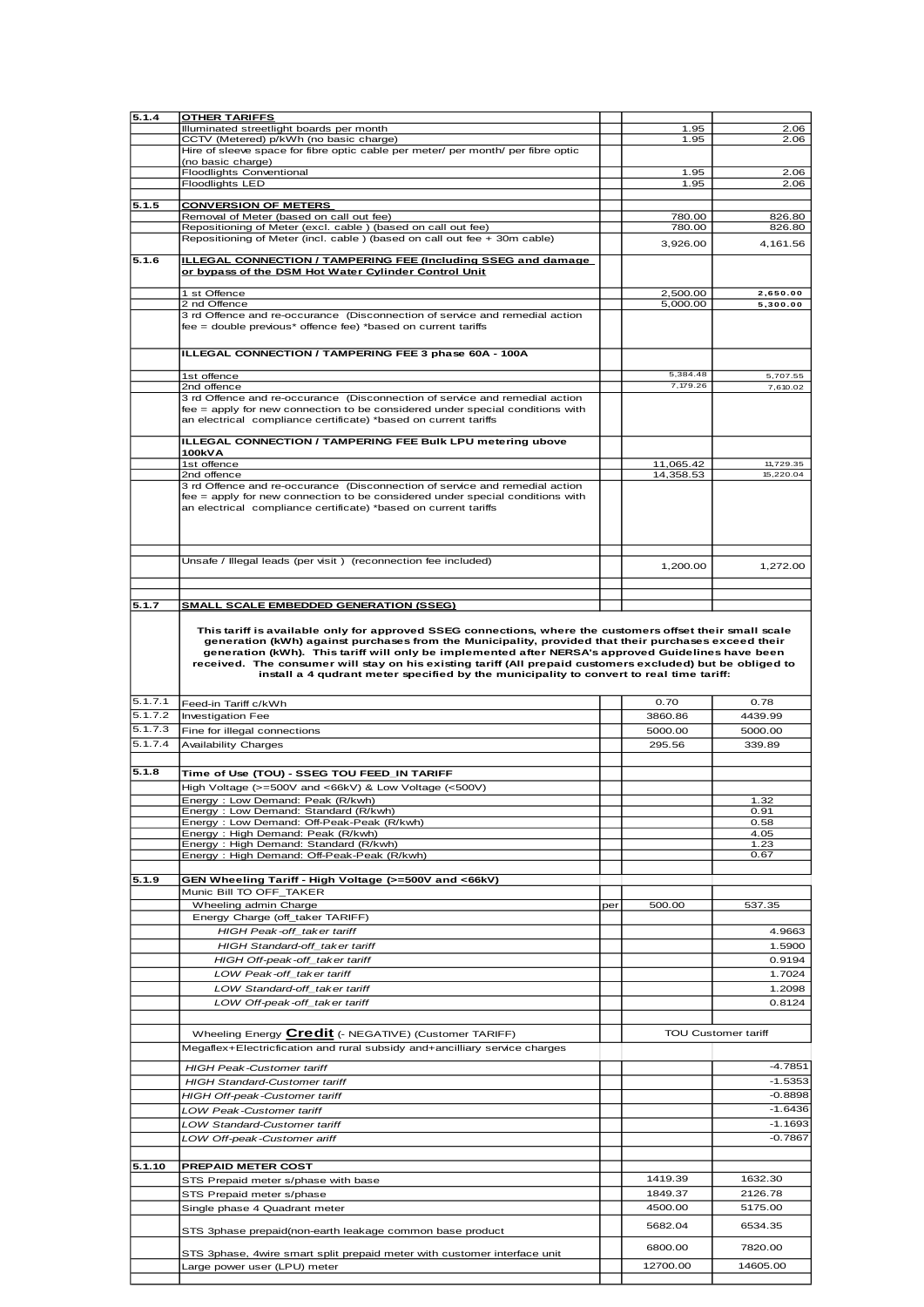| | | | | |
|---|---|---|---|---|
| 5.1.4 | **OTHER TARIFFS** | | | |
| | Illuminated streetlight boards per month | | 1.95 | 2.06 |
| | CCTV (Metered) p/kWh (no basic charge) | | 1.95 | 2.06 |
| | Hire of sleeve space for fibre optic cable per meter/ per month/ per fibre optic (no basic charge) | | | |
| | Floodlights Conventional | | 1.95 | 2.06 |
| | Floodlights LED | | 1.95 | 2.06 |
| | | | | |
| 5.1.5 | **CONVERSION OF METERS** | | | |
| | Removal of Meter (based on call out fee) | | 780.00 | 826.80 |
| | Repositioning of Meter (excl. cable ) (based on call out fee) | | 780.00 | 826.80 |
| | Repositioning of Meter (incl. cable ) (based on call out fee + 30m cable) | | 3,926.00 | 4,161.56 |
| 5.1.6 | **ILLEGAL CONNECTION / TAMPERING FEE (Including SSEG and damage or bypass of the DSM Hot Water Cylinder Control Unit** | | | |
| | 1 st Offence | | 2,500.00 | 2,650.00 |
| | 2 nd Offence | | 5,000.00 | 5,300.00 |
| | 3 rd Offence and re-occurance (Disconnection of service and remedial action fee = double previous* offence fee) *based on current tariffs | | | |
| | **ILLEGAL CONNECTION / TAMPERING FEE 3 phase 60A - 100A** | | | |
| | 1st offence | | 5,384.48 | 5,707.55 |
| | 2nd offence | | 7,179.26 | 7,610.02 |
| | 3 rd Offence and re-occurance (Disconnection of service and remedial action fee = apply for new connection to be considered under special conditions with an electrical compliance certificate) *based on current tariffs | | | |
| | **ILLEGAL CONNECTION / TAMPERING FEE Bulk LPU metering ubove 100kVA** | | | |
| | 1st offence | | 11,065.42 | 11,729.35 |
| | 2nd offence | | 14,358.53 | 15,220.04 |
| | 3 rd Offence and re-occurance (Disconnection of service and remedial action fee = apply for new connection to be considered under special conditions with an electrical compliance certificate) *based on current tariffs | | | |
| | | | | |
| | Unsafe / Illegal leads (per visit ) (reconnection fee included) | | 1,200.00 | 1,272.00 |
| | | | | |
| 5.1.7 | **SMALL SCALE EMBEDDED GENERATION (SSEG)** | | | |
| | **This tariff is available only for approved SSEG connections, where the customers offset their small scale generation (kWh) against purchases from the Municipality, provided that their purchases exceed their generation (kWh). This tariff will only be implemented after NERSA's approved Guidelines have been received. The consumer will stay on his existing tariff (All prepaid customers excluded) but be obliged to install a 4 qudrant meter specified by the municipality to convert to real time tariff:** | | | |
| 5.1.7.1 | Feed-in Tariff c/kWh | | 0.70 | 0.78 |
| 5.1.7.2 | Investigation Fee | | 3860.86 | 4439.99 |
| 5.1.7.3 | Fine for illegal connections | | 5000.00 | 5000.00 |
| 5.1.7.4 | Availability Charges | | 295.56 | 339.89 |
| | | | | |
| 5.1.8 | **Time of Use (TOU) - SSEG TOU FEED_IN TARIFF** | | | |
| | High Voltage (>=500V and <66kV) & Low Voltage (<500V) | | | |
| | Energy : Low Demand: Peak (R/kwh) | | | 1.32 |
| | Energy : Low Demand: Standard (R/kwh) | | | 0.91 |
| | Energy : Low Demand: Off-Peak-Peak (R/kwh) | | | 0.58 |
| | Energy : High Demand: Peak (R/kwh) | | | 4.05 |
| | Energy : High Demand: Standard (R/kwh) | | | 1.23 |
| | Energy : High Demand: Off-Peak-Peak (R/kwh) | | | 0.67 |
| | | | | |
| 5.1.9 | **GEN Wheeling Tariff - High Voltage (>=500V and <66kV)** | | | |
| | Munic Bill TO OFF_TAKER | | | |
| | Wheeling admin Charge | per | 500.00 | 537.35 |
| | Energy Charge (off_taker TARIFF) | | | |
| | *HIGH Peak-off_taker tariff* | | | 4.9663 |
| | *HIGH Standard-off_taker tariff* | | | 1.5900 |
| | *HIGH Off-peak-off_taker tariff* | | | 0.9194 |
| | *LOW Peak-off_taker tariff* | | | 1.7024 |
| | *LOW Standard-off_taker tariff* | | | 1.2098 |
| | *LOW Off-peak-off_taker tariff* | | | 0.8124 |
| | | | | |
| | Wheeling Energy **Credit** (- NEGATIVE) (Customer TARIFF) | | TOU Customer tariff | |
| | Megaflex+Electricfication and rural subsidy and+ancilliary service charges | | | |
| | *HIGH Peak-Customer tariff* | | | -4.7851 |
| | *HIGH Standard-Customer tariff* | | | -1.5353 |
| | *HIGH Off-peak-Customer tariff* | | | -0.8898 |
| | *LOW Peak-Customer tariff* | | | -1.6436 |
| | *LOW Standard-Customer tariff* | | | -1.1693 |
| | *LOW Off-peak-Customer ariff* | | | -0.7867 |
| | | | | |
| 5.1.10 | **PREPAID METER COST** | | | |
| | STS Prepaid meter s/phase with base | | 1419.39 | 1632.30 |
| | STS Prepaid meter s/phase | | 1849.37 | 2126.78 |
| | Single phase 4 Quadrant meter | | 4500.00 | 5175.00 |
| | STS 3phase prepaid(non-earth leakage common base product | | 5682.04 | 6534.35 |
| | STS 3phase, 4wire smart split prepaid meter with customer interface unit | | 6800.00 | 7820.00 |
| | Large power user (LPU) meter | | 12700.00 | 14605.00 |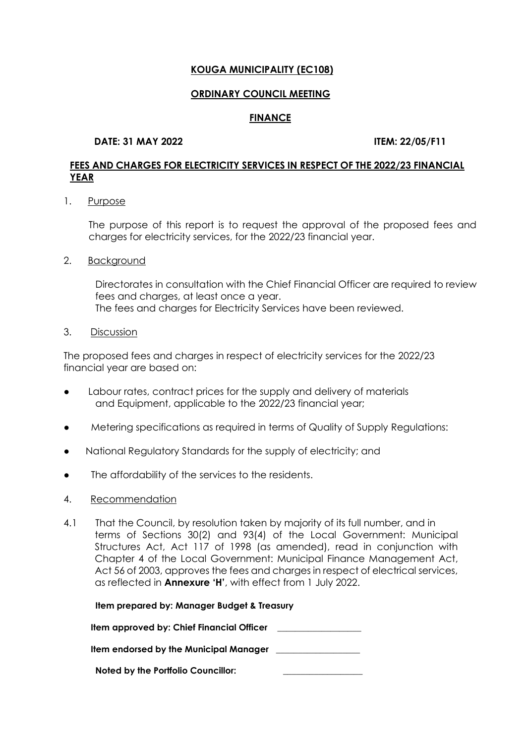**KOUGA MUNICIPALITY (EC108)**

**ORDINARY COUNCIL MEETING**

**FINANCE**

**DATE: 31 MAY 2022** **ITEM: 22/05/F11**

**FEES AND CHARGES FOR ELECTRICITY SERVICES IN RESPECT OF THE 2022/23 FINANCIAL YEAR**

1. Purpose

The purpose of this report is to request the approval of the proposed fees and charges for electricity services, for the 2022/23 financial year.

2. Background

Directorates in consultation with the Chief Financial Officer are required to review fees and charges, at least once a year.
The fees and charges for Electricity Services have been reviewed.

3. Discussion

The proposed fees and charges in respect of electricity services for the 2022/23 financial year are based on:

- Labour rates, contract prices for the supply and delivery of materials and Equipment, applicable to the 2022/23 financial year;
- Metering specifications as required in terms of Quality of Supply Regulations:
- National Regulatory Standards for the supply of electricity; and
- The affordability of the services to the residents.

4. Recommendation

4.1 That the Council, by resolution taken by majority of its full number, and in terms of Sections 30(2) and 93(4) of the Local Government: Municipal Structures Act, Act 117 of 1998 (as amended), read in conjunction with Chapter 4 of the Local Government: Municipal Finance Management Act, Act 56 of 2003, approves the fees and charges in respect of electrical services, as reflected in **Annexure 'H'**, with effect from 1 July 2022.

**Item prepared by: Manager Budget & Treasury**

**Item approved by: Chief Financial Officer** \_\_\_\_\_\_\_\_\_\_\_\_\_\_\_\_\_\_

**Item endorsed by the Municipal Manager** \_\_\_\_\_\_\_\_\_\_\_\_\_\_\_\_\_\_

**Noted by the Portfolio Councillor:** \_\_\_\_\_\_\_\_\_\_\_\_\_\_\_\_\_\_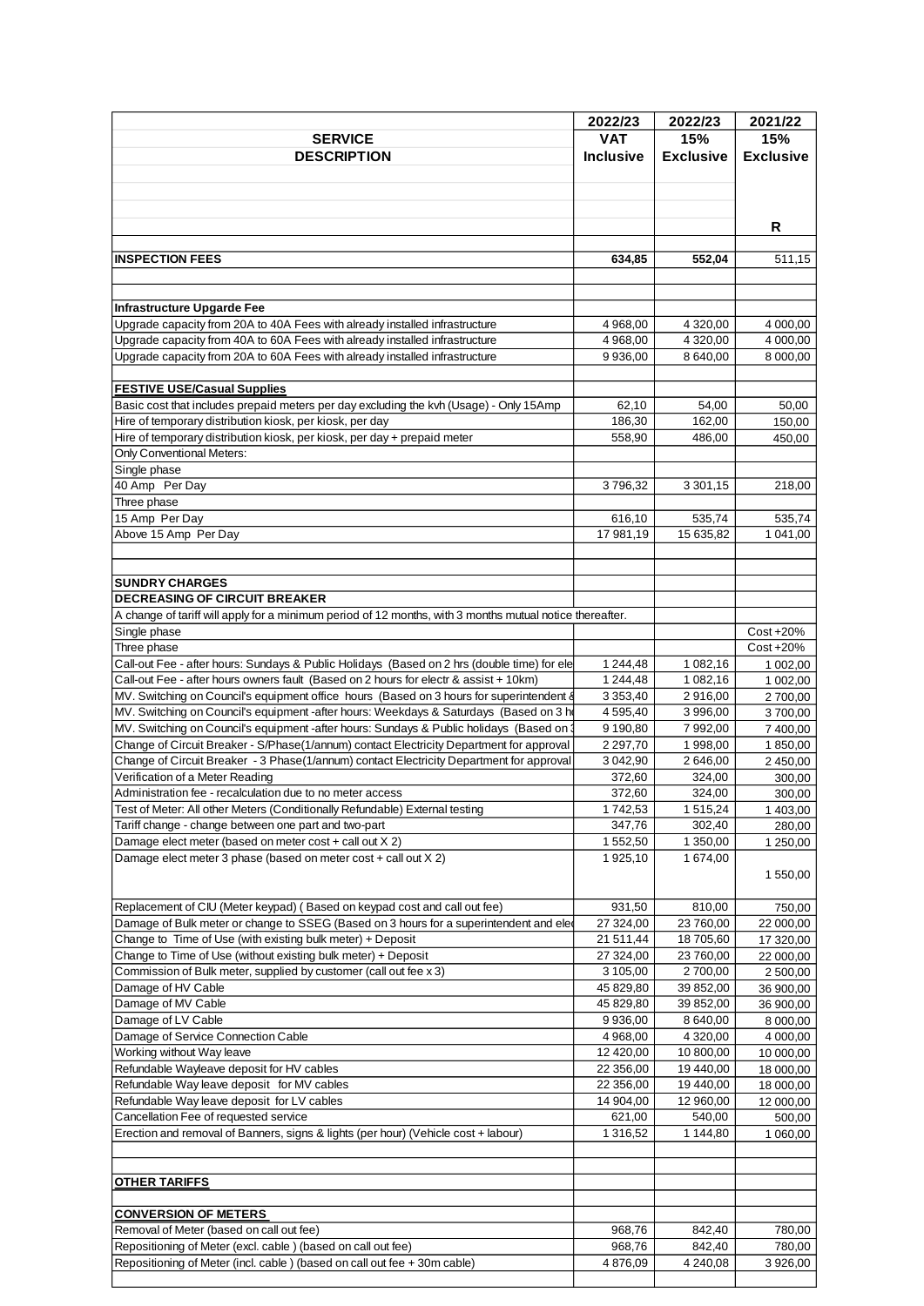| SERVICE DESCRIPTION | 2022/23 VAT Inclusive | 2022/23 15% Exclusive | 2021/22 15% Exclusive |
|---|---|---|---|
| | | | R |
| **INSPECTION FEES** | **634,85** | **552,04** | 511,15 |
| | | | |
| **Infrastructure Upgarde Fee** | | | |
| Upgrade capacity from 20A to 40A Fees with already installed infrastructure | 4 968,00 | 4 320,00 | 4 000,00 |
| Upgrade capacity from 40A to 60A Fees with already installed infrastructure | 4 968,00 | 4 320,00 | 4 000,00 |
| Upgrade capacity from 20A to 60A Fees with already installed infrastructure | 9 936,00 | 8 640,00 | 8 000,00 |
| | | | |
| **FESTIVE USE/Casual Supplies** | | | |
| Basic cost that includes prepaid meters per day excluding the kvh (Usage) - Only 15Amp | 62,10 | 54,00 | 50,00 |
| Hire of temporary distribution kiosk, per kiosk, per day | 186,30 | 162,00 | 150,00 |
| Hire of temporary distribution kiosk, per kiosk, per day + prepaid meter | 558,90 | 486,00 | 450,00 |
| Only Conventional Meters: | | | |
| Single phase | | | |
| 40 Amp Per Day | 3 796,32 | 3 301,15 | 218,00 |
| Three phase | | | |
| 15 Amp Per Day | 616,10 | 535,74 | 535,74 |
| Above 15 Amp Per Day | 17 981,19 | 15 635,82 | 1 041,00 |
| | | | |
| **SUNDRY CHARGES** | | | |
| **DECREASING OF CIRCUIT BREAKER** | | | |
| A change of tariff will apply for a minimum period of 12 months, with 3 months mutual notice thereafter. | | | |
| Single phase | | | Cost +20% |
| Three phase | | | Cost +20% |
| Call-out Fee - after hours: Sundays & Public Holidays (Based on 2 hrs (double time) for ele | 1 244,48 | 1 082,16 | 1 002,00 |
| Call-out Fee - after hours owners fault (Based on 2 hours for electr & assist + 10km) | 1 244,48 | 1 082,16 | 1 002,00 |
| MV. Switching on Council's equipment office hours (Based on 3 hours for superintendent & | 3 353,40 | 2 916,00 | 2 700,00 |
| MV. Switching on Council's equipment -after hours: Weekdays & Saturdays (Based on 3 h | 4 595,40 | 3 996,00 | 3 700,00 |
| MV. Switching on Council's equipment -after hours: Sundays & Public holidays (Based on 3 | 9 190,80 | 7 992,00 | 7 400,00 |
| Change of Circuit Breaker - S/Phase(1/annum) contact Electricity Department for approval | 2 297,70 | 1 998,00 | 1 850,00 |
| Change of Circuit Breaker - 3 Phase(1/annum) contact Electricity Department for approval | 3 042,90 | 2 646,00 | 2 450,00 |
| Verification of a Meter Reading | 372,60 | 324,00 | 300,00 |
| Administration fee - recalculation due to no meter access | 372,60 | 324,00 | 300,00 |
| Test of Meter: All other Meters (Conditionally Refundable) External testing | 1 742,53 | 1 515,24 | 1 403,00 |
| Tariff change - change between one part and two-part | 347,76 | 302,40 | 280,00 |
| Damage elect meter (based on meter cost + call out X 2) | 1 552,50 | 1 350,00 | 1 250,00 |
| Damage elect meter 3 phase (based on meter cost + call out X 2) | 1 925,10 | 1 674,00 | 1 550,00 |
| Replacement of CIU (Meter keypad) ( Based on keypad cost and call out fee) | 931,50 | 810,00 | 750,00 |
| Damage of Bulk meter or change to SSEG (Based on 3 hours for a superintendent and ele | 27 324,00 | 23 760,00 | 22 000,00 |
| Change to Time of Use (with existing bulk meter) + Deposit | 21 511,44 | 18 705,60 | 17 320,00 |
| Change to Time of Use (without existing bulk meter) + Deposit | 27 324,00 | 23 760,00 | 22 000,00 |
| Commission of Bulk meter, supplied by customer (call out fee x 3) | 3 105,00 | 2 700,00 | 2 500,00 |
| Damage of HV Cable | 45 829,80 | 39 852,00 | 36 900,00 |
| Damage of MV Cable | 45 829,80 | 39 852,00 | 36 900,00 |
| Damage of LV Cable | 9 936,00 | 8 640,00 | 8 000,00 |
| Damage of Service Connection Cable | 4 968,00 | 4 320,00 | 4 000,00 |
| Working without Way leave | 12 420,00 | 10 800,00 | 10 000,00 |
| Refundable Wayleave deposit for HV cables | 22 356,00 | 19 440,00 | 18 000,00 |
| Refundable Way leave deposit for MV cables | 22 356,00 | 19 440,00 | 18 000,00 |
| Refundable Way leave deposit for LV cables | 14 904,00 | 12 960,00 | 12 000,00 |
| Cancellation Fee of requested service | 621,00 | 540,00 | 500,00 |
| Erection and removal of Banners, signs & lights (per hour) (Vehicle cost + labour) | 1 316,52 | 1 144,80 | 1 060,00 |
| | | | |
| **OTHER TARIFFS** | | | |
| | | | |
| **CONVERSION OF METERS** | | | |
| Removal of Meter (based on call out fee) | 968,76 | 842,40 | 780,00 |
| Repositioning of Meter (excl. cable ) (based on call out fee) | 968,76 | 842,40 | 780,00 |
| Repositioning of Meter (incl. cable ) (based on call out fee + 30m cable) | 4 876,09 | 4 240,08 | 3 926,00 |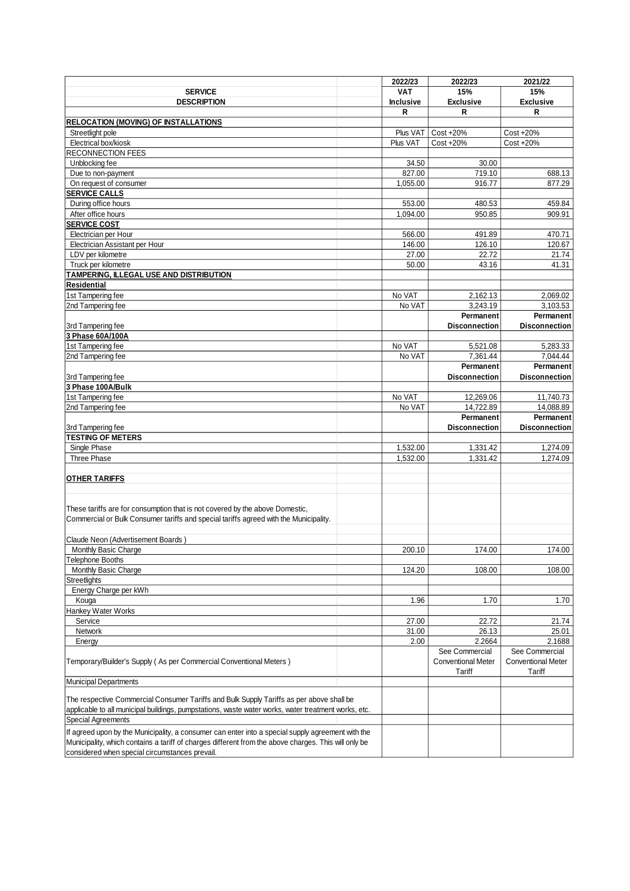| SERVICE DESCRIPTION | 2022/23 VAT Inclusive | 2022/23 15% Exclusive | 2021/22 15% Exclusive |
|---|---|---|---|
| | R | R | R |
| **RELOCATION (MOVING) OF INSTALLATIONS** | | | |
| Streetlight pole | Plus VAT | Cost +20% | Cost +20% |
| Electrical box/kiosk | Plus VAT | Cost +20% | Cost +20% |
| RECONNECTION FEES | | | |
| Unblocking fee | 34.50 | 30.00 | |
| Due to non-payment | 827.00 | 719.10 | 688.13 |
| On request of consumer | 1,055.00 | 916.77 | 877.29 |
| **SERVICE CALLS** | | | |
| During office hours | 553.00 | 480.53 | 459.84 |
| After office hours | 1,094.00 | 950.85 | 909.91 |
| **SERVICE COST** | | | |
| Electrician per Hour | 566.00 | 491.89 | 470.71 |
| Electrician Assistant per Hour | 146.00 | 126.10 | 120.67 |
| LDV per kilometre | 27.00 | 22.72 | 21.74 |
| Truck per kilometre | 50.00 | 43.16 | 41.31 |
| **TAMPERING, ILLEGAL USE AND DISTRIBUTION** | | | |
| **Residential** | | | |
| 1st Tampering fee | No VAT | 2,162.13 | 2,069.02 |
| 2nd Tampering fee | No VAT | 3,243.19 | 3,103.53 |
| 3rd Tampering fee | | **Permanent Disconnection** | **Permanent Disconnection** |
| **3 Phase 60A/100A** | | | |
| 1st Tampering fee | No VAT | 5,521.08 | 5,283.33 |
| 2nd Tampering fee | No VAT | 7,361.44 | 7,044.44 |
| 3rd Tampering fee | | **Permanent Disconnection** | **Permanent Disconnection** |
| **3 Phase 100A/Bulk** | | | |
| 1st Tampering fee | No VAT | 12,269.06 | 11,740.73 |
| 2nd Tampering fee | No VAT | 14,722.89 | 14,088.89 |
| 3rd Tampering fee | | **Permanent Disconnection** | **Permanent Disconnection** |
| **TESTING OF METERS** | | | |
| Single Phase | 1,532.00 | 1,331.42 | 1,274.09 |
| Three Phase | 1,532.00 | 1,331.42 | 1,274.09 |
| **OTHER TARIFFS** | | | |
| These tariffs are for consumption that is not covered by the above Domestic, Commercial or Bulk Consumer tariffs and special tariffs agreed with the Municipality. | | | |
| Claude Neon (Advertisement Boards ) | | | |
| Monthly Basic Charge | 200.10 | 174.00 | 174.00 |
| Telephone Booths | | | |
| Monthly Basic Charge | 124.20 | 108.00 | 108.00 |
| Streetlights | | | |
| Energy Charge per kWh | | | |
| Kouga | 1.96 | 1.70 | 1.70 |
| Hankey Water Works | | | |
| Service | 27.00 | 22.72 | 21.74 |
| Network | 31.00 | 26.13 | 25.01 |
| Energy | 2.00 | 2.2664 | 2.1688 |
| Temporary/Builder's Supply ( As per Commercial Conventional Meters ) | | See Commercial Conventional Meter Tariff | See Commercial Conventional Meter Tariff |
| Municipal Departments | | | |
| The respective Commercial Consumer Tariffs and Bulk Supply Tariffs as per above shall be applicable to all municipal buildings, pumpstations, waste water works, water treatment works, etc. | | | |
| Special Agreements | | | |
| If agreed upon by the Municipality, a consumer can enter into a special supply agreement with the Municipality, which contains a tariff of charges different from the above charges. This will only be considered when special circumstances prevail. | | | |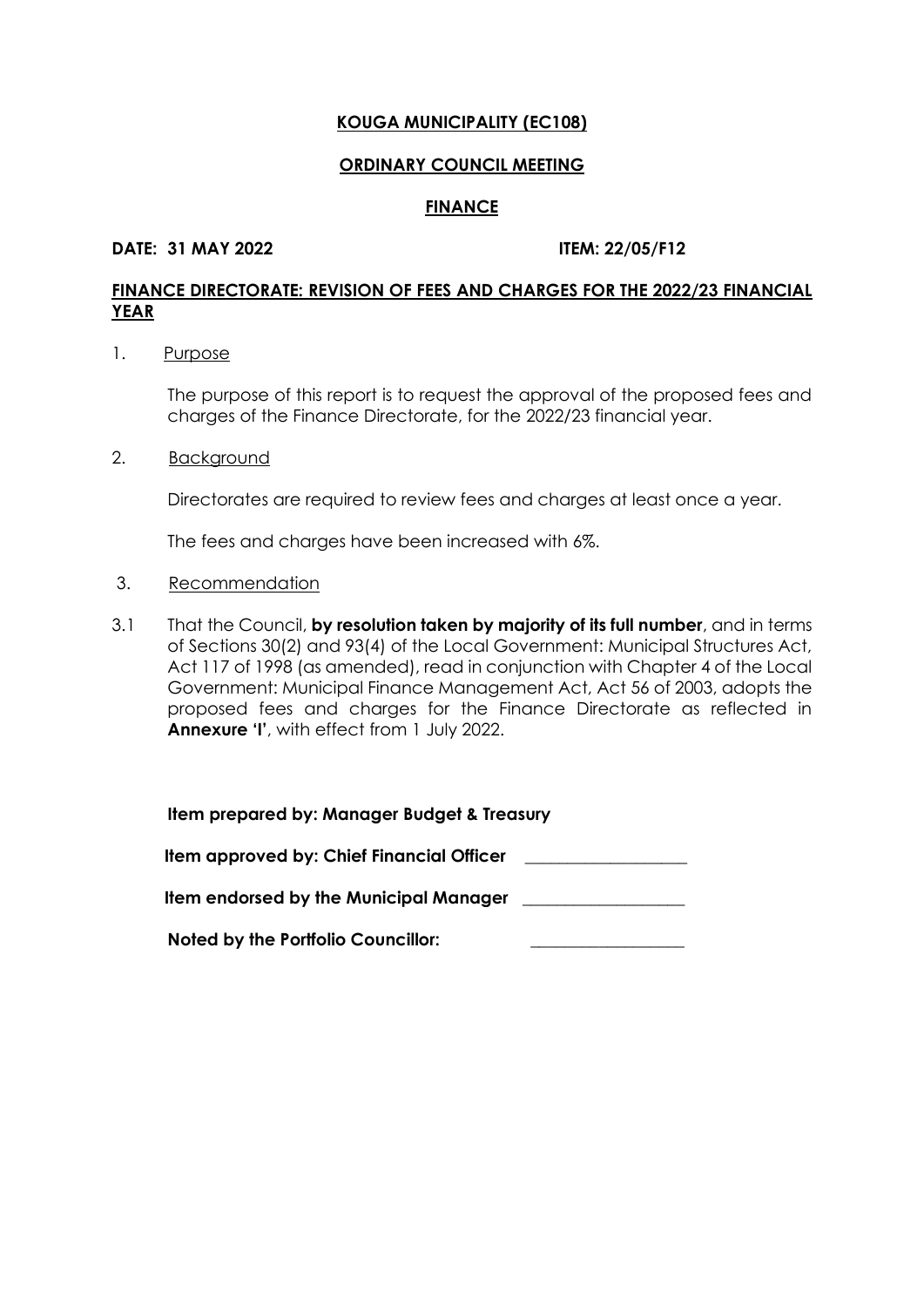**KOUGA MUNICIPALITY (EC108)**

**ORDINARY COUNCIL MEETING**

**FINANCE**

**DATE: 31 MAY 2022** **ITEM: 22/05/F12**

**FINANCE DIRECTORATE: REVISION OF FEES AND CHARGES FOR THE 2022/23 FINANCIAL YEAR**

1. Purpose

   The purpose of this report is to request the approval of the proposed fees and charges of the Finance Directorate, for the 2022/23 financial year.

2. Background

   Directorates are required to review fees and charges at least once a year.

   The fees and charges have been increased with 6%.

3. Recommendation

3.1 That the Council, **by resolution taken by majority of its full number**, and in terms of Sections 30(2) and 93(4) of the Local Government: Municipal Structures Act, Act 117 of 1998 (as amended), read in conjunction with Chapter 4 of the Local Government: Municipal Finance Management Act, Act 56 of 2003, adopts the proposed fees and charges for the Finance Directorate as reflected in **Annexure 'I'**, with effect from 1 July 2022.

**Item prepared by: Manager Budget & Treasury**

**Item approved by: Chief Financial Officer** ___________________

**Item endorsed by the Municipal Manager** ___________________

**Noted by the Portfolio Councillor:** ___________________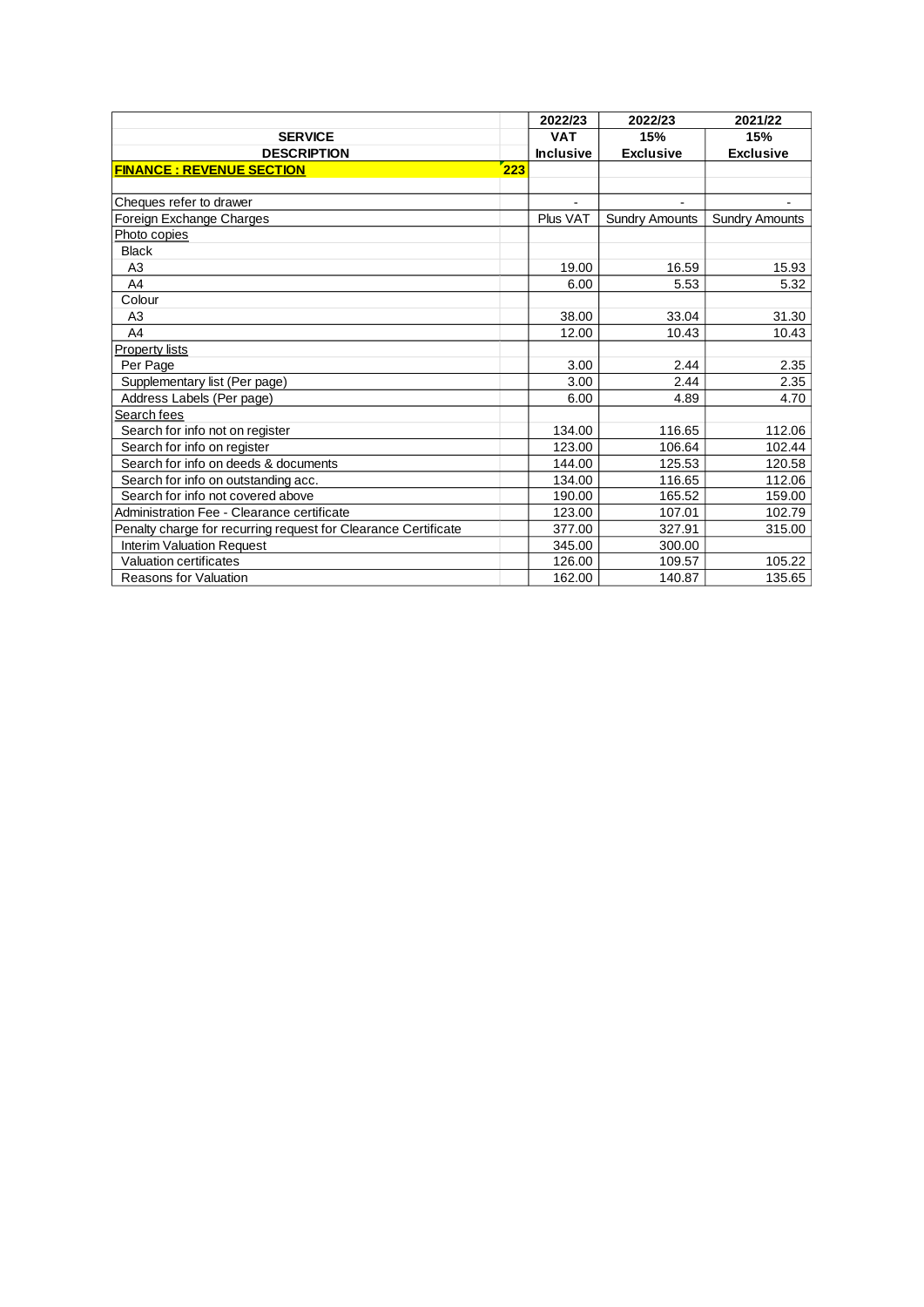| SERVICE DESCRIPTION | | 2022/23 VAT Inclusive | 2022/23 15% Exclusive | 2021/22 15% Exclusive |
|---|---|---|---|---|
| **FINANCE : REVENUE SECTION** | 223 | | | |
| | | | | |
| Cheques refer to drawer | | - | - | - |
| Foreign Exchange Charges | | Plus VAT | Sundry Amounts | Sundry Amounts |
| Photo copies | | | | |
| Black | | | | |
| A3 | | 19.00 | 16.59 | 15.93 |
| A4 | | 6.00 | 5.53 | 5.32 |
| Colour | | | | |
| A3 | | 38.00 | 33.04 | 31.30 |
| A4 | | 12.00 | 10.43 | 10.43 |
| Property lists | | | | |
| Per Page | | 3.00 | 2.44 | 2.35 |
| Supplementary list (Per page) | | 3.00 | 2.44 | 2.35 |
| Address Labels (Per page) | | 6.00 | 4.89 | 4.70 |
| Search fees | | | | |
| Search for info not on register | | 134.00 | 116.65 | 112.06 |
| Search for info on register | | 123.00 | 106.64 | 102.44 |
| Search for info on deeds & documents | | 144.00 | 125.53 | 120.58 |
| Search for info on outstanding acc. | | 134.00 | 116.65 | 112.06 |
| Search for info not covered above | | 190.00 | 165.52 | 159.00 |
| Administration Fee - Clearance certificate | | 123.00 | 107.01 | 102.79 |
| Penalty charge for recurring request for Clearance Certificate | | 377.00 | 327.91 | 315.00 |
| Interim Valuation Request | | 345.00 | 300.00 | |
| Valuation certificates | | 126.00 | 109.57 | 105.22 |
| Reasons for Valuation | | 162.00 | 140.87 | 135.65 |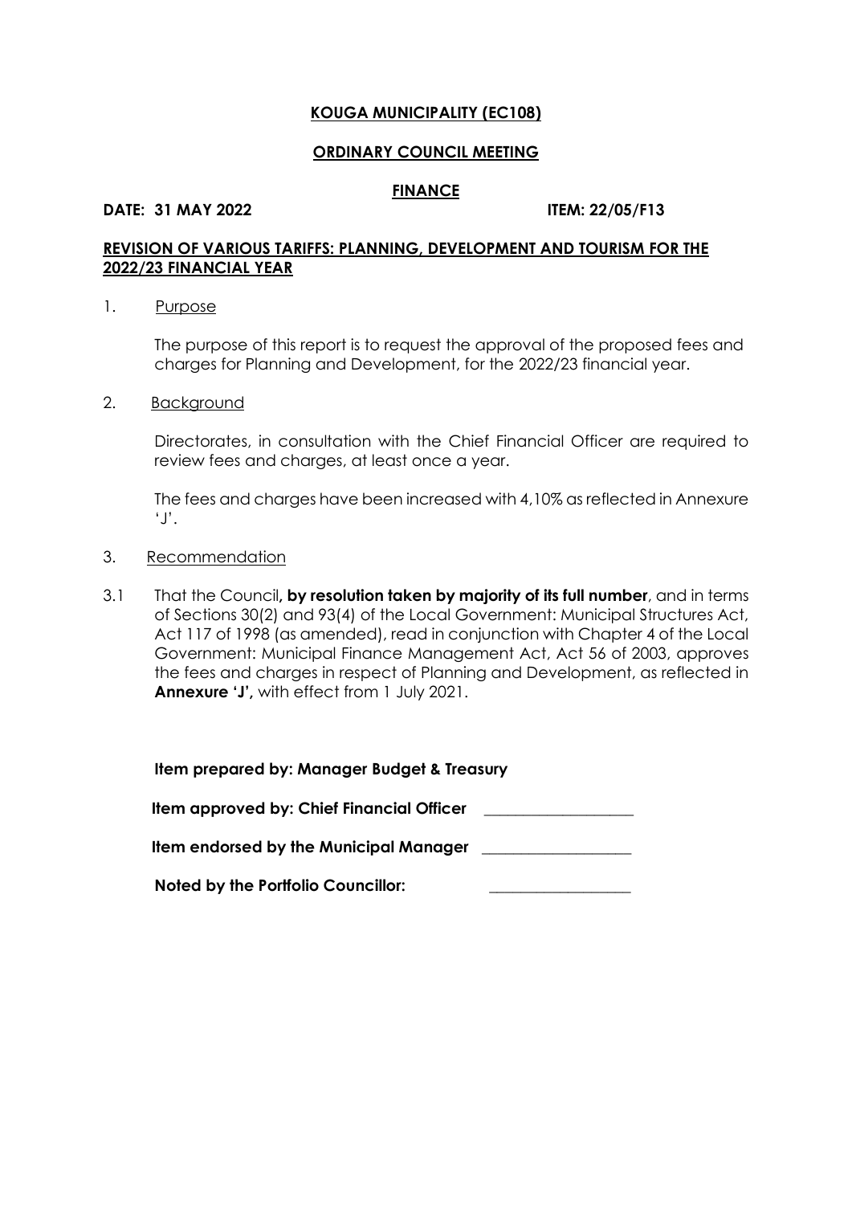**KOUGA MUNICIPALITY (EC108)**

**ORDINARY COUNCIL MEETING**

**FINANCE**

**DATE: 31 MAY 2022** **ITEM: 22/05/F13**

**REVISION OF VARIOUS TARIFFS: PLANNING, DEVELOPMENT AND TOURISM FOR THE 2022/23 FINANCIAL YEAR**

1. Purpose

   The purpose of this report is to request the approval of the proposed fees and charges for Planning and Development, for the 2022/23 financial year.

2. Background

   Directorates, in consultation with the Chief Financial Officer are required to review fees and charges, at least once a year.

   The fees and charges have been increased with 4,10% as reflected in Annexure 'J'.

3. Recommendation

3.1 That the Council**, by resolution taken by majority of its full number**, and in terms of Sections 30(2) and 93(4) of the Local Government: Municipal Structures Act, Act 117 of 1998 (as amended), read in conjunction with Chapter 4 of the Local Government: Municipal Finance Management Act, Act 56 of 2003, approves the fees and charges in respect of Planning and Development, as reflected in **Annexure 'J',** with effect from 1 July 2021.

**Item prepared by: Manager Budget & Treasury**

**Item approved by: Chief Financial Officer** \_\_\_\_\_\_\_\_\_\_\_\_\_\_\_\_\_\_\_

**Item endorsed by the Municipal Manager** \_\_\_\_\_\_\_\_\_\_\_\_\_\_\_\_\_\_\_

**Noted by the Portfolio Councillor:** \_\_\_\_\_\_\_\_\_\_\_\_\_\_\_\_\_\_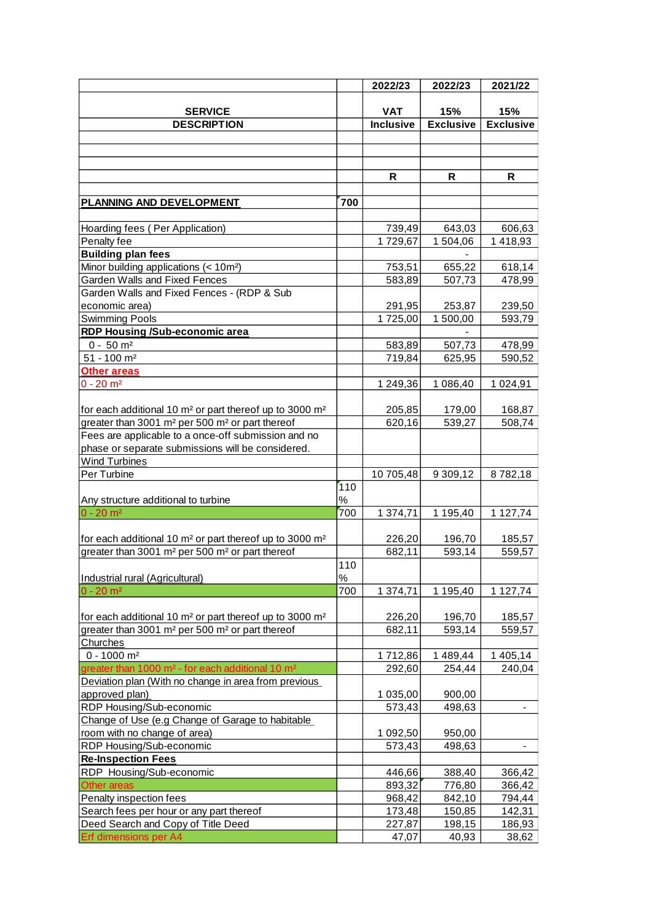| SERVICE DESCRIPTION | | 2022/23 VAT Inclusive | 2022/23 15% Exclusive | 2021/22 15% Exclusive |
|---|---|---|---|---|
| | | | | |
| | | | | |
| | | | | |
| | | R | R | R |
| | | | | |
| **PLANNING AND DEVELOPMENT** | **700** | | | |
| | | | | |
| Hoarding fees ( Per Application) | | 739,49 | 643,03 | 606,63 |
| Penalty fee | | 1 729,67 | 1 504,06 | 1 418,93 |
| **Building plan fees** | | | - | |
| Minor building applications (< 10m²) | | 753,51 | 655,22 | 618,14 |
| Garden Walls and Fixed Fences | | 583,89 | 507,73 | 478,99 |
| Garden Walls and Fixed Fences - (RDP & Sub economic area) | | 291,95 | 253,87 | 239,50 |
| Swimming Pools | | 1 725,00 | 1 500,00 | 593,79 |
| **RDP Housing /Sub-economic area** | | | - | |
| 0 - 50 m² | | 583,89 | 507,73 | 478,99 |
| 51 - 100 m² | | 719,84 | 625,95 | 590,52 |
| **Other areas** | | | | |
| 0 - 20 m² | | 1 249,36 | 1 086,40 | 1 024,91 |
| for each additional 10 m² or part thereof up to 3000 m² | | 205,85 | 179,00 | 168,87 |
| greater than 3001 m² per 500 m² or part thereof | | 620,16 | 539,27 | 508,74 |
| Fees are applicable to a once-off submission and no phase or separate submissions will be considered. | | | | |
| Wind Turbines | | | | |
| Per Turbine | | 10 705,48 | 9 309,12 | 8 782,18 |
| Any structure additional to turbine | 110 % | | | |
| 0 - 20 m² | 700 | 1 374,71 | 1 195,40 | 1 127,74 |
| for each additional 10 m² or part thereof up to 3000 m² | | 226,20 | 196,70 | 185,57 |
| greater than 3001 m² per 500 m² or part thereof | | 682,11 | 593,14 | 559,57 |
| Industrial rural (Agricultural) | 110 % | | | |
| 0 - 20 m² | 700 | 1 374,71 | 1 195,40 | 1 127,74 |
| for each additional 10 m² or part thereof up to 3000 m² | | 226,20 | 196,70 | 185,57 |
| greater than 3001 m² per 500 m² or part thereof | | 682,11 | 593,14 | 559,57 |
| Churches | | | | |
| 0 - 1000 m² | | 1 712,86 | 1 489,44 | 1 405,14 |
| greater than 1000 m² - for each additional 10 m² | | 292,60 | 254,44 | 240,04 |
| Deviation plan (With no change in area from previous approved plan) | | 1 035,00 | 900,00 | |
| RDP Housing/Sub-economic | | 573,43 | 498,63 | - |
| Change of Use (e.g Change of Garage to habitable room with no change of area) | | 1 092,50 | 950,00 | |
| RDP Housing/Sub-economic | | 573,43 | 498,63 | - |
| **Re-Inspection Fees** | | | | |
| RDP Housing/Sub-economic | | 446,66 | 388,40 | 366,42 |
| Other areas | | 893,32 | 776,80 | 366,42 |
| Penalty inspection fees | | 968,42 | 842,10 | 794,44 |
| Search fees per hour or any part thereof | | 173,48 | 150,85 | 142,31 |
| Deed Search and Copy of Title Deed | | 227,87 | 198,15 | 186,93 |
| Erf dimensions per A4 | | 47,07 | 40,93 | 38,62 |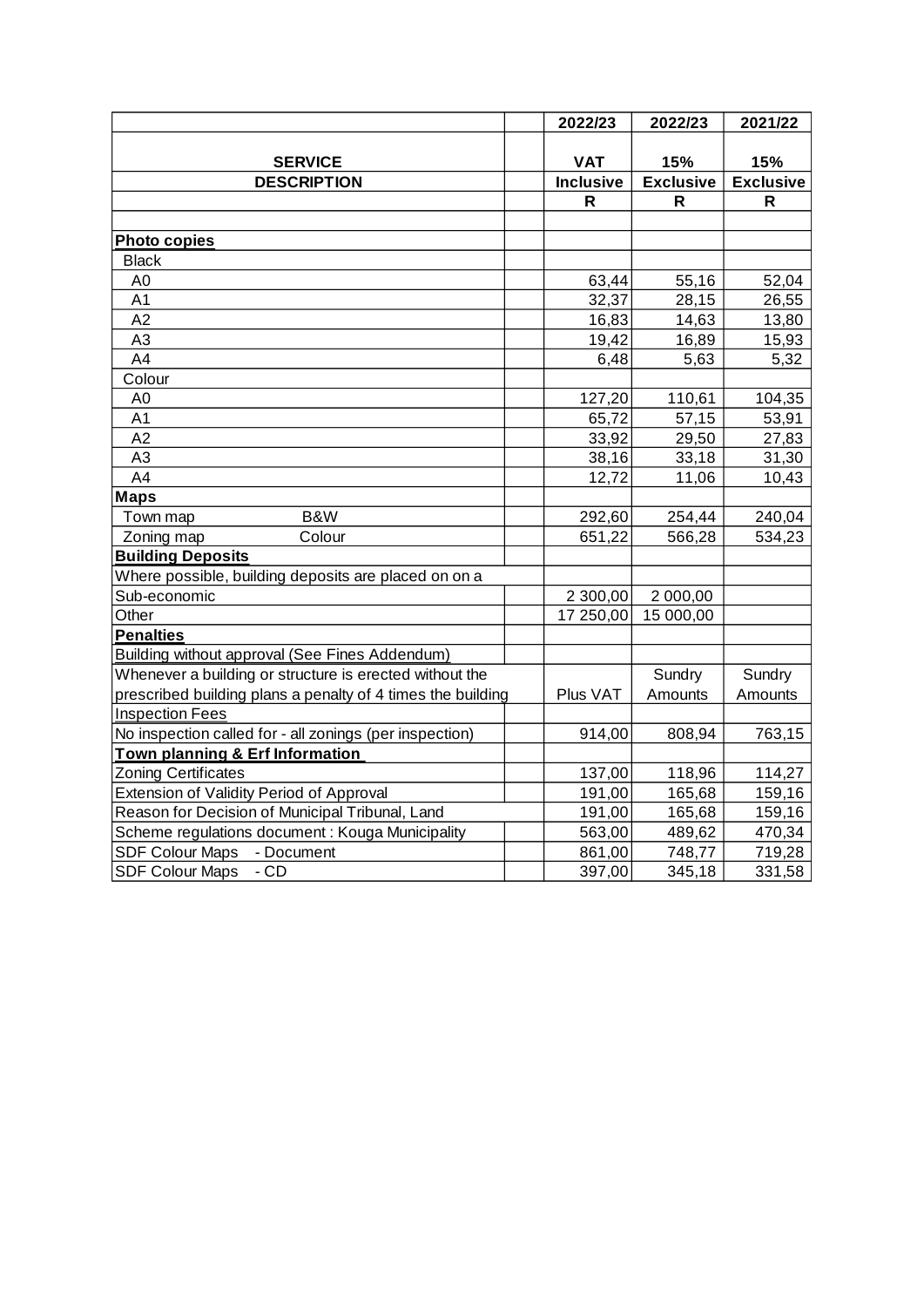| SERVICE DESCRIPTION | | 2022/23 VAT Inclusive | 2022/23 15% Exclusive | 2021/22 15% Exclusive |
|---|---|---|---|---|
| | | R | R | R |
| | | | | |
| **Photo copies** | | | | |
| Black | | | | |
| A0 | | 63,44 | 55,16 | 52,04 |
| A1 | | 32,37 | 28,15 | 26,55 |
| A2 | | 16,83 | 14,63 | 13,80 |
| A3 | | 19,42 | 16,89 | 15,93 |
| A4 | | 6,48 | 5,63 | 5,32 |
| Colour | | | | |
| A0 | | 127,20 | 110,61 | 104,35 |
| A1 | | 65,72 | 57,15 | 53,91 |
| A2 | | 33,92 | 29,50 | 27,83 |
| A3 | | 38,16 | 33,18 | 31,30 |
| A4 | | 12,72 | 11,06 | 10,43 |
| **Maps** | | | | |
| Town map B&W | | 292,60 | 254,44 | 240,04 |
| Zoning map Colour | | 651,22 | 566,28 | 534,23 |
| **Building Deposits** | | | | |
| Where possible, building deposits are placed on on a | | | | |
| Sub-economic | | 2 300,00 | 2 000,00 | |
| Other | | 17 250,00 | 15 000,00 | |
| **Penalties** | | | | |
| Building without approval (See Fines Addendum) | | | | |
| Whenever a building or structure is erected without the prescribed building plans a penalty of 4 times the building | | Plus VAT | Sundry Amounts | Sundry Amounts |
| Inspection Fees | | | | |
| No inspection called for - all zonings (per inspection) | | 914,00 | 808,94 | 763,15 |
| **Town planning & Erf Information** | | | | |
| Zoning Certificates | | 137,00 | 118,96 | 114,27 |
| Extension of Validity Period of Approval | | 191,00 | 165,68 | 159,16 |
| Reason for Decision of Municipal Tribunal, Land | | 191,00 | 165,68 | 159,16 |
| Scheme regulations document : Kouga Municipality | | 563,00 | 489,62 | 470,34 |
| SDF Colour Maps - Document | | 861,00 | 748,77 | 719,28 |
| SDF Colour Maps - CD | | 397,00 | 345,18 | 331,58 |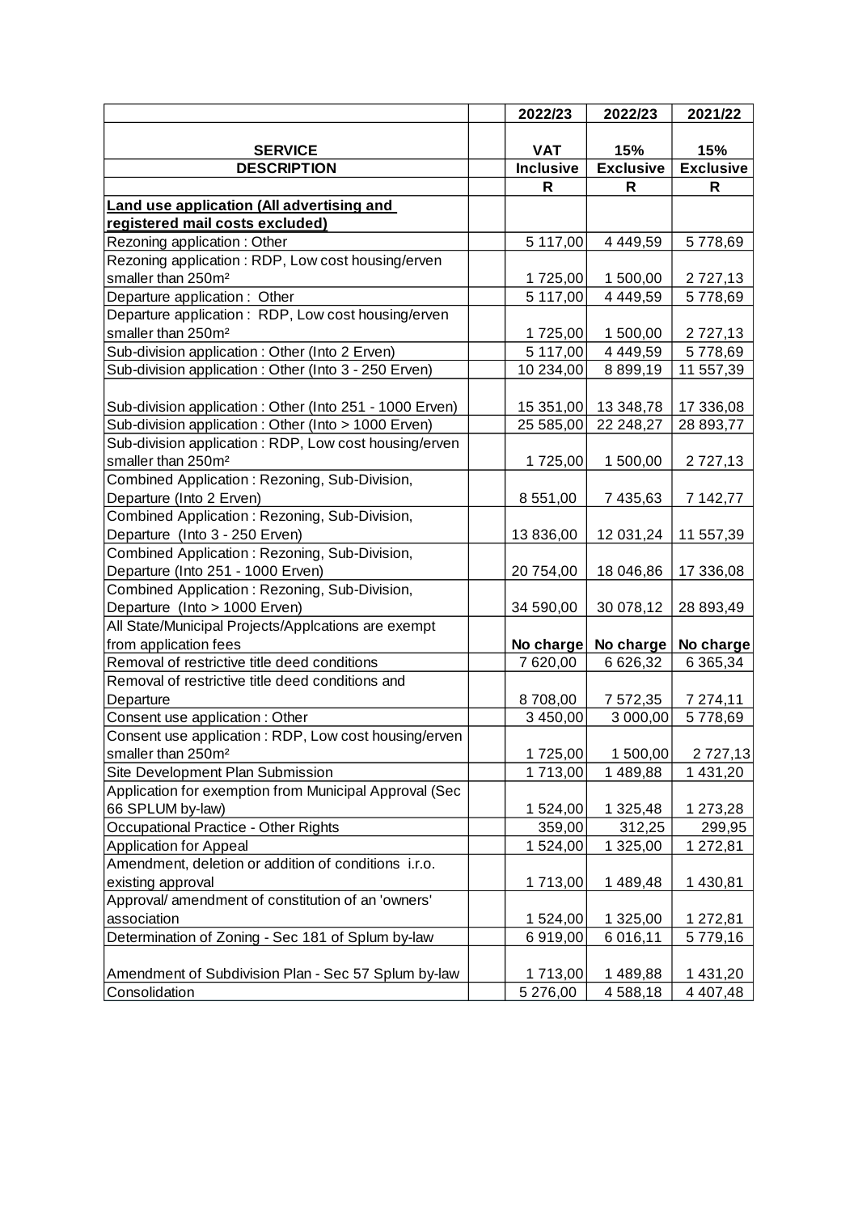| SERVICE DESCRIPTION | | 2022/23 VAT Inclusive | 2022/23 15% Exclusive | 2021/22 15% Exclusive |
|---|---|---|---|---|
| | | R | R | R |
| **Land use application (All advertising and registered mail costs excluded)** | | | | |
| Rezoning application : Other | | 5 117,00 | 4 449,59 | 5 778,69 |
| Rezoning application : RDP, Low cost housing/erven smaller than 250m² | | 1 725,00 | 1 500,00 | 2 727,13 |
| Departure application : Other | | 5 117,00 | 4 449,59 | 5 778,69 |
| Departure application : RDP, Low cost housing/erven smaller than 250m² | | 1 725,00 | 1 500,00 | 2 727,13 |
| Sub-division application : Other (Into 2 Erven) | | 5 117,00 | 4 449,59 | 5 778,69 |
| Sub-division application : Other (Into 3 - 250 Erven) | | 10 234,00 | 8 899,19 | 11 557,39 |
| Sub-division application : Other (Into 251 - 1000 Erven) | | 15 351,00 | 13 348,78 | 17 336,08 |
| Sub-division application : Other (Into > 1000 Erven) | | 25 585,00 | 22 248,27 | 28 893,77 |
| Sub-division application : RDP, Low cost housing/erven smaller than 250m² | | 1 725,00 | 1 500,00 | 2 727,13 |
| Combined Application : Rezoning, Sub-Division, Departure (Into 2 Erven) | | 8 551,00 | 7 435,63 | 7 142,77 |
| Combined Application : Rezoning, Sub-Division, Departure (Into 3 - 250 Erven) | | 13 836,00 | 12 031,24 | 11 557,39 |
| Combined Application : Rezoning, Sub-Division, Departure (Into 251 - 1000 Erven) | | 20 754,00 | 18 046,86 | 17 336,08 |
| Combined Application : Rezoning, Sub-Division, Departure (Into > 1000 Erven) | | 34 590,00 | 30 078,12 | 28 893,49 |
| All State/Municipal Projects/Applcations are exempt from application fees | | **No charge** | **No charge** | **No charge** |
| Removal of restrictive title deed conditions | | 7 620,00 | 6 626,32 | 6 365,34 |
| Removal of restrictive title deed conditions and Departure | | 8 708,00 | 7 572,35 | 7 274,11 |
| Consent use application : Other | | 3 450,00 | 3 000,00 | 5 778,69 |
| Consent use application : RDP, Low cost housing/erven smaller than 250m² | | 1 725,00 | 1 500,00 | 2 727,13 |
| Site Development Plan Submission | | 1 713,00 | 1 489,88 | 1 431,20 |
| Application for exemption from Municipal Approval (Sec 66 SPLUM by-law) | | 1 524,00 | 1 325,48 | 1 273,28 |
| Occupational Practice - Other Rights | | 359,00 | 312,25 | 299,95 |
| Application for Appeal | | 1 524,00 | 1 325,00 | 1 272,81 |
| Amendment, deletion or addition of conditions i.r.o. existing approval | | 1 713,00 | 1 489,48 | 1 430,81 |
| Approval/ amendment of constitution of an 'owners' association | | 1 524,00 | 1 325,00 | 1 272,81 |
| Determination of Zoning - Sec 181 of Splum by-law | | 6 919,00 | 6 016,11 | 5 779,16 |
| Amendment of Subdivision Plan - Sec 57 Splum by-law | | 1 713,00 | 1 489,88 | 1 431,20 |
| Consolidation | | 5 276,00 | 4 588,18 | 4 407,48 |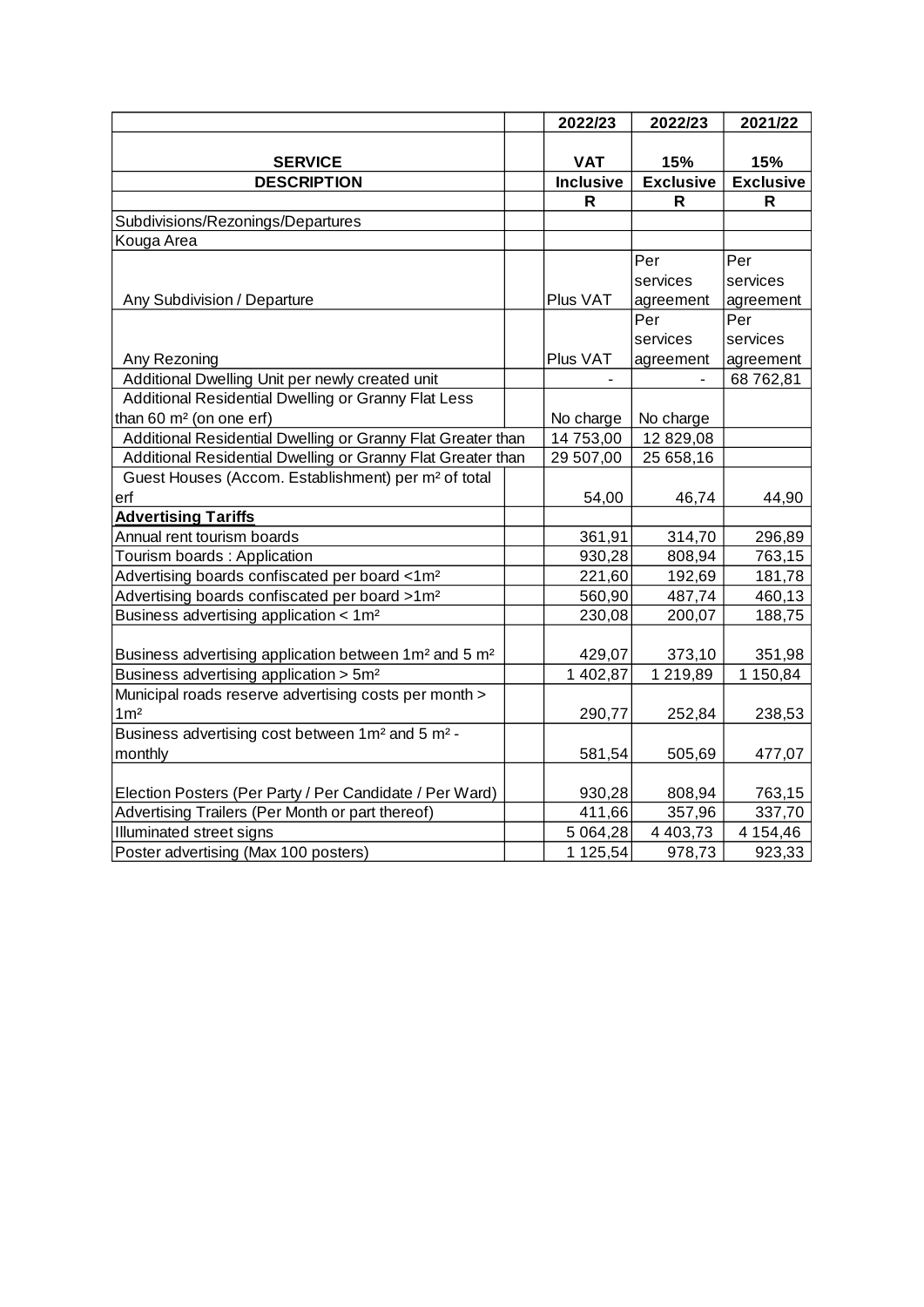| SERVICE DESCRIPTION | | 2022/23 VAT Inclusive R | 2022/23 15% Exclusive R | 2021/22 15% Exclusive R |
|---|---|---|---|---|
| Subdivisions/Rezonings/Departures | | | | |
| Kouga Area | | | | |
| Any Subdivision / Departure | | Plus VAT | Per services agreement | Per services agreement |
| Any Rezoning | | Plus VAT | Per services agreement | Per services agreement |
| Additional Dwelling Unit per newly created unit | | - | - | 68 762,81 |
| Additional Residential Dwelling or Granny Flat Less than 60 m² (on one erf) | | No charge | No charge | |
| Additional Residential Dwelling or Granny Flat Greater than | | 14 753,00 | 12 829,08 | |
| Additional Residential Dwelling or Granny Flat Greater than | | 29 507,00 | 25 658,16 | |
| Guest Houses (Accom. Establishment) per m² of total erf | | 54,00 | 46,74 | 44,90 |
| **Advertising Tariffs** | | | | |
| Annual rent tourism boards | | 361,91 | 314,70 | 296,89 |
| Tourism boards : Application | | 930,28 | 808,94 | 763,15 |
| Advertising boards confiscated per board <1m² | | 221,60 | 192,69 | 181,78 |
| Advertising boards confiscated per board >1m² | | 560,90 | 487,74 | 460,13 |
| Business advertising application < 1m² | | 230,08 | 200,07 | 188,75 |
| Business advertising application between 1m² and 5 m² | | 429,07 | 373,10 | 351,98 |
| Business advertising application > 5m² | | 1 402,87 | 1 219,89 | 1 150,84 |
| Municipal roads reserve advertising costs per month > 1m² | | 290,77 | 252,84 | 238,53 |
| Business advertising cost between 1m² and 5 m² - monthly | | 581,54 | 505,69 | 477,07 |
| Election Posters (Per Party / Per Candidate / Per Ward) | | 930,28 | 808,94 | 763,15 |
| Advertising Trailers (Per Month or part thereof) | | 411,66 | 357,96 | 337,70 |
| Illuminated street signs | | 5 064,28 | 4 403,73 | 4 154,46 |
| Poster advertising (Max 100 posters) | | 1 125,54 | 978,73 | 923,33 |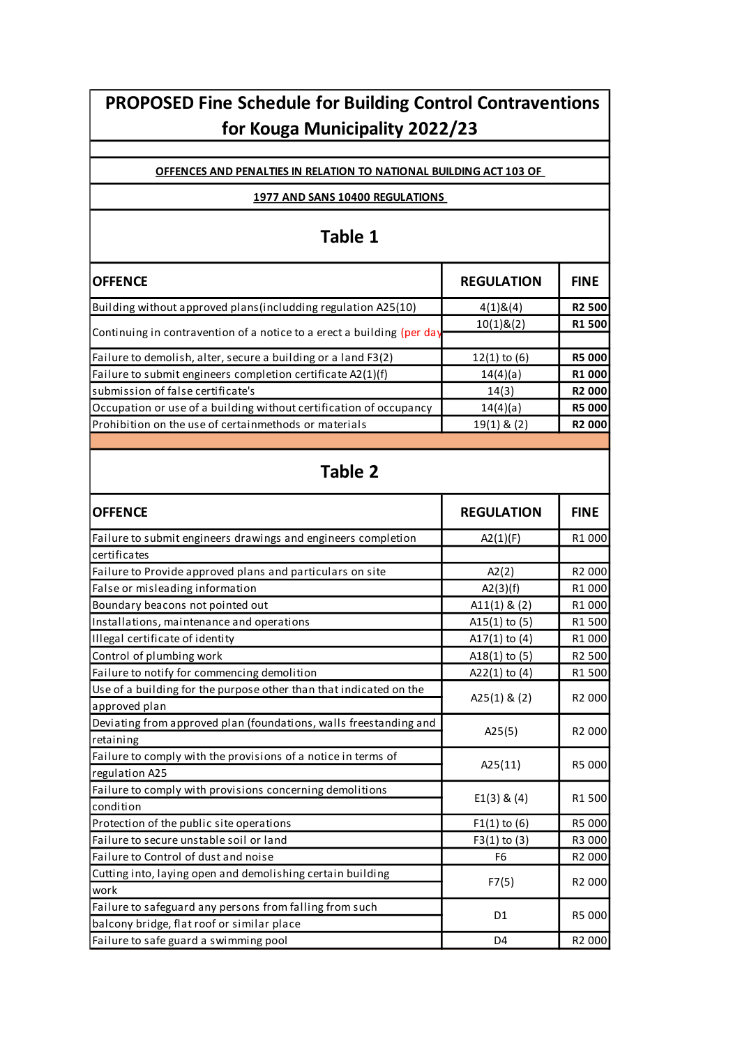# PROPOSED Fine Schedule for Building Control Contraventions for Kouga Municipality 2022/23

**OFFENCES AND PENALTIES IN RELATION TO NATIONAL BUILDING ACT 103 OF 1977 AND SANS 10400 REGULATIONS**

## Table 1

| OFFENCE | REGULATION | FINE |
|---|---|---|
| Building without approved plans(includding regulation A25(10) | 4(1)&(4) | **R2 500** |
| Continuing in contravention of a notice to a erect a building (per day | 10(1)&(2) | **R1 500** |
| Failure to demolish, alter, secure a building or a land F3(2) | 12(1) to (6) | **R5 000** |
| Failure to submit engineers completion certificate A2(1)(f) | 14(4)(a) | **R1 000** |
| submission of false certificate's | 14(3) | **R2 000** |
| Occupation or use of a building without certification of occupancy | 14(4)(a) | **R5 000** |
| Prohibition on the use of certainmethods or materials | 19(1) & (2) | **R2 000** |

## Table 2

| OFFENCE | REGULATION | FINE |
|---|---|---|
| Failure to submit engineers drawings and engineers completion certificates | A2(1)(F) | R1 000 |
| Failure to Provide approved plans and particulars on site | A2(2) | R2 000 |
| False or misleading information | A2(3)(f) | R1 000 |
| Boundary beacons not pointed out | A11(1) & (2) | R1 000 |
| Installations, maintenance and operations | A15(1) to (5) | R1 500 |
| Illegal certificate of identity | A17(1) to (4) | R1 000 |
| Control of plumbing work | A18(1) to (5) | R2 500 |
| Failure to notify for commencing demolition | A22(1) to (4) | R1 500 |
| Use of a building for the purpose other than that indicated on the approved plan | A25(1) & (2) | R2 000 |
| Deviating from approved plan (foundations, walls freestanding and retaining | A25(5) | R2 000 |
| Failure to comply with the provisions of a notice in terms of regulation A25 | A25(11) | R5 000 |
| Failure to comply with provisions concerning demolitions condition | E1(3) & (4) | R1 500 |
| Protection of the public site operations | F1(1) to (6) | R5 000 |
| Failure to secure unstable soil or land | F3(1) to (3) | R3 000 |
| Failure to Control of dust and noise | F6 | R2 000 |
| Cutting into, laying open and demolishing certain building work | F7(5) | R2 000 |
| Failure to safeguard any persons from falling from such balcony bridge, flat roof or similar place | D1 | R5 000 |
| Failure to safe guard a swimming pool | D4 | R2 000 |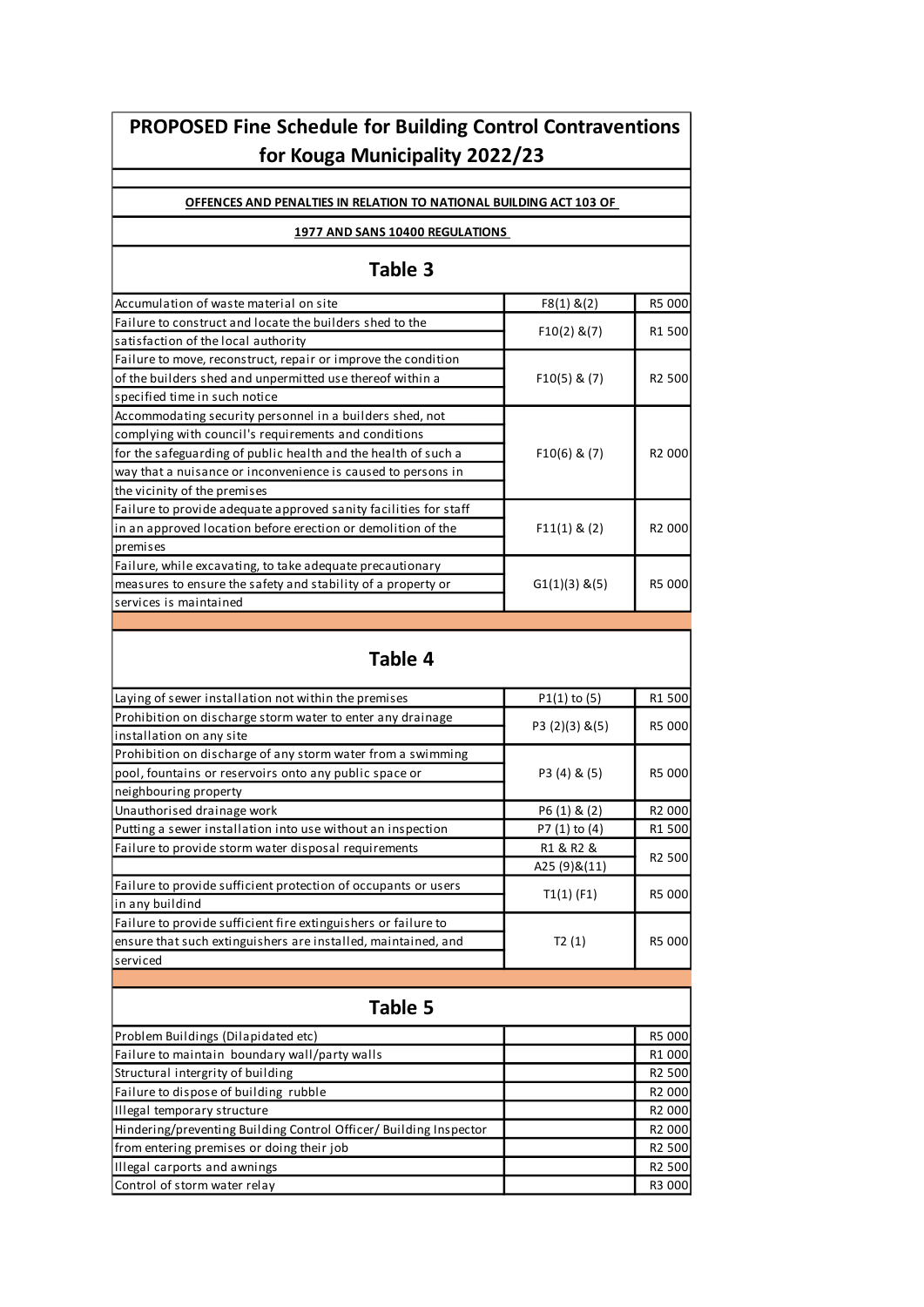# PROPOSED Fine Schedule for Building Control Contraventions for Kouga Municipality 2022/23

**OFFENCES AND PENALTIES IN RELATION TO NATIONAL BUILDING ACT 103 OF**

**1977 AND SANS 10400 REGULATIONS**

## Table 3

| | | |
|---|---|---|
| Accumulation of waste material on site | F8(1) &(2) | R5 000 |
| Failure to construct and locate the builders shed to the satisfaction of the local authority | F10(2) &(7) | R1 500 |
| Failure to move, reconstruct, repair or improve the condition of the builders shed and unpermitted use thereof within a specified time in such notice | F10(5) & (7) | R2 500 |
| Accommodating security personnel in a builders shed, not complying with council's requirements and conditions for the safeguarding of public health and the health of such a way that a nuisance or inconvenience is caused to persons in the vicinity of the premises | F10(6) & (7) | R2 000 |
| Failure to provide adequate approved sanity facilities for staff in an approved location before erection or demolition of the premises | F11(1) & (2) | R2 000 |
| Failure, while excavating, to take adequate precautionary measures to ensure the safety and stability of a property or services is maintained | G1(1)(3) &(5) | R5 000 |

## Table 4

| | | |
|---|---|---|
| Laying of sewer installation not within the premises | P1(1) to (5) | R1 500 |
| Prohibition on discharge storm water to enter any drainage installation on any site | P3 (2)(3) &(5) | R5 000 |
| Prohibition on discharge of any storm water from a swimming pool, fountains or reservoirs onto any public space or neighbouring property | P3 (4) & (5) | R5 000 |
| Unauthorised drainage work | P6 (1) & (2) | R2 000 |
| Putting a sewer installation into use without an inspection | P7 (1) to (4) | R1 500 |
| Failure to provide storm water disposal requirements | R1 & R2 & A25 (9)&(11) | R2 500 |
| Failure to provide sufficient protection of occupants or users in any buildind | T1(1) (F1) | R5 000 |
| Failure to provide sufficient fire extinguishers or failure to ensure that such extinguishers are installed, maintained, and serviced | T2 (1) | R5 000 |

## Table 5

| | | |
|---|---|---|
| Problem Buildings (Dilapidated etc) | | R5 000 |
| Failure to maintain boundary wall/party walls | | R1 000 |
| Structural intergrity of building | | R2 500 |
| Failure to dispose of building rubble | | R2 000 |
| Illegal temporary structure | | R2 000 |
| Hindering/preventing Building Control Officer/ Building Inspector from entering premises or doing their job | | R2 000<br>R2 500 |
| Illegal carports and awnings | | R2 500 |
| Control of storm water relay | | R3 000 |